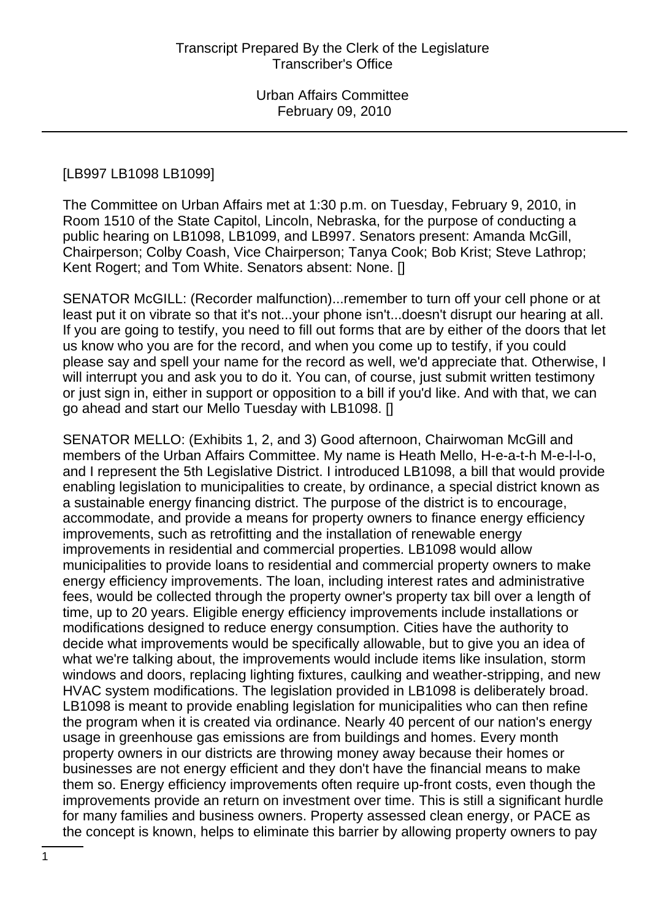[LB997 LB1098 LB1099]

The Committee on Urban Affairs met at 1:30 p.m. on Tuesday, February 9, 2010, in Room 1510 of the State Capitol, Lincoln, Nebraska, for the purpose of conducting a public hearing on LB1098, LB1099, and LB997. Senators present: Amanda McGill, Chairperson; Colby Coash, Vice Chairperson; Tanya Cook; Bob Krist; Steve Lathrop; Kent Rogert; and Tom White. Senators absent: None. []

SENATOR McGILL: (Recorder malfunction)...remember to turn off your cell phone or at least put it on vibrate so that it's not...your phone isn't...doesn't disrupt our hearing at all. If you are going to testify, you need to fill out forms that are by either of the doors that let us know who you are for the record, and when you come up to testify, if you could please say and spell your name for the record as well, we'd appreciate that. Otherwise, I will interrupt you and ask you to do it. You can, of course, just submit written testimony or just sign in, either in support or opposition to a bill if you'd like. And with that, we can go ahead and start our Mello Tuesday with LB1098. []

SENATOR MELLO: (Exhibits 1, 2, and 3) Good afternoon, Chairwoman McGill and members of the Urban Affairs Committee. My name is Heath Mello, H-e-a-t-h M-e-l-l-o, and I represent the 5th Legislative District. I introduced LB1098, a bill that would provide enabling legislation to municipalities to create, by ordinance, a special district known as a sustainable energy financing district. The purpose of the district is to encourage, accommodate, and provide a means for property owners to finance energy efficiency improvements, such as retrofitting and the installation of renewable energy improvements in residential and commercial properties. LB1098 would allow municipalities to provide loans to residential and commercial property owners to make energy efficiency improvements. The loan, including interest rates and administrative fees, would be collected through the property owner's property tax bill over a length of time, up to 20 years. Eligible energy efficiency improvements include installations or modifications designed to reduce energy consumption. Cities have the authority to decide what improvements would be specifically allowable, but to give you an idea of what we're talking about, the improvements would include items like insulation, storm windows and doors, replacing lighting fixtures, caulking and weather-stripping, and new HVAC system modifications. The legislation provided in LB1098 is deliberately broad. LB1098 is meant to provide enabling legislation for municipalities who can then refine the program when it is created via ordinance. Nearly 40 percent of our nation's energy usage in greenhouse gas emissions are from buildings and homes. Every month property owners in our districts are throwing money away because their homes or businesses are not energy efficient and they don't have the financial means to make them so. Energy efficiency improvements often require up-front costs, even though the improvements provide an return on investment over time. This is still a significant hurdle for many families and business owners. Property assessed clean energy, or PACE as the concept is known, helps to eliminate this barrier by allowing property owners to pay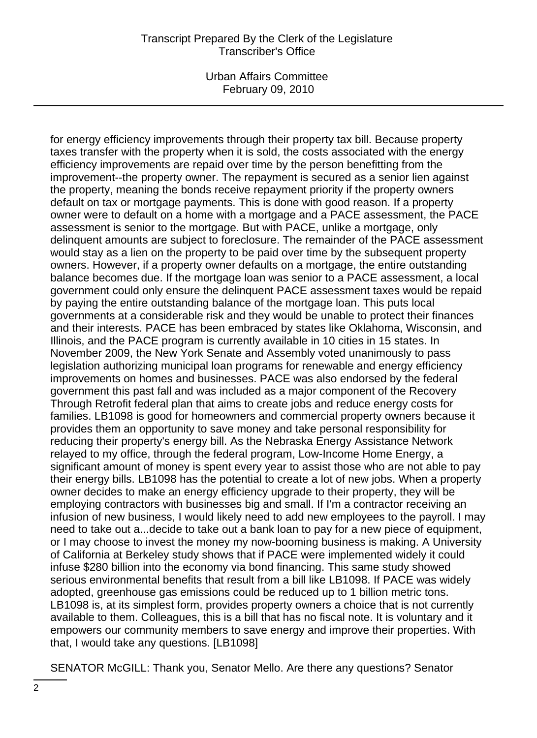for energy efficiency improvements through their property tax bill. Because property taxes transfer with the property when it is sold, the costs associated with the energy efficiency improvements are repaid over time by the person benefitting from the improvement--the property owner. The repayment is secured as a senior lien against the property, meaning the bonds receive repayment priority if the property owners default on tax or mortgage payments. This is done with good reason. If a property owner were to default on a home with a mortgage and a PACE assessment, the PACE assessment is senior to the mortgage. But with PACE, unlike a mortgage, only delinquent amounts are subject to foreclosure. The remainder of the PACE assessment would stay as a lien on the property to be paid over time by the subsequent property owners. However, if a property owner defaults on a mortgage, the entire outstanding balance becomes due. If the mortgage loan was senior to a PACE assessment, a local government could only ensure the delinquent PACE assessment taxes would be repaid by paying the entire outstanding balance of the mortgage loan. This puts local governments at a considerable risk and they would be unable to protect their finances and their interests. PACE has been embraced by states like Oklahoma, Wisconsin, and Illinois, and the PACE program is currently available in 10 cities in 15 states. In November 2009, the New York Senate and Assembly voted unanimously to pass legislation authorizing municipal loan programs for renewable and energy efficiency improvements on homes and businesses. PACE was also endorsed by the federal government this past fall and was included as a major component of the Recovery Through Retrofit federal plan that aims to create jobs and reduce energy costs for families. LB1098 is good for homeowners and commercial property owners because it provides them an opportunity to save money and take personal responsibility for reducing their property's energy bill. As the Nebraska Energy Assistance Network relayed to my office, through the federal program, Low-Income Home Energy, a significant amount of money is spent every year to assist those who are not able to pay their energy bills. LB1098 has the potential to create a lot of new jobs. When a property owner decides to make an energy efficiency upgrade to their property, they will be employing contractors with businesses big and small. If I'm a contractor receiving an infusion of new business, I would likely need to add new employees to the payroll. I may need to take out a...decide to take out a bank loan to pay for a new piece of equipment, or I may choose to invest the money my now-booming business is making. A University of California at Berkeley study shows that if PACE were implemented widely it could infuse $280 billion into the economy via bond financing. This same study showed serious environmental benefits that result from a bill like LB1098. If PACE was widely adopted, greenhouse gas emissions could be reduced up to 1 billion metric tons. LB1098 is, at its simplest form, provides property owners a choice that is not currently available to them. Colleagues, this is a bill that has no fiscal note. It is voluntary and it empowers our community members to save energy and improve their properties. With that, I would take any questions. [LB1098]

SENATOR McGILL: Thank you, Senator Mello. Are there any questions? Senator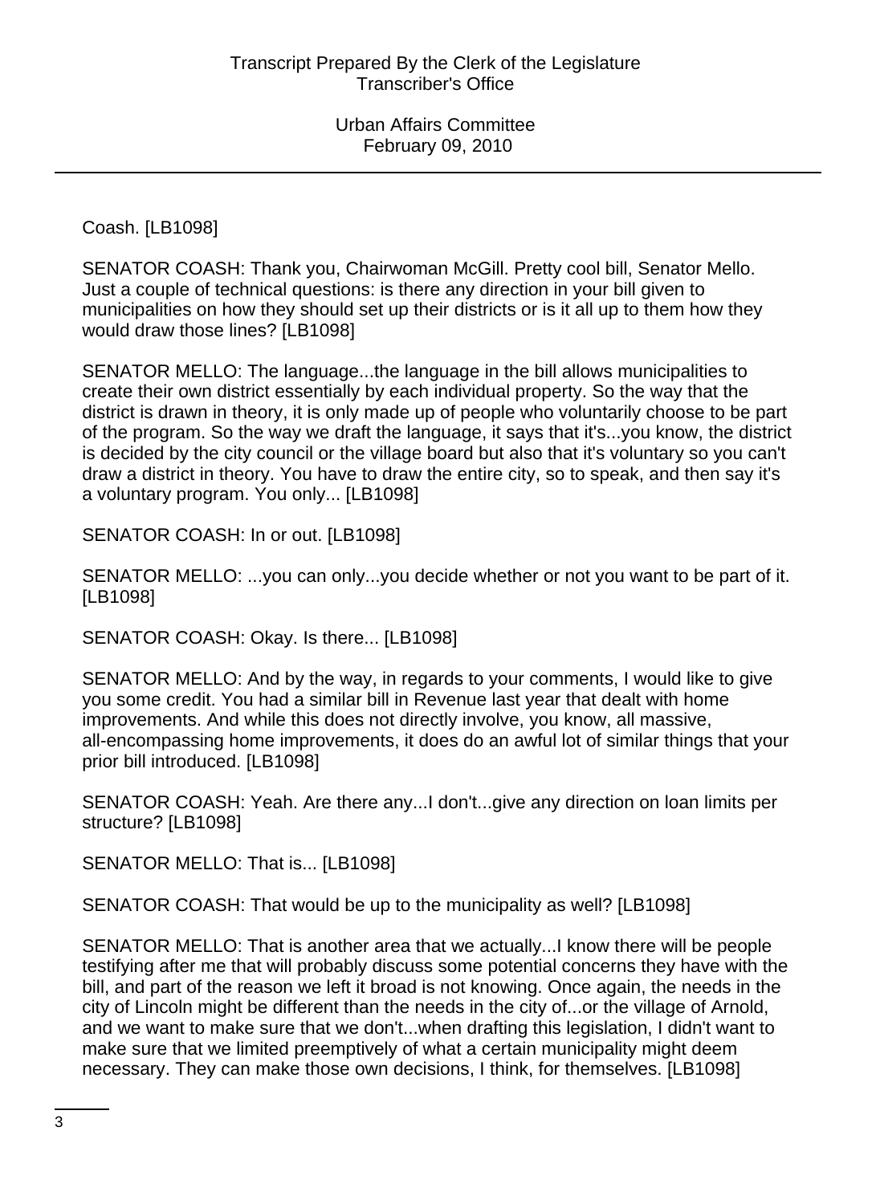Coash. [LB1098]

SENATOR COASH: Thank you, Chairwoman McGill. Pretty cool bill, Senator Mello. Just a couple of technical questions: is there any direction in your bill given to municipalities on how they should set up their districts or is it all up to them how they would draw those lines? [LB1098]

SENATOR MELLO: The language...the language in the bill allows municipalities to create their own district essentially by each individual property. So the way that the district is drawn in theory, it is only made up of people who voluntarily choose to be part of the program. So the way we draft the language, it says that it's...you know, the district is decided by the city council or the village board but also that it's voluntary so you can't draw a district in theory. You have to draw the entire city, so to speak, and then say it's a voluntary program. You only... [LB1098]

SENATOR COASH: In or out. [LB1098]

SENATOR MELLO: ...you can only...you decide whether or not you want to be part of it. [LB1098]

SENATOR COASH: Okay. Is there... [LB1098]

SENATOR MELLO: And by the way, in regards to your comments, I would like to give you some credit. You had a similar bill in Revenue last year that dealt with home improvements. And while this does not directly involve, you know, all massive, all-encompassing home improvements, it does do an awful lot of similar things that your prior bill introduced. [LB1098]

SENATOR COASH: Yeah. Are there any...I don't...give any direction on loan limits per structure? [LB1098]

SENATOR MELLO: That is... [LB1098]

SENATOR COASH: That would be up to the municipality as well? [LB1098]

SENATOR MELLO: That is another area that we actually...I know there will be people testifying after me that will probably discuss some potential concerns they have with the bill, and part of the reason we left it broad is not knowing. Once again, the needs in the city of Lincoln might be different than the needs in the city of...or the village of Arnold, and we want to make sure that we don't...when drafting this legislation, I didn't want to make sure that we limited preemptively of what a certain municipality might deem necessary. They can make those own decisions, I think, for themselves. [LB1098]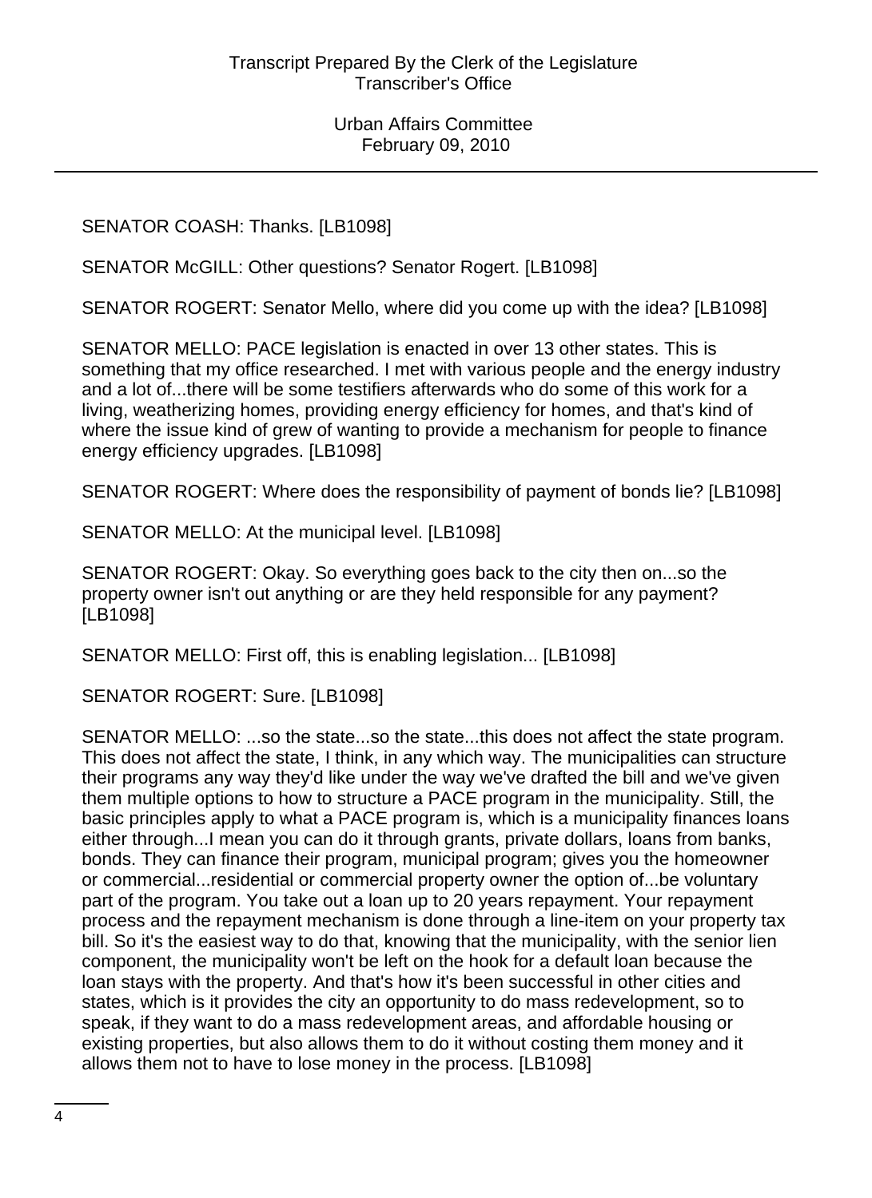SENATOR COASH: Thanks. [LB1098]

SENATOR McGILL: Other questions? Senator Rogert. [LB1098]

SENATOR ROGERT: Senator Mello, where did you come up with the idea? [LB1098]

SENATOR MELLO: PACE legislation is enacted in over 13 other states. This is something that my office researched. I met with various people and the energy industry and a lot of...there will be some testifiers afterwards who do some of this work for a living, weatherizing homes, providing energy efficiency for homes, and that's kind of where the issue kind of grew of wanting to provide a mechanism for people to finance energy efficiency upgrades. [LB1098]

SENATOR ROGERT: Where does the responsibility of payment of bonds lie? [LB1098]

SENATOR MELLO: At the municipal level. [LB1098]

SENATOR ROGERT: Okay. So everything goes back to the city then on...so the property owner isn't out anything or are they held responsible for any payment? [LB1098]

SENATOR MELLO: First off, this is enabling legislation... [LB1098]

SENATOR ROGERT: Sure. [LB1098]

SENATOR MELLO: ...so the state...so the state...this does not affect the state program. This does not affect the state, I think, in any which way. The municipalities can structure their programs any way they'd like under the way we've drafted the bill and we've given them multiple options to how to structure a PACE program in the municipality. Still, the basic principles apply to what a PACE program is, which is a municipality finances loans either through...I mean you can do it through grants, private dollars, loans from banks, bonds. They can finance their program, municipal program; gives you the homeowner or commercial...residential or commercial property owner the option of...be voluntary part of the program. You take out a loan up to 20 years repayment. Your repayment process and the repayment mechanism is done through a line-item on your property tax bill. So it's the easiest way to do that, knowing that the municipality, with the senior lien component, the municipality won't be left on the hook for a default loan because the loan stays with the property. And that's how it's been successful in other cities and states, which is it provides the city an opportunity to do mass redevelopment, so to speak, if they want to do a mass redevelopment areas, and affordable housing or existing properties, but also allows them to do it without costing them money and it allows them not to have to lose money in the process. [LB1098]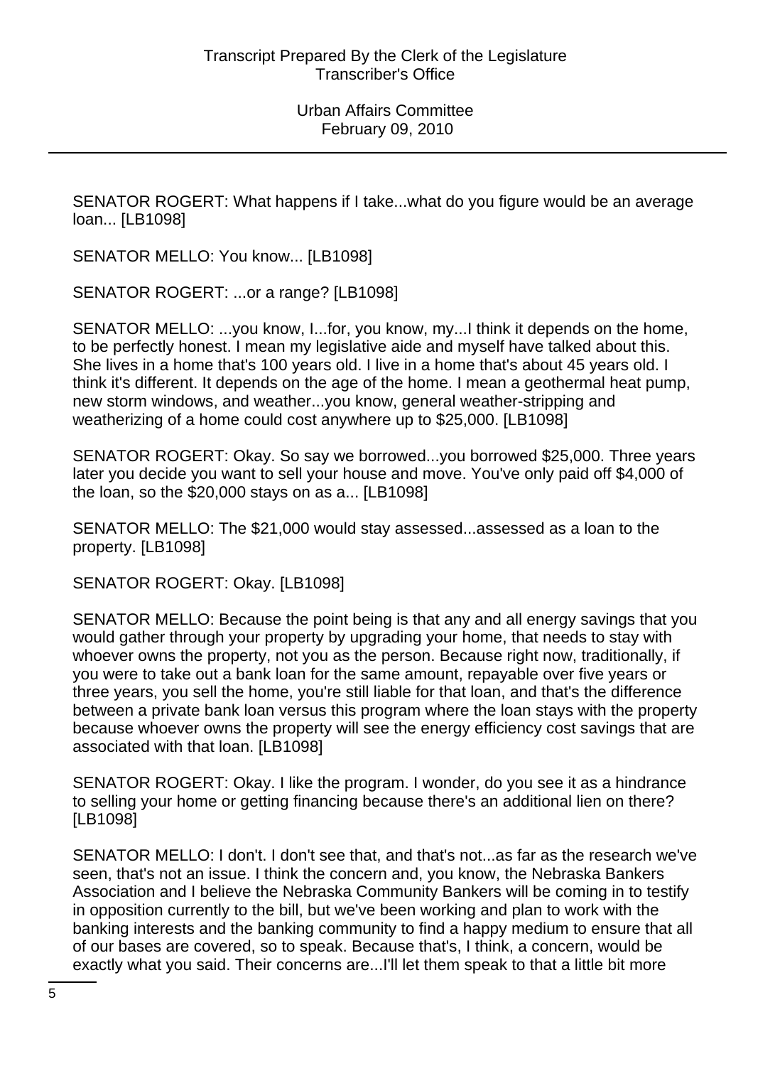SENATOR ROGERT: What happens if I take...what do you figure would be an average loan... [LB1098]

SENATOR MELLO: You know... [LB1098]

SENATOR ROGERT: ...or a range? [LB1098]

SENATOR MELLO: ...you know, I...for, you know, my...I think it depends on the home, to be perfectly honest. I mean my legislative aide and myself have talked about this. She lives in a home that's 100 years old. I live in a home that's about 45 years old. I think it's different. It depends on the age of the home. I mean a geothermal heat pump, new storm windows, and weather...you know, general weather-stripping and weatherizing of a home could cost anywhere up to $25,000. [LB1098]

SENATOR ROGERT: Okay. So say we borrowed...you borrowed $25,000. Three years later you decide you want to sell your house and move. You've only paid off $4,000 of the loan, so the $20,000 stays on as a... [LB1098]

SENATOR MELLO: The $21,000 would stay assessed...assessed as a loan to the property. [LB1098]

SENATOR ROGERT: Okay. [LB1098]

SENATOR MELLO: Because the point being is that any and all energy savings that you would gather through your property by upgrading your home, that needs to stay with whoever owns the property, not you as the person. Because right now, traditionally, if you were to take out a bank loan for the same amount, repayable over five years or three years, you sell the home, you're still liable for that loan, and that's the difference between a private bank loan versus this program where the loan stays with the property because whoever owns the property will see the energy efficiency cost savings that are associated with that loan. [LB1098]

SENATOR ROGERT: Okay. I like the program. I wonder, do you see it as a hindrance to selling your home or getting financing because there's an additional lien on there? [LB1098]

SENATOR MELLO: I don't. I don't see that, and that's not...as far as the research we've seen, that's not an issue. I think the concern and, you know, the Nebraska Bankers Association and I believe the Nebraska Community Bankers will be coming in to testify in opposition currently to the bill, but we've been working and plan to work with the banking interests and the banking community to find a happy medium to ensure that all of our bases are covered, so to speak. Because that's, I think, a concern, would be exactly what you said. Their concerns are...I'll let them speak to that a little bit more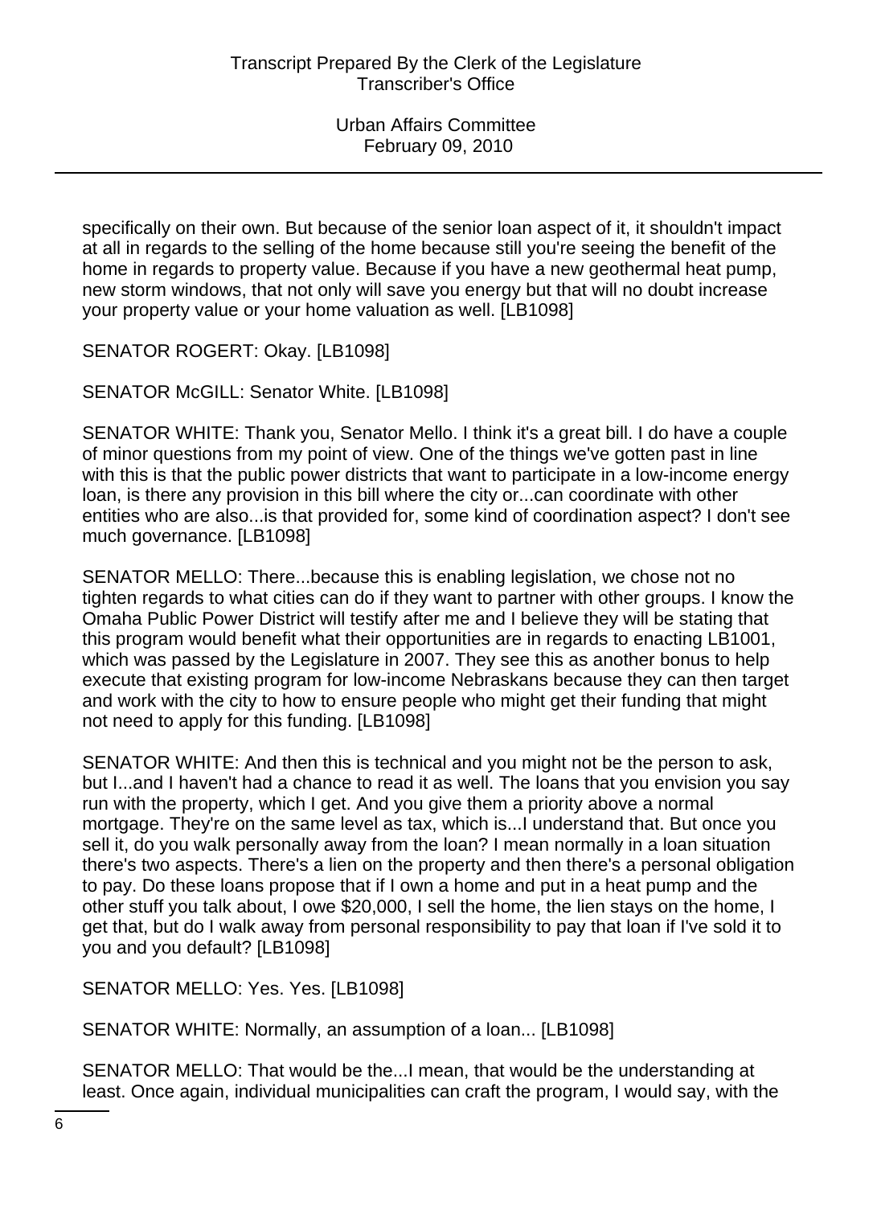specifically on their own. But because of the senior loan aspect of it, it shouldn't impact at all in regards to the selling of the home because still you're seeing the benefit of the home in regards to property value. Because if you have a new geothermal heat pump, new storm windows, that not only will save you energy but that will no doubt increase your property value or your home valuation as well. [LB1098]

SENATOR ROGERT: Okay. [LB1098]

SENATOR McGILL: Senator White. [LB1098]

SENATOR WHITE: Thank you, Senator Mello. I think it's a great bill. I do have a couple of minor questions from my point of view. One of the things we've gotten past in line with this is that the public power districts that want to participate in a low-income energy loan, is there any provision in this bill where the city or...can coordinate with other entities who are also...is that provided for, some kind of coordination aspect? I don't see much governance. [LB1098]

SENATOR MELLO: There...because this is enabling legislation, we chose not no tighten regards to what cities can do if they want to partner with other groups. I know the Omaha Public Power District will testify after me and I believe they will be stating that this program would benefit what their opportunities are in regards to enacting LB1001, which was passed by the Legislature in 2007. They see this as another bonus to help execute that existing program for low-income Nebraskans because they can then target and work with the city to how to ensure people who might get their funding that might not need to apply for this funding. [LB1098]

SENATOR WHITE: And then this is technical and you might not be the person to ask, but I...and I haven't had a chance to read it as well. The loans that you envision you say run with the property, which I get. And you give them a priority above a normal mortgage. They're on the same level as tax, which is...I understand that. But once you sell it, do you walk personally away from the loan? I mean normally in a loan situation there's two aspects. There's a lien on the property and then there's a personal obligation to pay. Do these loans propose that if I own a home and put in a heat pump and the other stuff you talk about, I owe $20,000, I sell the home, the lien stays on the home, I get that, but do I walk away from personal responsibility to pay that loan if I've sold it to you and you default? [LB1098]

SENATOR MELLO: Yes. Yes. [LB1098]

SENATOR WHITE: Normally, an assumption of a loan... [LB1098]

SENATOR MELLO: That would be the...I mean, that would be the understanding at least. Once again, individual municipalities can craft the program, I would say, with the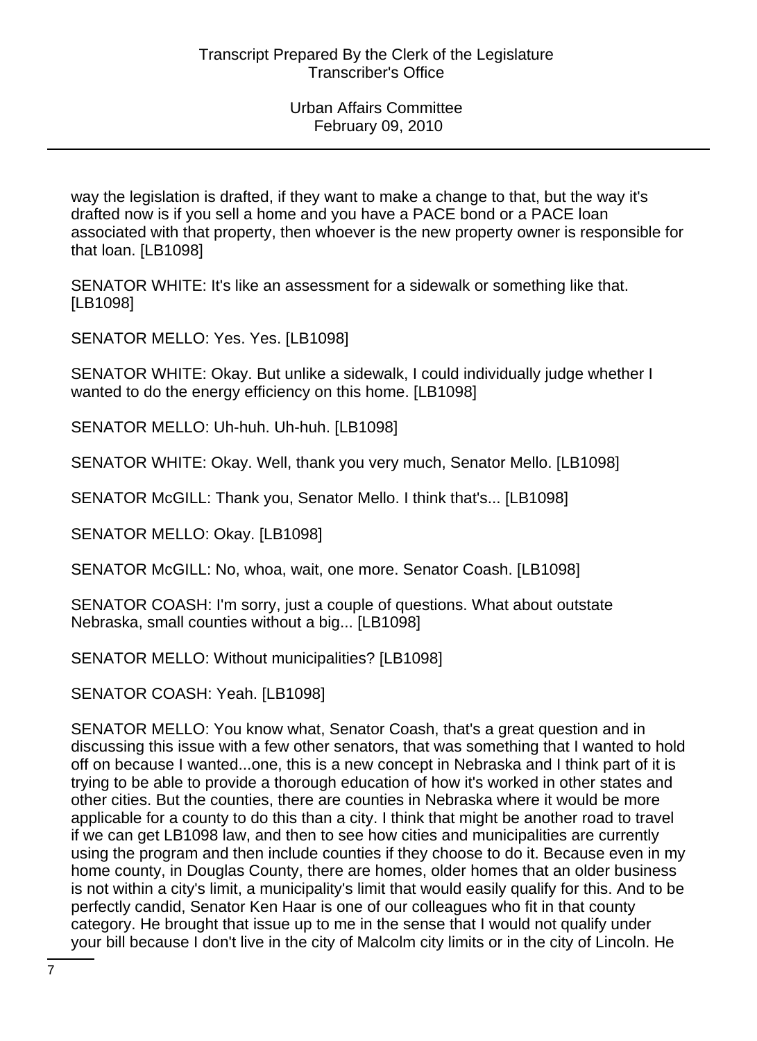way the legislation is drafted, if they want to make a change to that, but the way it's drafted now is if you sell a home and you have a PACE bond or a PACE loan associated with that property, then whoever is the new property owner is responsible for that loan. [LB1098]

SENATOR WHITE: It's like an assessment for a sidewalk or something like that. [LB1098]

SENATOR MELLO: Yes. Yes. [LB1098]

SENATOR WHITE: Okay. But unlike a sidewalk, I could individually judge whether I wanted to do the energy efficiency on this home. [LB1098]

SENATOR MELLO: Uh-huh. Uh-huh. [LB1098]

SENATOR WHITE: Okay. Well, thank you very much, Senator Mello. [LB1098]

SENATOR McGILL: Thank you, Senator Mello. I think that's... [LB1098]

SENATOR MELLO: Okay. [LB1098]

SENATOR McGILL: No, whoa, wait, one more. Senator Coash. [LB1098]

SENATOR COASH: I'm sorry, just a couple of questions. What about outstate Nebraska, small counties without a big... [LB1098]

SENATOR MELLO: Without municipalities? [LB1098]

SENATOR COASH: Yeah. [LB1098]

SENATOR MELLO: You know what, Senator Coash, that's a great question and in discussing this issue with a few other senators, that was something that I wanted to hold off on because I wanted...one, this is a new concept in Nebraska and I think part of it is trying to be able to provide a thorough education of how it's worked in other states and other cities. But the counties, there are counties in Nebraska where it would be more applicable for a county to do this than a city. I think that might be another road to travel if we can get LB1098 law, and then to see how cities and municipalities are currently using the program and then include counties if they choose to do it. Because even in my home county, in Douglas County, there are homes, older homes that an older business is not within a city's limit, a municipality's limit that would easily qualify for this. And to be perfectly candid, Senator Ken Haar is one of our colleagues who fit in that county category. He brought that issue up to me in the sense that I would not qualify under your bill because I don't live in the city of Malcolm city limits or in the city of Lincoln. He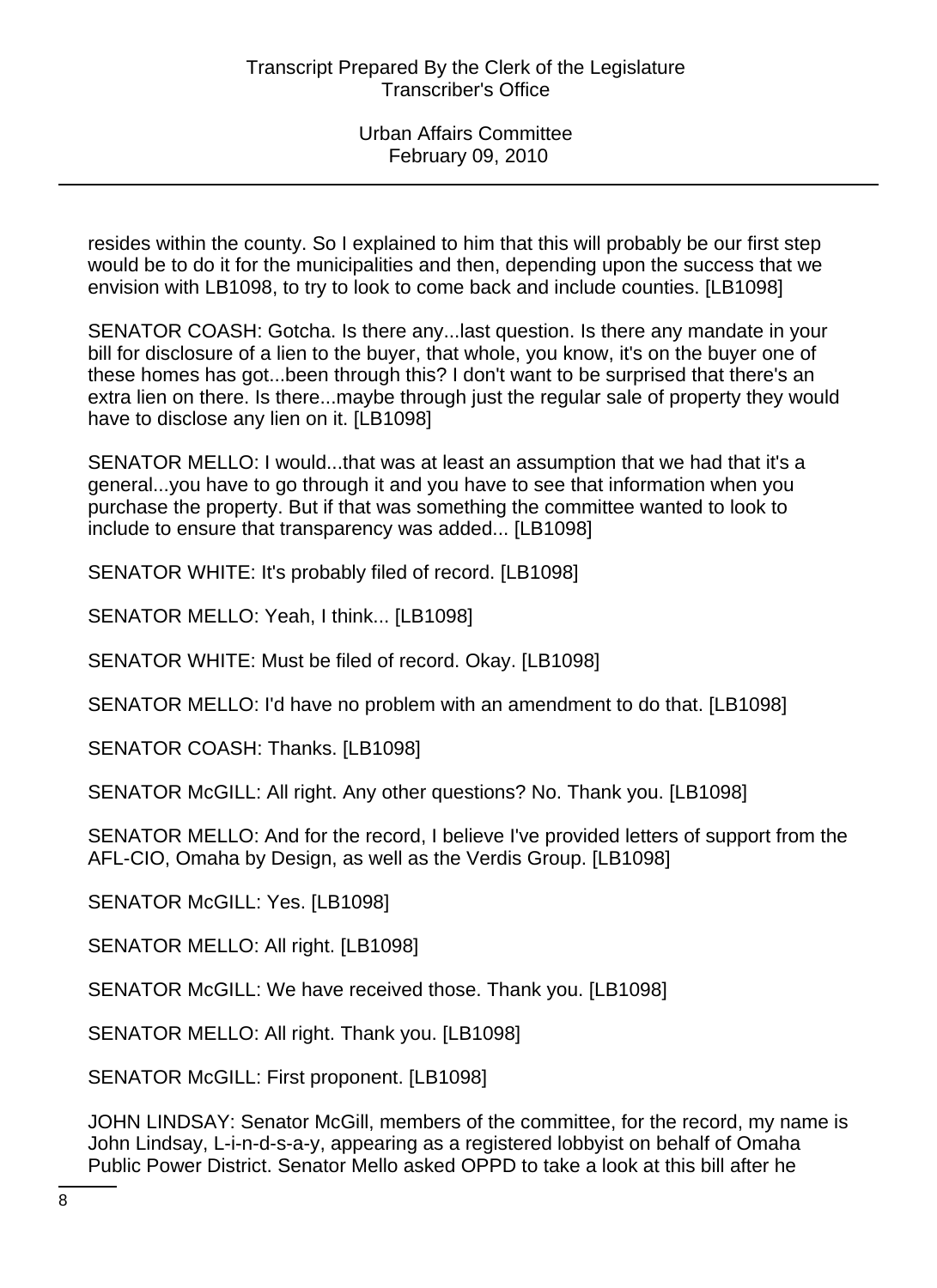resides within the county. So I explained to him that this will probably be our first step would be to do it for the municipalities and then, depending upon the success that we envision with LB1098, to try to look to come back and include counties. [LB1098]

SENATOR COASH: Gotcha. Is there any...last question. Is there any mandate in your bill for disclosure of a lien to the buyer, that whole, you know, it's on the buyer one of these homes has got...been through this? I don't want to be surprised that there's an extra lien on there. Is there...maybe through just the regular sale of property they would have to disclose any lien on it. [LB1098]

SENATOR MELLO: I would...that was at least an assumption that we had that it's a general...you have to go through it and you have to see that information when you purchase the property. But if that was something the committee wanted to look to include to ensure that transparency was added... [LB1098]

SENATOR WHITE: It's probably filed of record. [LB1098]

SENATOR MELLO: Yeah, I think... [LB1098]

SENATOR WHITE: Must be filed of record. Okay. [LB1098]

SENATOR MELLO: I'd have no problem with an amendment to do that. [LB1098]

SENATOR COASH: Thanks. [LB1098]

SENATOR McGILL: All right. Any other questions? No. Thank you. [LB1098]

SENATOR MELLO: And for the record, I believe I've provided letters of support from the AFL-CIO, Omaha by Design, as well as the Verdis Group. [LB1098]

SENATOR McGILL: Yes. [LB1098]

SENATOR MELLO: All right. [LB1098]

SENATOR McGILL: We have received those. Thank you. [LB1098]

SENATOR MELLO: All right. Thank you. [LB1098]

SENATOR McGILL: First proponent. [LB1098]

JOHN LINDSAY: Senator McGill, members of the committee, for the record, my name is John Lindsay, L-i-n-d-s-a-y, appearing as a registered lobbyist on behalf of Omaha Public Power District. Senator Mello asked OPPD to take a look at this bill after he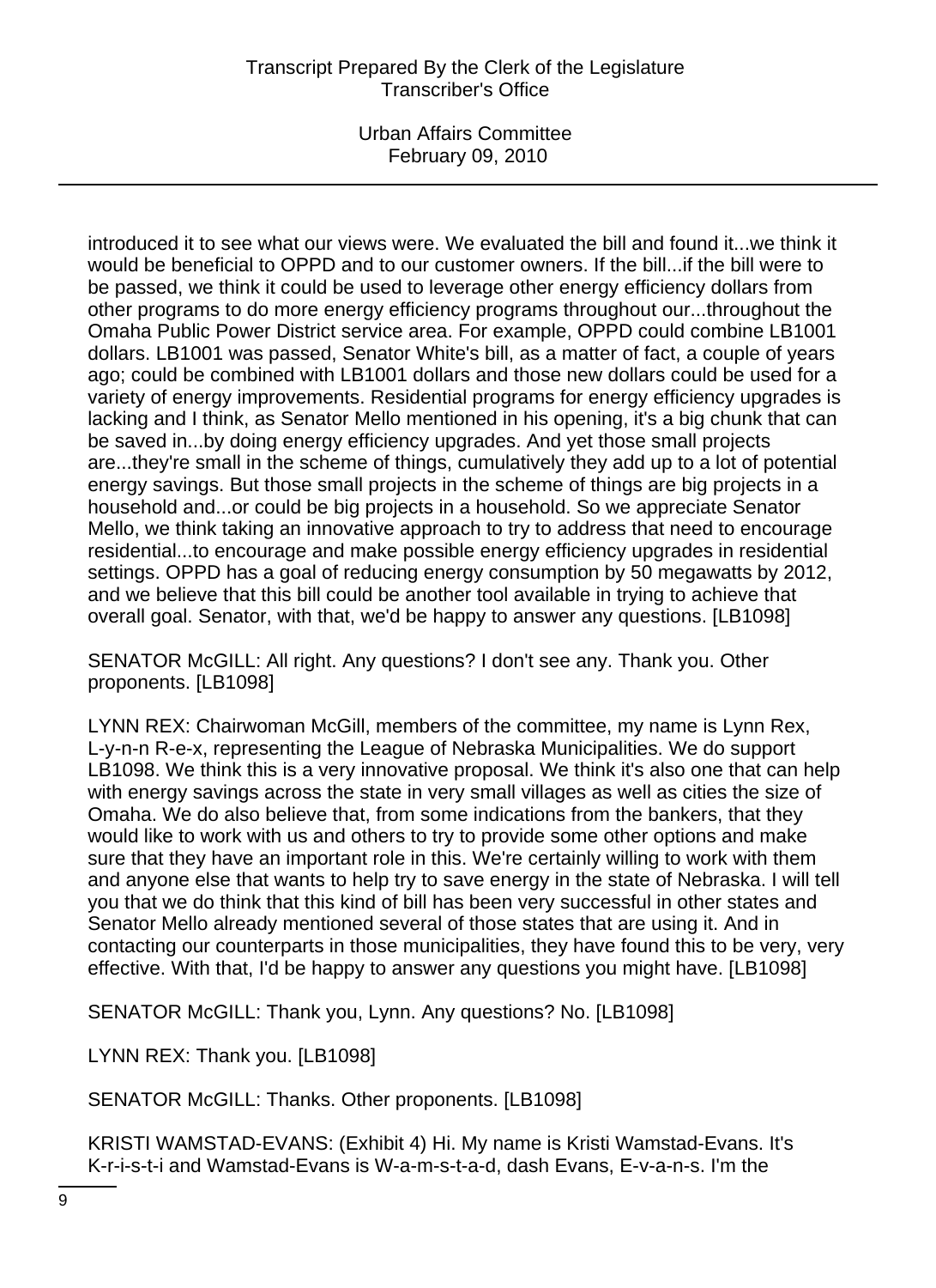introduced it to see what our views were. We evaluated the bill and found it...we think it would be beneficial to OPPD and to our customer owners. If the bill...if the bill were to be passed, we think it could be used to leverage other energy efficiency dollars from other programs to do more energy efficiency programs throughout our...throughout the Omaha Public Power District service area. For example, OPPD could combine LB1001 dollars. LB1001 was passed, Senator White's bill, as a matter of fact, a couple of years ago; could be combined with LB1001 dollars and those new dollars could be used for a variety of energy improvements. Residential programs for energy efficiency upgrades is lacking and I think, as Senator Mello mentioned in his opening, it's a big chunk that can be saved in...by doing energy efficiency upgrades. And yet those small projects are...they're small in the scheme of things, cumulatively they add up to a lot of potential energy savings. But those small projects in the scheme of things are big projects in a household and...or could be big projects in a household. So we appreciate Senator Mello, we think taking an innovative approach to try to address that need to encourage residential...to encourage and make possible energy efficiency upgrades in residential settings. OPPD has a goal of reducing energy consumption by 50 megawatts by 2012, and we believe that this bill could be another tool available in trying to achieve that overall goal. Senator, with that, we'd be happy to answer any questions. [LB1098]

SENATOR McGILL: All right. Any questions? I don't see any. Thank you. Other proponents. [LB1098]

LYNN REX: Chairwoman McGill, members of the committee, my name is Lynn Rex, L-y-n-n R-e-x, representing the League of Nebraska Municipalities. We do support LB1098. We think this is a very innovative proposal. We think it's also one that can help with energy savings across the state in very small villages as well as cities the size of Omaha. We do also believe that, from some indications from the bankers, that they would like to work with us and others to try to provide some other options and make sure that they have an important role in this. We're certainly willing to work with them and anyone else that wants to help try to save energy in the state of Nebraska. I will tell you that we do think that this kind of bill has been very successful in other states and Senator Mello already mentioned several of those states that are using it. And in contacting our counterparts in those municipalities, they have found this to be very, very effective. With that, I'd be happy to answer any questions you might have. [LB1098]

SENATOR McGILL: Thank you, Lynn. Any questions? No. [LB1098]

LYNN REX: Thank you. [LB1098]

SENATOR McGILL: Thanks. Other proponents. [LB1098]

KRISTI WAMSTAD-EVANS: (Exhibit 4) Hi. My name is Kristi Wamstad-Evans. It's K-r-i-s-t-i and Wamstad-Evans is W-a-m-s-t-a-d, dash Evans, E-v-a-n-s. I'm the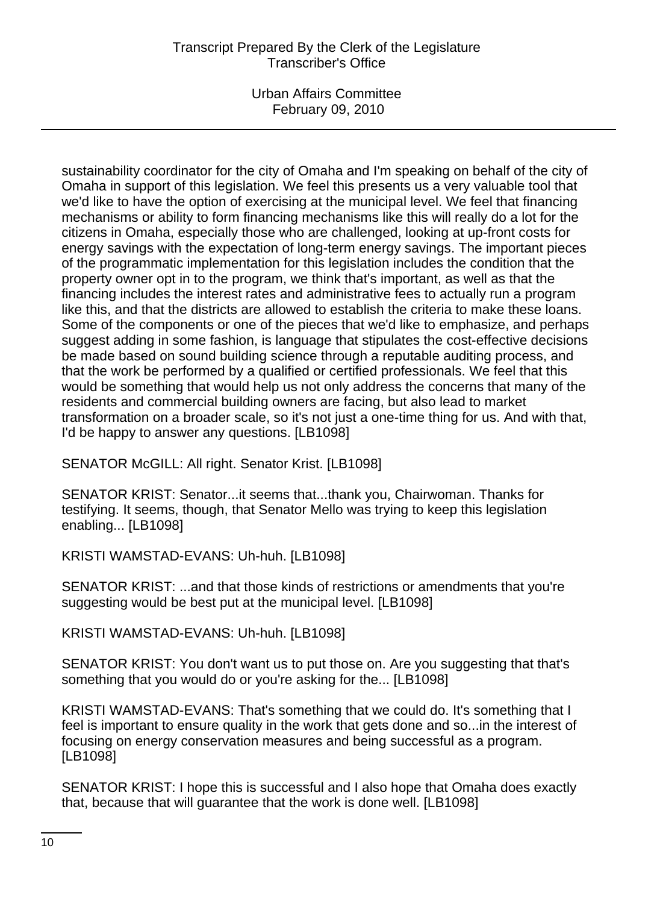sustainability coordinator for the city of Omaha and I'm speaking on behalf of the city of Omaha in support of this legislation. We feel this presents us a very valuable tool that we'd like to have the option of exercising at the municipal level. We feel that financing mechanisms or ability to form financing mechanisms like this will really do a lot for the citizens in Omaha, especially those who are challenged, looking at up-front costs for energy savings with the expectation of long-term energy savings. The important pieces of the programmatic implementation for this legislation includes the condition that the property owner opt in to the program, we think that's important, as well as that the financing includes the interest rates and administrative fees to actually run a program like this, and that the districts are allowed to establish the criteria to make these loans. Some of the components or one of the pieces that we'd like to emphasize, and perhaps suggest adding in some fashion, is language that stipulates the cost-effective decisions be made based on sound building science through a reputable auditing process, and that the work be performed by a qualified or certified professionals. We feel that this would be something that would help us not only address the concerns that many of the residents and commercial building owners are facing, but also lead to market transformation on a broader scale, so it's not just a one-time thing for us. And with that, I'd be happy to answer any questions. [LB1098]

SENATOR McGILL: All right. Senator Krist. [LB1098]

SENATOR KRIST: Senator...it seems that...thank you, Chairwoman. Thanks for testifying. It seems, though, that Senator Mello was trying to keep this legislation enabling... [LB1098]

KRISTI WAMSTAD-EVANS: Uh-huh. [LB1098]

SENATOR KRIST: ...and that those kinds of restrictions or amendments that you're suggesting would be best put at the municipal level. [LB1098]

KRISTI WAMSTAD-EVANS: Uh-huh. [LB1098]

SENATOR KRIST: You don't want us to put those on. Are you suggesting that that's something that you would do or you're asking for the... [LB1098]

KRISTI WAMSTAD-EVANS: That's something that we could do. It's something that I feel is important to ensure quality in the work that gets done and so...in the interest of focusing on energy conservation measures and being successful as a program. [LB1098]

SENATOR KRIST: I hope this is successful and I also hope that Omaha does exactly that, because that will guarantee that the work is done well. [LB1098]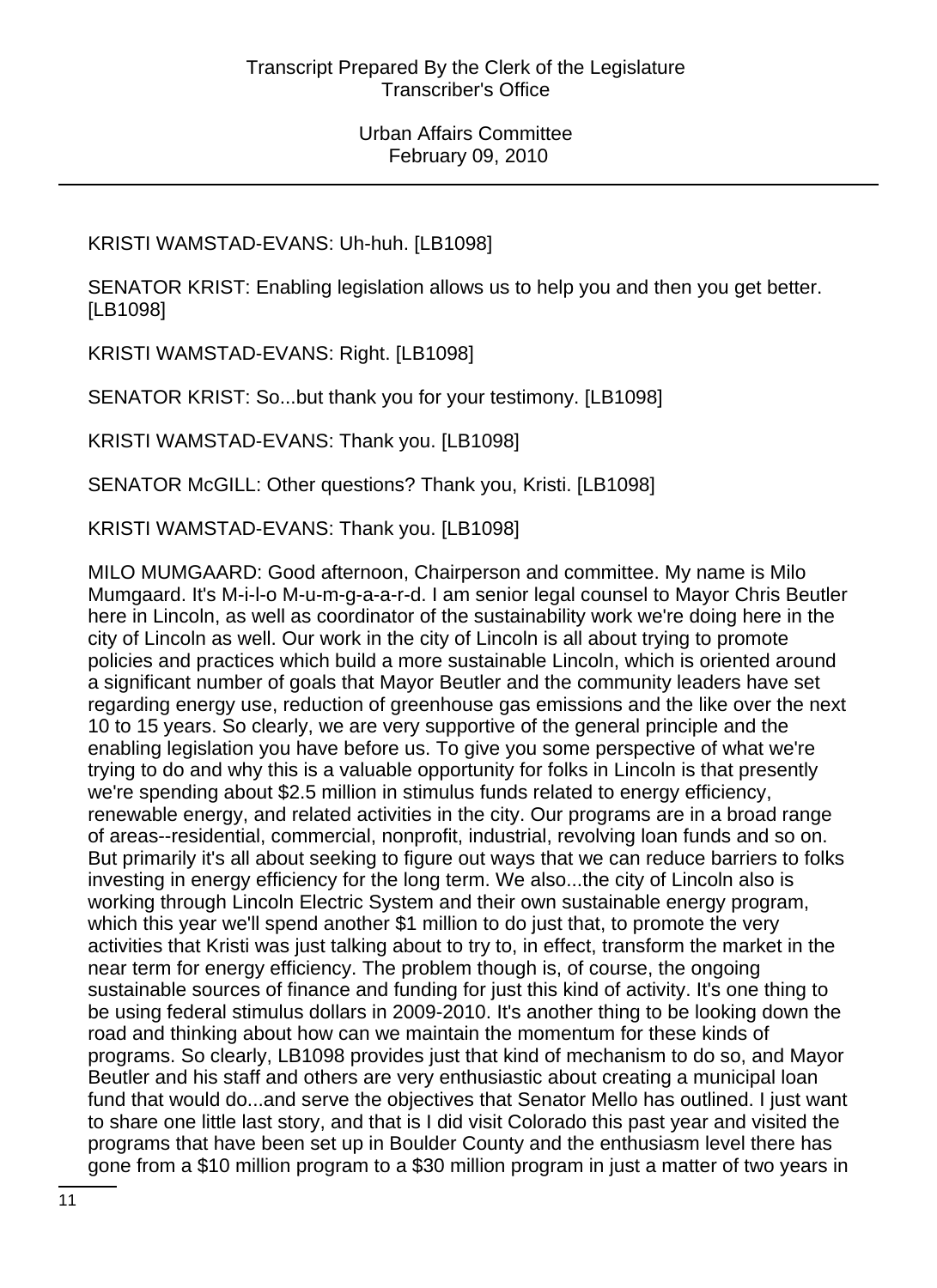KRISTI WAMSTAD-EVANS: Uh-huh. [LB1098]

SENATOR KRIST: Enabling legislation allows us to help you and then you get better. [LB1098]

KRISTI WAMSTAD-EVANS: Right. [LB1098]

SENATOR KRIST: So...but thank you for your testimony. [LB1098]

KRISTI WAMSTAD-EVANS: Thank you. [LB1098]

SENATOR McGILL: Other questions? Thank you, Kristi. [LB1098]

KRISTI WAMSTAD-EVANS: Thank you. [LB1098]

MILO MUMGAARD: Good afternoon, Chairperson and committee. My name is Milo Mumgaard. It's M-i-l-o M-u-m-g-a-a-r-d. I am senior legal counsel to Mayor Chris Beutler here in Lincoln, as well as coordinator of the sustainability work we're doing here in the city of Lincoln as well. Our work in the city of Lincoln is all about trying to promote policies and practices which build a more sustainable Lincoln, which is oriented around a significant number of goals that Mayor Beutler and the community leaders have set regarding energy use, reduction of greenhouse gas emissions and the like over the next 10 to 15 years. So clearly, we are very supportive of the general principle and the enabling legislation you have before us. To give you some perspective of what we're trying to do and why this is a valuable opportunity for folks in Lincoln is that presently we're spending about $2.5 million in stimulus funds related to energy efficiency, renewable energy, and related activities in the city. Our programs are in a broad range of areas--residential, commercial, nonprofit, industrial, revolving loan funds and so on. But primarily it's all about seeking to figure out ways that we can reduce barriers to folks investing in energy efficiency for the long term. We also...the city of Lincoln also is working through Lincoln Electric System and their own sustainable energy program, which this year we'll spend another $1 million to do just that, to promote the very activities that Kristi was just talking about to try to, in effect, transform the market in the near term for energy efficiency. The problem though is, of course, the ongoing sustainable sources of finance and funding for just this kind of activity. It's one thing to be using federal stimulus dollars in 2009-2010. It's another thing to be looking down the road and thinking about how can we maintain the momentum for these kinds of programs. So clearly, LB1098 provides just that kind of mechanism to do so, and Mayor Beutler and his staff and others are very enthusiastic about creating a municipal loan fund that would do...and serve the objectives that Senator Mello has outlined. I just want to share one little last story, and that is I did visit Colorado this past year and visited the programs that have been set up in Boulder County and the enthusiasm level there has gone from a $10 million program to a $30 million program in just a matter of two years in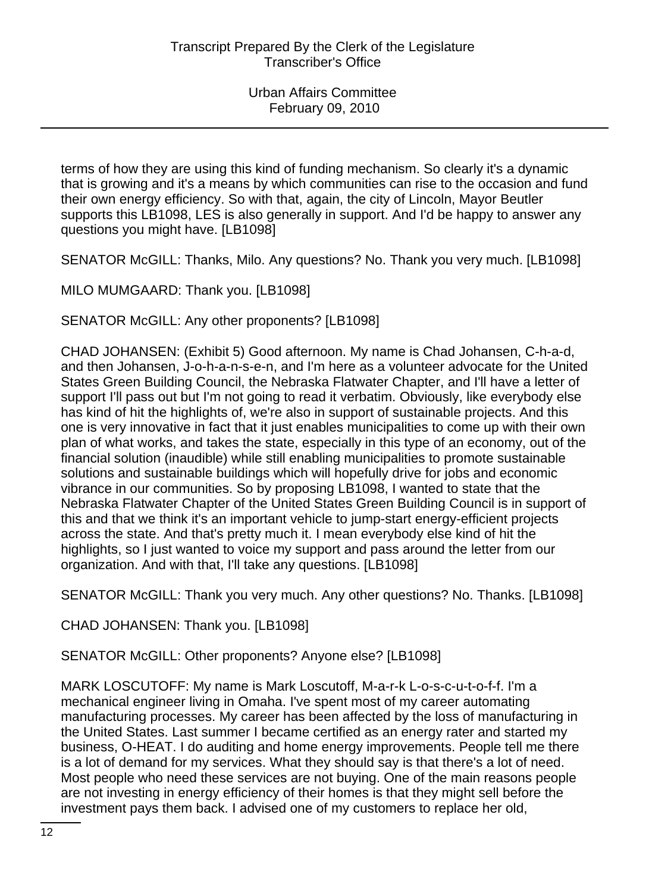terms of how they are using this kind of funding mechanism. So clearly it's a dynamic that is growing and it's a means by which communities can rise to the occasion and fund their own energy efficiency. So with that, again, the city of Lincoln, Mayor Beutler supports this LB1098, LES is also generally in support. And I'd be happy to answer any questions you might have. [LB1098]

SENATOR McGILL: Thanks, Milo. Any questions? No. Thank you very much. [LB1098]

MILO MUMGAARD: Thank you. [LB1098]

SENATOR McGILL: Any other proponents? [LB1098]

CHAD JOHANSEN: (Exhibit 5) Good afternoon. My name is Chad Johansen, C-h-a-d, and then Johansen, J-o-h-a-n-s-e-n, and I'm here as a volunteer advocate for the United States Green Building Council, the Nebraska Flatwater Chapter, and I'll have a letter of support I'll pass out but I'm not going to read it verbatim. Obviously, like everybody else has kind of hit the highlights of, we're also in support of sustainable projects. And this one is very innovative in fact that it just enables municipalities to come up with their own plan of what works, and takes the state, especially in this type of an economy, out of the financial solution (inaudible) while still enabling municipalities to promote sustainable solutions and sustainable buildings which will hopefully drive for jobs and economic vibrance in our communities. So by proposing LB1098, I wanted to state that the Nebraska Flatwater Chapter of the United States Green Building Council is in support of this and that we think it's an important vehicle to jump-start energy-efficient projects across the state. And that's pretty much it. I mean everybody else kind of hit the highlights, so I just wanted to voice my support and pass around the letter from our organization. And with that, I'll take any questions. [LB1098]

SENATOR McGILL: Thank you very much. Any other questions? No. Thanks. [LB1098]

CHAD JOHANSEN: Thank you. [LB1098]

SENATOR McGILL: Other proponents? Anyone else? [LB1098]

MARK LOSCUTOFF: My name is Mark Loscutoff, M-a-r-k L-o-s-c-u-t-o-f-f. I'm a mechanical engineer living in Omaha. I've spent most of my career automating manufacturing processes. My career has been affected by the loss of manufacturing in the United States. Last summer I became certified as an energy rater and started my business, O-HEAT. I do auditing and home energy improvements. People tell me there is a lot of demand for my services. What they should say is that there's a lot of need. Most people who need these services are not buying. One of the main reasons people are not investing in energy efficiency of their homes is that they might sell before the investment pays them back. I advised one of my customers to replace her old,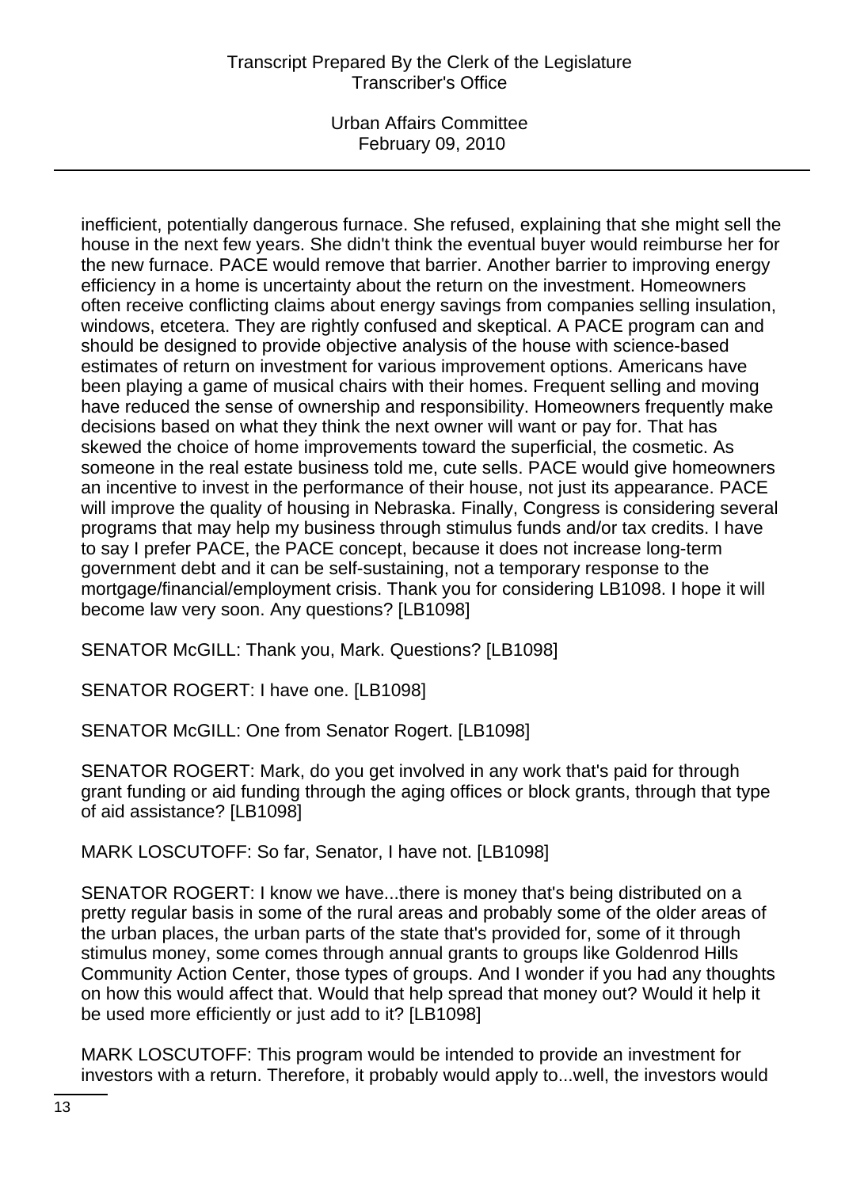inefficient, potentially dangerous furnace. She refused, explaining that she might sell the house in the next few years. She didn't think the eventual buyer would reimburse her for the new furnace. PACE would remove that barrier. Another barrier to improving energy efficiency in a home is uncertainty about the return on the investment. Homeowners often receive conflicting claims about energy savings from companies selling insulation, windows, etcetera. They are rightly confused and skeptical. A PACE program can and should be designed to provide objective analysis of the house with science-based estimates of return on investment for various improvement options. Americans have been playing a game of musical chairs with their homes. Frequent selling and moving have reduced the sense of ownership and responsibility. Homeowners frequently make decisions based on what they think the next owner will want or pay for. That has skewed the choice of home improvements toward the superficial, the cosmetic. As someone in the real estate business told me, cute sells. PACE would give homeowners an incentive to invest in the performance of their house, not just its appearance. PACE will improve the quality of housing in Nebraska. Finally, Congress is considering several programs that may help my business through stimulus funds and/or tax credits. I have to say I prefer PACE, the PACE concept, because it does not increase long-term government debt and it can be self-sustaining, not a temporary response to the mortgage/financial/employment crisis. Thank you for considering LB1098. I hope it will become law very soon. Any questions? [LB1098]

SENATOR McGILL: Thank you, Mark. Questions? [LB1098]

SENATOR ROGERT: I have one. [LB1098]

SENATOR McGILL: One from Senator Rogert. [LB1098]

SENATOR ROGERT: Mark, do you get involved in any work that's paid for through grant funding or aid funding through the aging offices or block grants, through that type of aid assistance? [LB1098]

MARK LOSCUTOFF: So far, Senator, I have not. [LB1098]

SENATOR ROGERT: I know we have...there is money that's being distributed on a pretty regular basis in some of the rural areas and probably some of the older areas of the urban places, the urban parts of the state that's provided for, some of it through stimulus money, some comes through annual grants to groups like Goldenrod Hills Community Action Center, those types of groups. And I wonder if you had any thoughts on how this would affect that. Would that help spread that money out? Would it help it be used more efficiently or just add to it? [LB1098]

MARK LOSCUTOFF: This program would be intended to provide an investment for investors with a return. Therefore, it probably would apply to...well, the investors would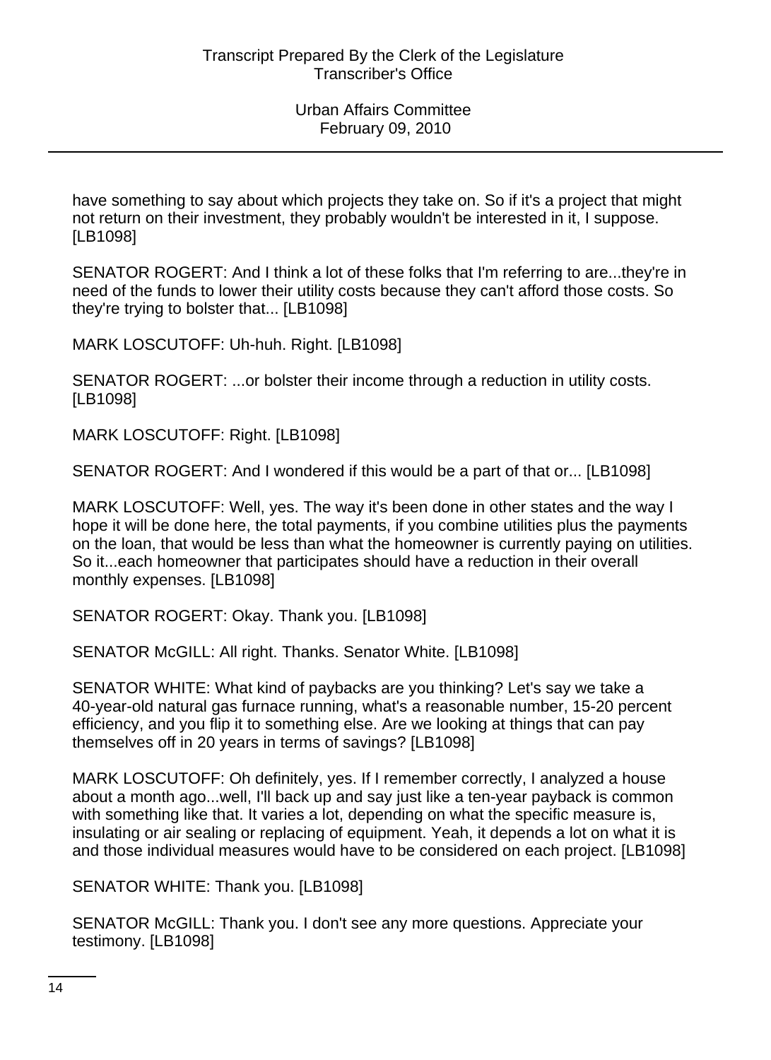have something to say about which projects they take on. So if it's a project that might not return on their investment, they probably wouldn't be interested in it, I suppose. [LB1098]

SENATOR ROGERT: And I think a lot of these folks that I'm referring to are...they're in need of the funds to lower their utility costs because they can't afford those costs. So they're trying to bolster that... [LB1098]

MARK LOSCUTOFF: Uh-huh. Right. [LB1098]

SENATOR ROGERT: ...or bolster their income through a reduction in utility costs. [LB1098]

MARK LOSCUTOFF: Right. [LB1098]

SENATOR ROGERT: And I wondered if this would be a part of that or... [LB1098]

MARK LOSCUTOFF: Well, yes. The way it's been done in other states and the way I hope it will be done here, the total payments, if you combine utilities plus the payments on the loan, that would be less than what the homeowner is currently paying on utilities. So it...each homeowner that participates should have a reduction in their overall monthly expenses. [LB1098]

SENATOR ROGERT: Okay. Thank you. [LB1098]

SENATOR McGILL: All right. Thanks. Senator White. [LB1098]

SENATOR WHITE: What kind of paybacks are you thinking? Let's say we take a 40-year-old natural gas furnace running, what's a reasonable number, 15-20 percent efficiency, and you flip it to something else. Are we looking at things that can pay themselves off in 20 years in terms of savings? [LB1098]

MARK LOSCUTOFF: Oh definitely, yes. If I remember correctly, I analyzed a house about a month ago...well, I'll back up and say just like a ten-year payback is common with something like that. It varies a lot, depending on what the specific measure is, insulating or air sealing or replacing of equipment. Yeah, it depends a lot on what it is and those individual measures would have to be considered on each project. [LB1098]

SENATOR WHITE: Thank you. [LB1098]

SENATOR McGILL: Thank you. I don't see any more questions. Appreciate your testimony. [LB1098]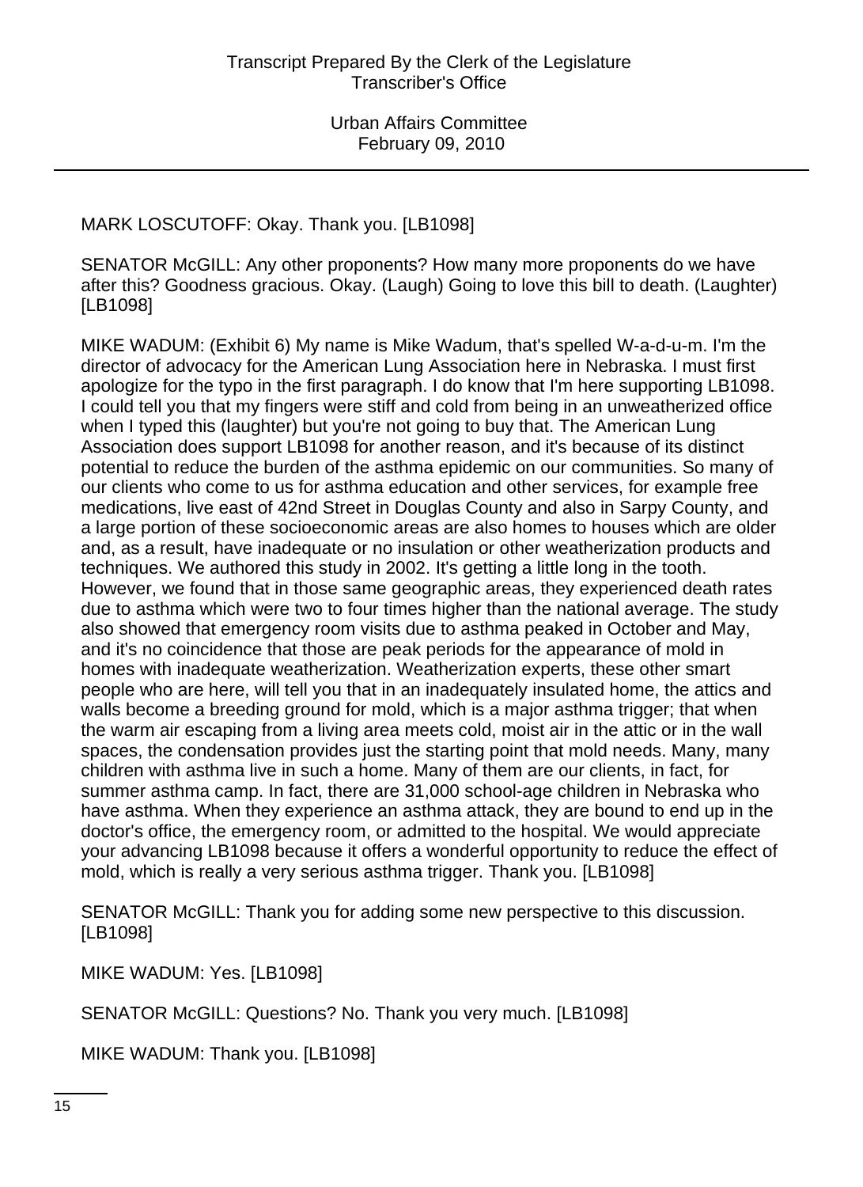MARK LOSCUTOFF: Okay. Thank you. [LB1098]

SENATOR McGILL: Any other proponents? How many more proponents do we have after this? Goodness gracious. Okay. (Laugh) Going to love this bill to death. (Laughter) [LB1098]

MIKE WADUM: (Exhibit 6) My name is Mike Wadum, that's spelled W-a-d-u-m. I'm the director of advocacy for the American Lung Association here in Nebraska. I must first apologize for the typo in the first paragraph. I do know that I'm here supporting LB1098. I could tell you that my fingers were stiff and cold from being in an unweatherized office when I typed this (laughter) but you're not going to buy that. The American Lung Association does support LB1098 for another reason, and it's because of its distinct potential to reduce the burden of the asthma epidemic on our communities. So many of our clients who come to us for asthma education and other services, for example free medications, live east of 42nd Street in Douglas County and also in Sarpy County, and a large portion of these socioeconomic areas are also homes to houses which are older and, as a result, have inadequate or no insulation or other weatherization products and techniques. We authored this study in 2002. It's getting a little long in the tooth. However, we found that in those same geographic areas, they experienced death rates due to asthma which were two to four times higher than the national average. The study also showed that emergency room visits due to asthma peaked in October and May, and it's no coincidence that those are peak periods for the appearance of mold in homes with inadequate weatherization. Weatherization experts, these other smart people who are here, will tell you that in an inadequately insulated home, the attics and walls become a breeding ground for mold, which is a major asthma trigger; that when the warm air escaping from a living area meets cold, moist air in the attic or in the wall spaces, the condensation provides just the starting point that mold needs. Many, many children with asthma live in such a home. Many of them are our clients, in fact, for summer asthma camp. In fact, there are 31,000 school-age children in Nebraska who have asthma. When they experience an asthma attack, they are bound to end up in the doctor's office, the emergency room, or admitted to the hospital. We would appreciate your advancing LB1098 because it offers a wonderful opportunity to reduce the effect of mold, which is really a very serious asthma trigger. Thank you. [LB1098]

SENATOR McGILL: Thank you for adding some new perspective to this discussion. [LB1098]

MIKE WADUM: Yes. [LB1098]

SENATOR McGILL: Questions? No. Thank you very much. [LB1098]

MIKE WADUM: Thank you. [LB1098]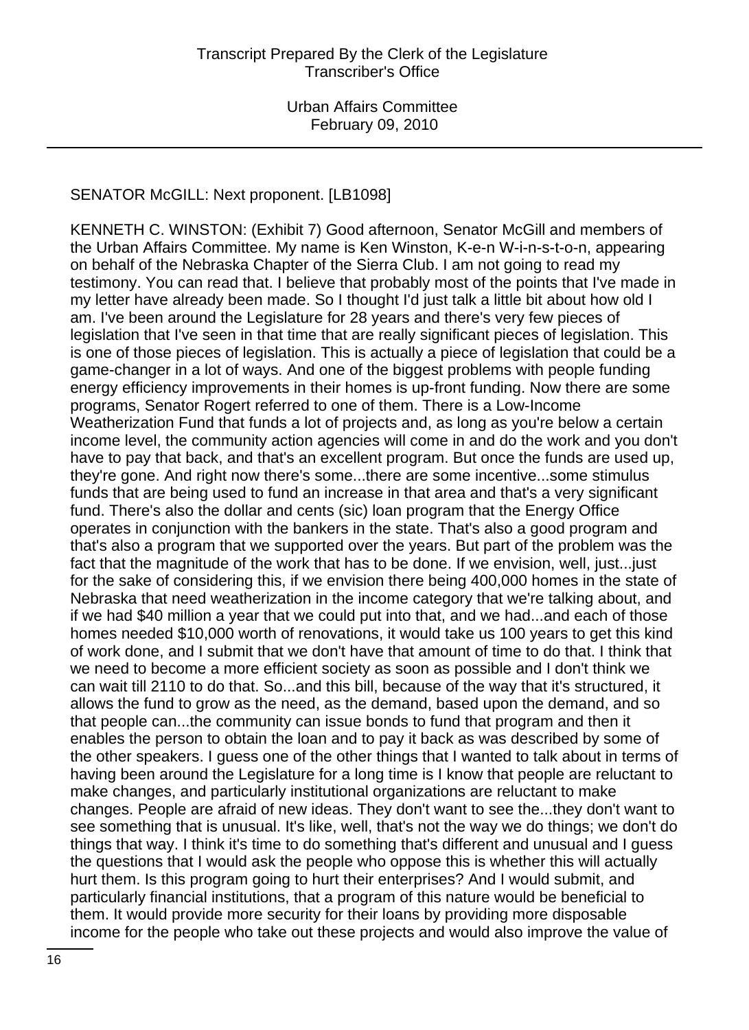SENATOR McGILL: Next proponent. [LB1098]

KENNETH C. WINSTON: (Exhibit 7) Good afternoon, Senator McGill and members of the Urban Affairs Committee. My name is Ken Winston, K-e-n W-i-n-s-t-o-n, appearing on behalf of the Nebraska Chapter of the Sierra Club. I am not going to read my testimony. You can read that. I believe that probably most of the points that I've made in my letter have already been made. So I thought I'd just talk a little bit about how old I am. I've been around the Legislature for 28 years and there's very few pieces of legislation that I've seen in that time that are really significant pieces of legislation. This is one of those pieces of legislation. This is actually a piece of legislation that could be a game-changer in a lot of ways. And one of the biggest problems with people funding energy efficiency improvements in their homes is up-front funding. Now there are some programs, Senator Rogert referred to one of them. There is a Low-Income Weatherization Fund that funds a lot of projects and, as long as you're below a certain income level, the community action agencies will come in and do the work and you don't have to pay that back, and that's an excellent program. But once the funds are used up, they're gone. And right now there's some...there are some incentive...some stimulus funds that are being used to fund an increase in that area and that's a very significant fund. There's also the dollar and cents (sic) loan program that the Energy Office operates in conjunction with the bankers in the state. That's also a good program and that's also a program that we supported over the years. But part of the problem was the fact that the magnitude of the work that has to be done. If we envision, well, just...just for the sake of considering this, if we envision there being 400,000 homes in the state of Nebraska that need weatherization in the income category that we're talking about, and if we had $40 million a year that we could put into that, and we had...and each of those homes needed $10,000 worth of renovations, it would take us 100 years to get this kind of work done, and I submit that we don't have that amount of time to do that. I think that we need to become a more efficient society as soon as possible and I don't think we can wait till 2110 to do that. So...and this bill, because of the way that it's structured, it allows the fund to grow as the need, as the demand, based upon the demand, and so that people can...the community can issue bonds to fund that program and then it enables the person to obtain the loan and to pay it back as was described by some of the other speakers. I guess one of the other things that I wanted to talk about in terms of having been around the Legislature for a long time is I know that people are reluctant to make changes, and particularly institutional organizations are reluctant to make changes. People are afraid of new ideas. They don't want to see the...they don't want to see something that is unusual. It's like, well, that's not the way we do things; we don't do things that way. I think it's time to do something that's different and unusual and I guess the questions that I would ask the people who oppose this is whether this will actually hurt them. Is this program going to hurt their enterprises? And I would submit, and particularly financial institutions, that a program of this nature would be beneficial to them. It would provide more security for their loans by providing more disposable income for the people who take out these projects and would also improve the value of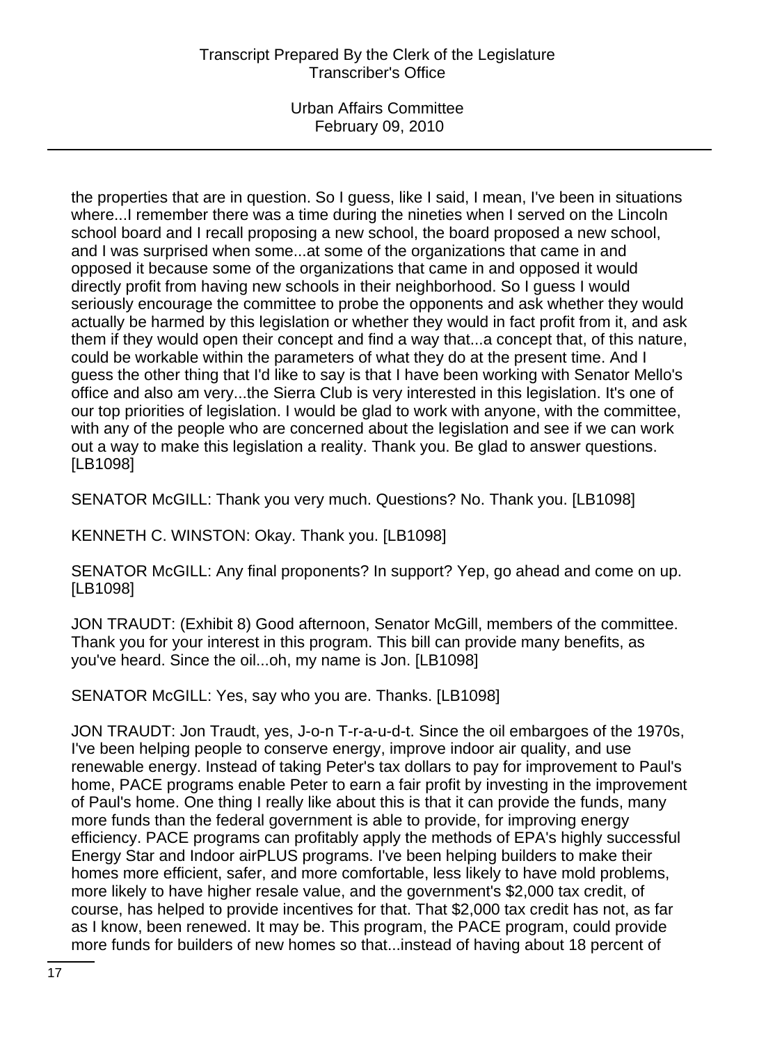the properties that are in question. So I guess, like I said, I mean, I've been in situations where...I remember there was a time during the nineties when I served on the Lincoln school board and I recall proposing a new school, the board proposed a new school, and I was surprised when some...at some of the organizations that came in and opposed it because some of the organizations that came in and opposed it would directly profit from having new schools in their neighborhood. So I guess I would seriously encourage the committee to probe the opponents and ask whether they would actually be harmed by this legislation or whether they would in fact profit from it, and ask them if they would open their concept and find a way that...a concept that, of this nature, could be workable within the parameters of what they do at the present time. And I guess the other thing that I'd like to say is that I have been working with Senator Mello's office and also am very...the Sierra Club is very interested in this legislation. It's one of our top priorities of legislation. I would be glad to work with anyone, with the committee, with any of the people who are concerned about the legislation and see if we can work out a way to make this legislation a reality. Thank you. Be glad to answer questions. [LB1098]

SENATOR McGILL: Thank you very much. Questions? No. Thank you. [LB1098]

KENNETH C. WINSTON: Okay. Thank you. [LB1098]

SENATOR McGILL: Any final proponents? In support? Yep, go ahead and come on up. [LB1098]

JON TRAUDT: (Exhibit 8) Good afternoon, Senator McGill, members of the committee. Thank you for your interest in this program. This bill can provide many benefits, as you've heard. Since the oil...oh, my name is Jon. [LB1098]

SENATOR McGILL: Yes, say who you are. Thanks. [LB1098]

JON TRAUDT: Jon Traudt, yes, J-o-n T-r-a-u-d-t. Since the oil embargoes of the 1970s, I've been helping people to conserve energy, improve indoor air quality, and use renewable energy. Instead of taking Peter's tax dollars to pay for improvement to Paul's home, PACE programs enable Peter to earn a fair profit by investing in the improvement of Paul's home. One thing I really like about this is that it can provide the funds, many more funds than the federal government is able to provide, for improving energy efficiency. PACE programs can profitably apply the methods of EPA's highly successful Energy Star and Indoor airPLUS programs. I've been helping builders to make their homes more efficient, safer, and more comfortable, less likely to have mold problems, more likely to have higher resale value, and the government's $2,000 tax credit, of course, has helped to provide incentives for that. That $2,000 tax credit has not, as far as I know, been renewed. It may be. This program, the PACE program, could provide more funds for builders of new homes so that...instead of having about 18 percent of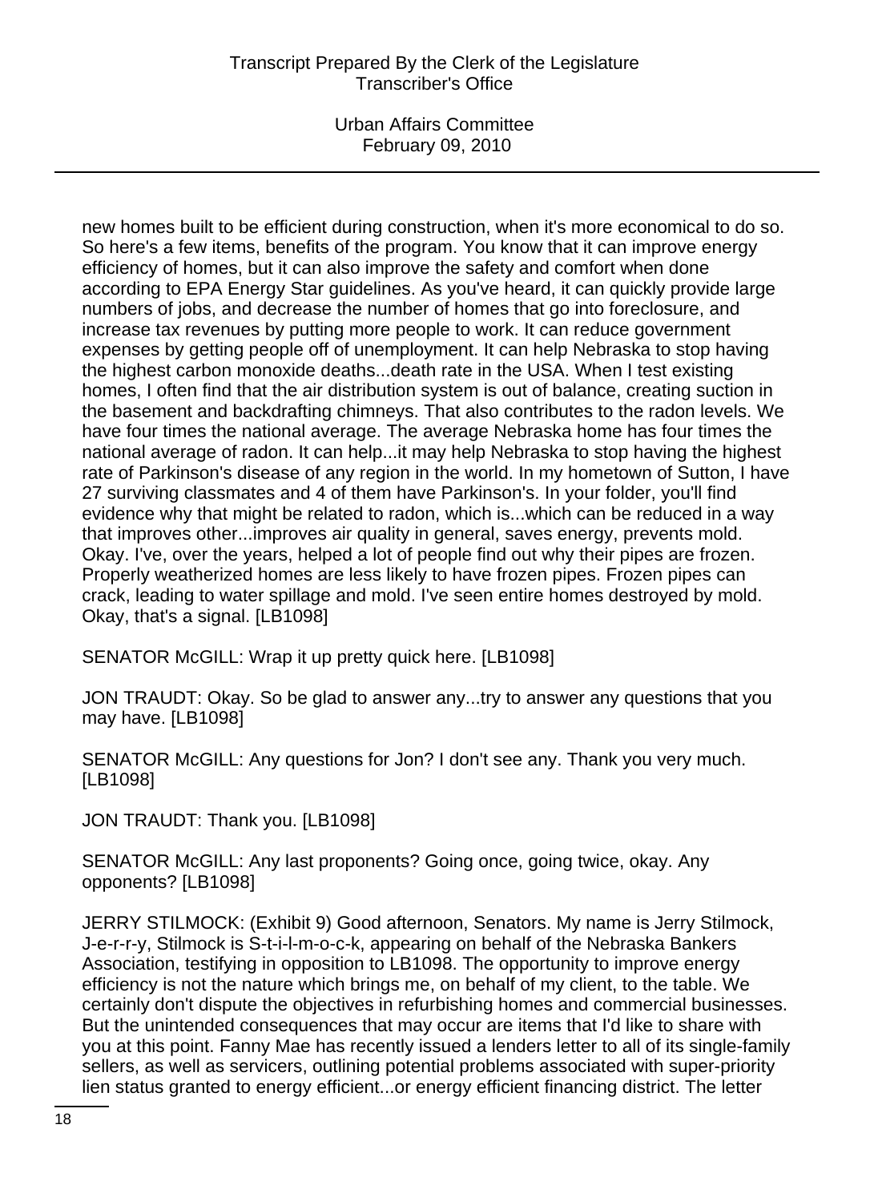new homes built to be efficient during construction, when it's more economical to do so. So here's a few items, benefits of the program. You know that it can improve energy efficiency of homes, but it can also improve the safety and comfort when done according to EPA Energy Star guidelines. As you've heard, it can quickly provide large numbers of jobs, and decrease the number of homes that go into foreclosure, and increase tax revenues by putting more people to work. It can reduce government expenses by getting people off of unemployment. It can help Nebraska to stop having the highest carbon monoxide deaths...death rate in the USA. When I test existing homes, I often find that the air distribution system is out of balance, creating suction in the basement and backdrafting chimneys. That also contributes to the radon levels. We have four times the national average. The average Nebraska home has four times the national average of radon. It can help...it may help Nebraska to stop having the highest rate of Parkinson's disease of any region in the world. In my hometown of Sutton, I have 27 surviving classmates and 4 of them have Parkinson's. In your folder, you'll find evidence why that might be related to radon, which is...which can be reduced in a way that improves other...improves air quality in general, saves energy, prevents mold. Okay. I've, over the years, helped a lot of people find out why their pipes are frozen. Properly weatherized homes are less likely to have frozen pipes. Frozen pipes can crack, leading to water spillage and mold. I've seen entire homes destroyed by mold. Okay, that's a signal. [LB1098]

SENATOR McGILL: Wrap it up pretty quick here. [LB1098]

JON TRAUDT: Okay. So be glad to answer any...try to answer any questions that you may have. [LB1098]

SENATOR McGILL: Any questions for Jon? I don't see any. Thank you very much. [LB1098]

JON TRAUDT: Thank you. [LB1098]

SENATOR McGILL: Any last proponents? Going once, going twice, okay. Any opponents? [LB1098]

JERRY STILMOCK: (Exhibit 9) Good afternoon, Senators. My name is Jerry Stilmock, J-e-r-r-y, Stilmock is S-t-i-l-m-o-c-k, appearing on behalf of the Nebraska Bankers Association, testifying in opposition to LB1098. The opportunity to improve energy efficiency is not the nature which brings me, on behalf of my client, to the table. We certainly don't dispute the objectives in refurbishing homes and commercial businesses. But the unintended consequences that may occur are items that I'd like to share with you at this point. Fanny Mae has recently issued a lenders letter to all of its single-family sellers, as well as servicers, outlining potential problems associated with super-priority lien status granted to energy efficient...or energy efficient financing district. The letter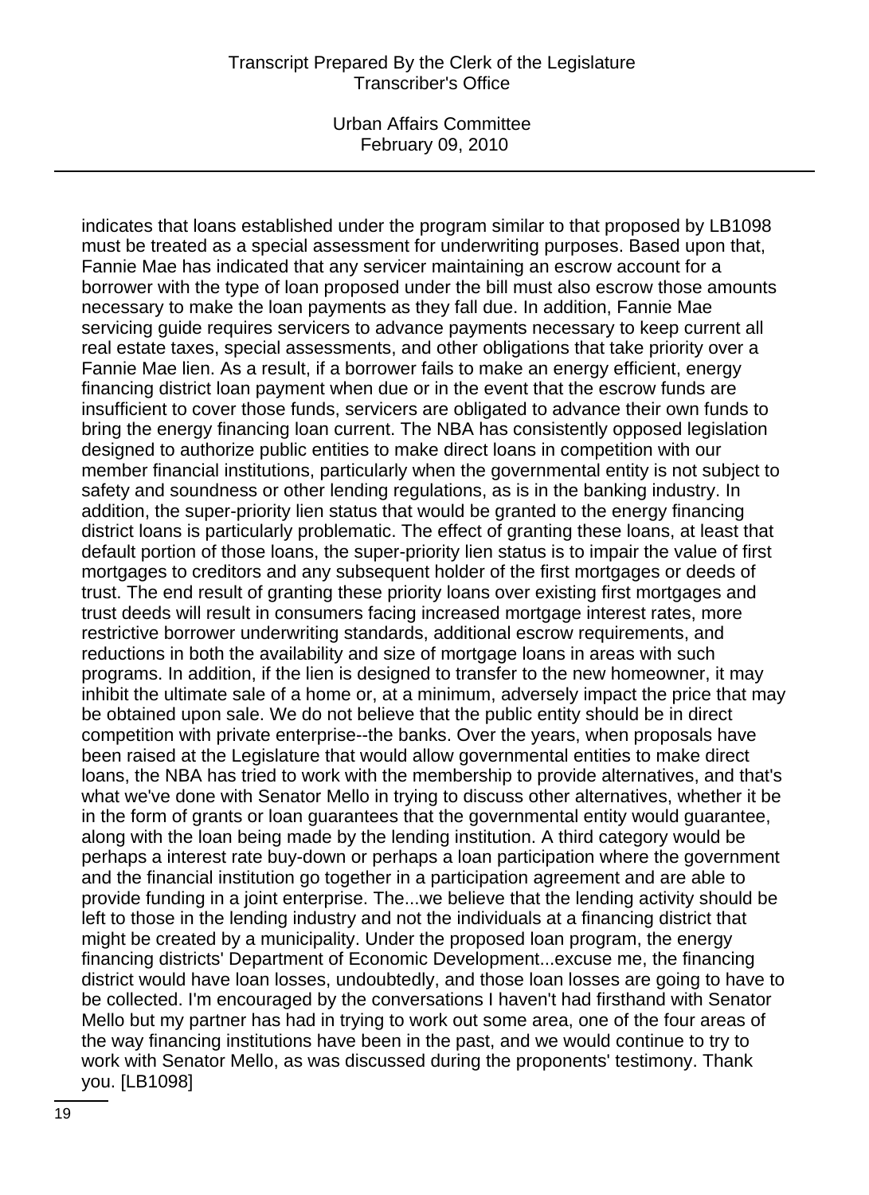indicates that loans established under the program similar to that proposed by LB1098 must be treated as a special assessment for underwriting purposes. Based upon that, Fannie Mae has indicated that any servicer maintaining an escrow account for a borrower with the type of loan proposed under the bill must also escrow those amounts necessary to make the loan payments as they fall due. In addition, Fannie Mae servicing guide requires servicers to advance payments necessary to keep current all real estate taxes, special assessments, and other obligations that take priority over a Fannie Mae lien. As a result, if a borrower fails to make an energy efficient, energy financing district loan payment when due or in the event that the escrow funds are insufficient to cover those funds, servicers are obligated to advance their own funds to bring the energy financing loan current. The NBA has consistently opposed legislation designed to authorize public entities to make direct loans in competition with our member financial institutions, particularly when the governmental entity is not subject to safety and soundness or other lending regulations, as is in the banking industry. In addition, the super-priority lien status that would be granted to the energy financing district loans is particularly problematic. The effect of granting these loans, at least that default portion of those loans, the super-priority lien status is to impair the value of first mortgages to creditors and any subsequent holder of the first mortgages or deeds of trust. The end result of granting these priority loans over existing first mortgages and trust deeds will result in consumers facing increased mortgage interest rates, more restrictive borrower underwriting standards, additional escrow requirements, and reductions in both the availability and size of mortgage loans in areas with such programs. In addition, if the lien is designed to transfer to the new homeowner, it may inhibit the ultimate sale of a home or, at a minimum, adversely impact the price that may be obtained upon sale. We do not believe that the public entity should be in direct competition with private enterprise--the banks. Over the years, when proposals have been raised at the Legislature that would allow governmental entities to make direct loans, the NBA has tried to work with the membership to provide alternatives, and that's what we've done with Senator Mello in trying to discuss other alternatives, whether it be in the form of grants or loan guarantees that the governmental entity would guarantee, along with the loan being made by the lending institution. A third category would be perhaps a interest rate buy-down or perhaps a loan participation where the government and the financial institution go together in a participation agreement and are able to provide funding in a joint enterprise. The...we believe that the lending activity should be left to those in the lending industry and not the individuals at a financing district that might be created by a municipality. Under the proposed loan program, the energy financing districts' Department of Economic Development...excuse me, the financing district would have loan losses, undoubtedly, and those loan losses are going to have to be collected. I'm encouraged by the conversations I haven't had firsthand with Senator Mello but my partner has had in trying to work out some area, one of the four areas of the way financing institutions have been in the past, and we would continue to try to work with Senator Mello, as was discussed during the proponents' testimony. Thank you. [LB1098]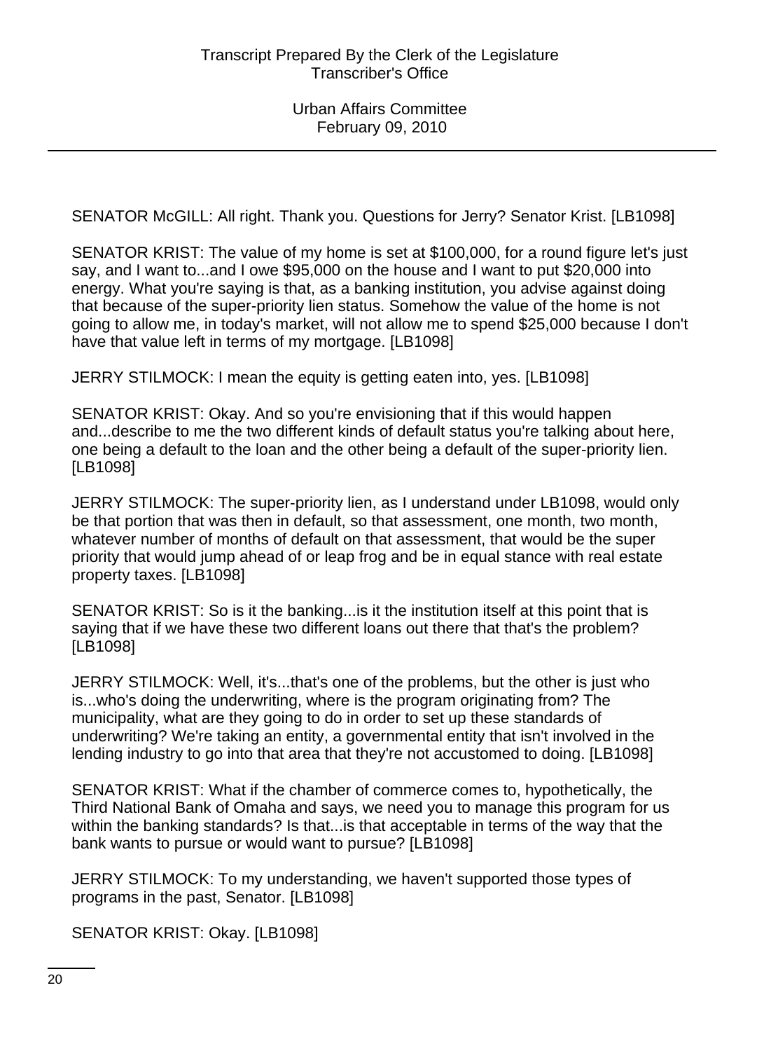SENATOR McGILL: All right. Thank you. Questions for Jerry? Senator Krist. [LB1098]

SENATOR KRIST: The value of my home is set at $100,000, for a round figure let's just say, and I want to...and I owe $95,000 on the house and I want to put $20,000 into energy. What you're saying is that, as a banking institution, you advise against doing that because of the super-priority lien status. Somehow the value of the home is not going to allow me, in today's market, will not allow me to spend $25,000 because I don't have that value left in terms of my mortgage. [LB1098]

JERRY STILMOCK: I mean the equity is getting eaten into, yes. [LB1098]

SENATOR KRIST: Okay. And so you're envisioning that if this would happen and...describe to me the two different kinds of default status you're talking about here, one being a default to the loan and the other being a default of the super-priority lien. [LB1098]

JERRY STILMOCK: The super-priority lien, as I understand under LB1098, would only be that portion that was then in default, so that assessment, one month, two month, whatever number of months of default on that assessment, that would be the super priority that would jump ahead of or leap frog and be in equal stance with real estate property taxes. [LB1098]

SENATOR KRIST: So is it the banking...is it the institution itself at this point that is saying that if we have these two different loans out there that that's the problem? [LB1098]

JERRY STILMOCK: Well, it's...that's one of the problems, but the other is just who is...who's doing the underwriting, where is the program originating from? The municipality, what are they going to do in order to set up these standards of underwriting? We're taking an entity, a governmental entity that isn't involved in the lending industry to go into that area that they're not accustomed to doing. [LB1098]

SENATOR KRIST: What if the chamber of commerce comes to, hypothetically, the Third National Bank of Omaha and says, we need you to manage this program for us within the banking standards? Is that...is that acceptable in terms of the way that the bank wants to pursue or would want to pursue? [LB1098]

JERRY STILMOCK: To my understanding, we haven't supported those types of programs in the past, Senator. [LB1098]

SENATOR KRIST: Okay. [LB1098]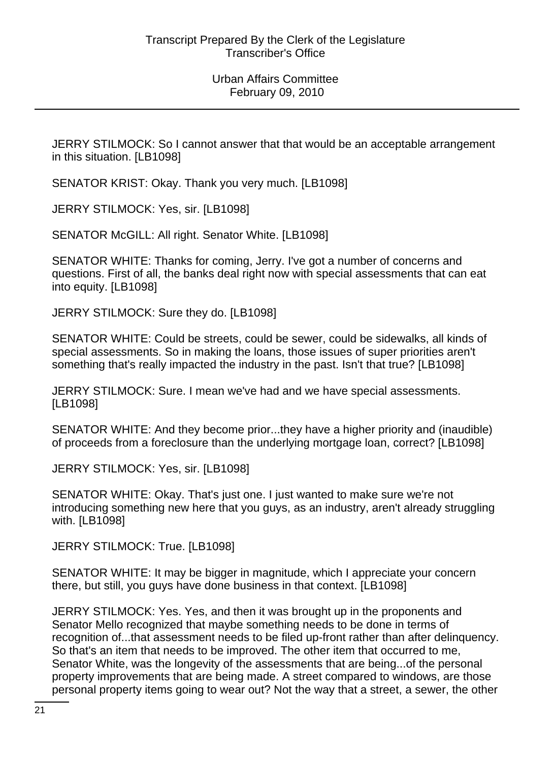JERRY STILMOCK: So I cannot answer that that would be an acceptable arrangement in this situation. [LB1098]

SENATOR KRIST: Okay. Thank you very much. [LB1098]

JERRY STILMOCK: Yes, sir. [LB1098]

SENATOR McGILL: All right. Senator White. [LB1098]

SENATOR WHITE: Thanks for coming, Jerry. I've got a number of concerns and questions. First of all, the banks deal right now with special assessments that can eat into equity. [LB1098]

JERRY STILMOCK: Sure they do. [LB1098]

SENATOR WHITE: Could be streets, could be sewer, could be sidewalks, all kinds of special assessments. So in making the loans, those issues of super priorities aren't something that's really impacted the industry in the past. Isn't that true? [LB1098]

JERRY STILMOCK: Sure. I mean we've had and we have special assessments. [LB1098]

SENATOR WHITE: And they become prior...they have a higher priority and (inaudible) of proceeds from a foreclosure than the underlying mortgage loan, correct? [LB1098]

JERRY STILMOCK: Yes, sir. [LB1098]

SENATOR WHITE: Okay. That's just one. I just wanted to make sure we're not introducing something new here that you guys, as an industry, aren't already struggling with. [LB1098]

JERRY STILMOCK: True. [LB1098]

SENATOR WHITE: It may be bigger in magnitude, which I appreciate your concern there, but still, you guys have done business in that context. [LB1098]

JERRY STILMOCK: Yes. Yes, and then it was brought up in the proponents and Senator Mello recognized that maybe something needs to be done in terms of recognition of...that assessment needs to be filed up-front rather than after delinquency. So that's an item that needs to be improved. The other item that occurred to me, Senator White, was the longevity of the assessments that are being...of the personal property improvements that are being made. A street compared to windows, are those personal property items going to wear out? Not the way that a street, a sewer, the other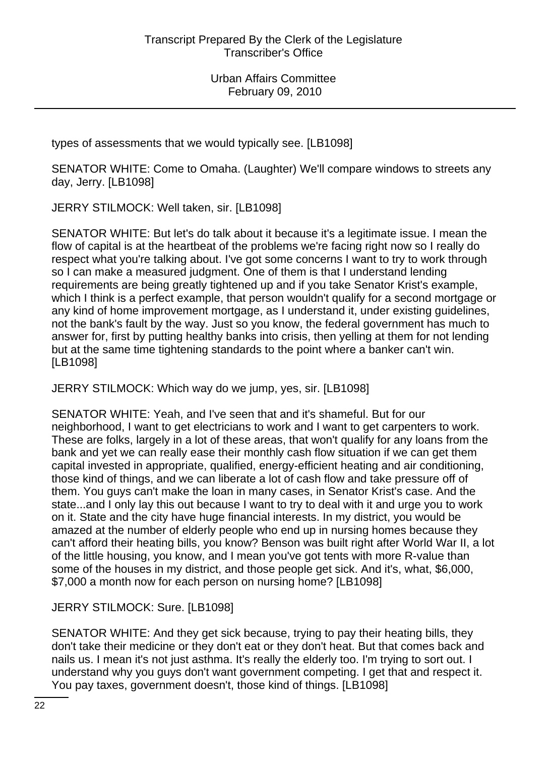types of assessments that we would typically see. [LB1098]

SENATOR WHITE: Come to Omaha. (Laughter) We'll compare windows to streets any day, Jerry. [LB1098]

JERRY STILMOCK: Well taken, sir. [LB1098]

SENATOR WHITE: But let's do talk about it because it's a legitimate issue. I mean the flow of capital is at the heartbeat of the problems we're facing right now so I really do respect what you're talking about. I've got some concerns I want to try to work through so I can make a measured judgment. One of them is that I understand lending requirements are being greatly tightened up and if you take Senator Krist's example, which I think is a perfect example, that person wouldn't qualify for a second mortgage or any kind of home improvement mortgage, as I understand it, under existing guidelines, not the bank's fault by the way. Just so you know, the federal government has much to answer for, first by putting healthy banks into crisis, then yelling at them for not lending but at the same time tightening standards to the point where a banker can't win. [LB1098]

JERRY STILMOCK: Which way do we jump, yes, sir. [LB1098]

SENATOR WHITE: Yeah, and I've seen that and it's shameful. But for our neighborhood, I want to get electricians to work and I want to get carpenters to work. These are folks, largely in a lot of these areas, that won't qualify for any loans from the bank and yet we can really ease their monthly cash flow situation if we can get them capital invested in appropriate, qualified, energy-efficient heating and air conditioning, those kind of things, and we can liberate a lot of cash flow and take pressure off of them. You guys can't make the loan in many cases, in Senator Krist's case. And the state...and I only lay this out because I want to try to deal with it and urge you to work on it. State and the city have huge financial interests. In my district, you would be amazed at the number of elderly people who end up in nursing homes because they can't afford their heating bills, you know? Benson was built right after World War II, a lot of the little housing, you know, and I mean you've got tents with more R-value than some of the houses in my district, and those people get sick. And it's, what, $6,000, $7,000 a month now for each person on nursing home? [LB1098]

JERRY STILMOCK: Sure. [LB1098]

SENATOR WHITE: And they get sick because, trying to pay their heating bills, they don't take their medicine or they don't eat or they don't heat. But that comes back and nails us. I mean it's not just asthma. It's really the elderly too. I'm trying to sort out. I understand why you guys don't want government competing. I get that and respect it. You pay taxes, government doesn't, those kind of things. [LB1098]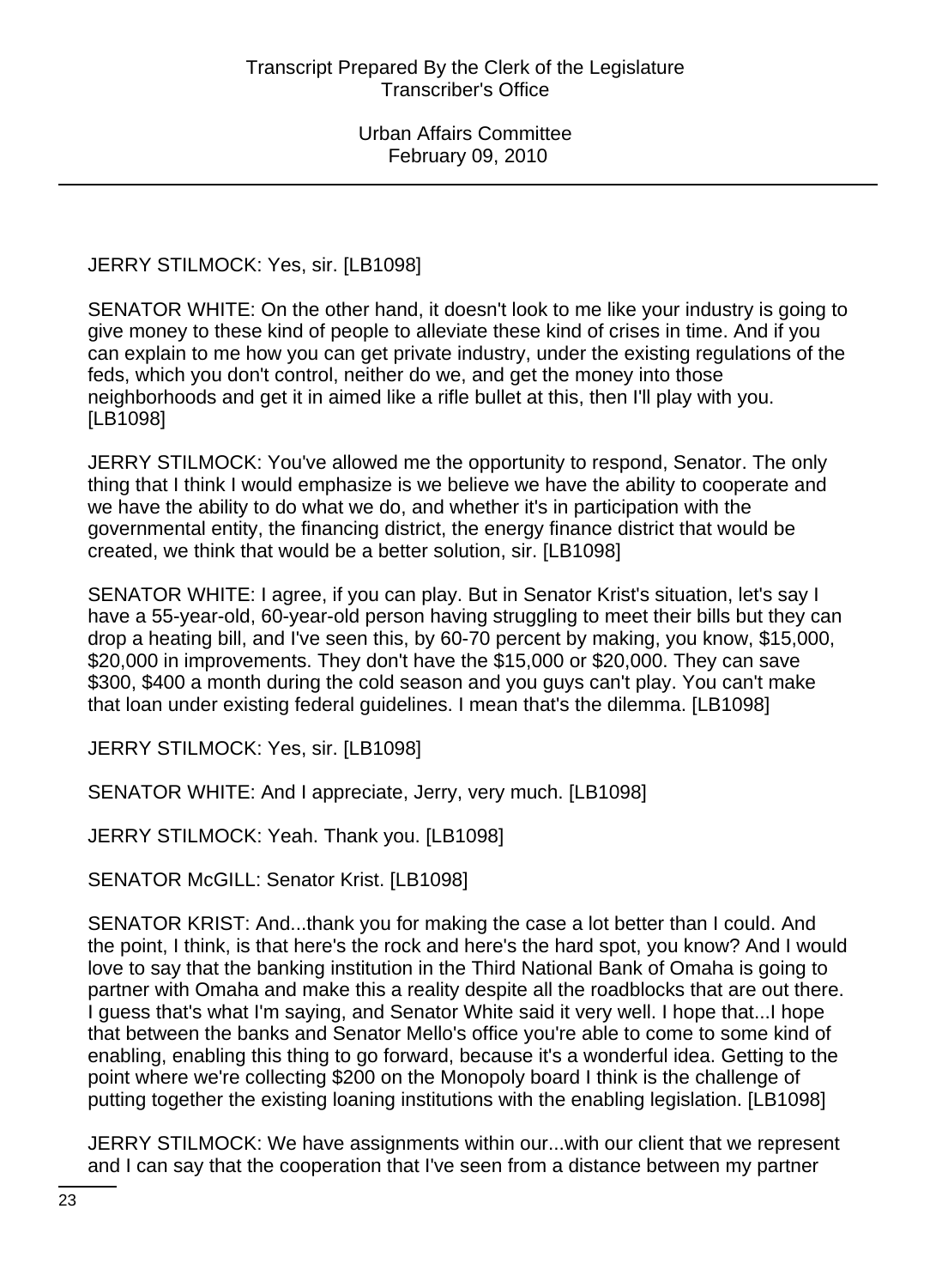JERRY STILMOCK: Yes, sir. [LB1098]

SENATOR WHITE: On the other hand, it doesn't look to me like your industry is going to give money to these kind of people to alleviate these kind of crises in time. And if you can explain to me how you can get private industry, under the existing regulations of the feds, which you don't control, neither do we, and get the money into those neighborhoods and get it in aimed like a rifle bullet at this, then I'll play with you. [LB1098]

JERRY STILMOCK: You've allowed me the opportunity to respond, Senator. The only thing that I think I would emphasize is we believe we have the ability to cooperate and we have the ability to do what we do, and whether it's in participation with the governmental entity, the financing district, the energy finance district that would be created, we think that would be a better solution, sir. [LB1098]

SENATOR WHITE: I agree, if you can play. But in Senator Krist's situation, let's say I have a 55-year-old, 60-year-old person having struggling to meet their bills but they can drop a heating bill, and I've seen this, by 60-70 percent by making, you know, $15,000, $20,000 in improvements. They don't have the $15,000 or $20,000. They can save $300, $400 a month during the cold season and you guys can't play. You can't make that loan under existing federal guidelines. I mean that's the dilemma. [LB1098]

JERRY STILMOCK: Yes, sir. [LB1098]

SENATOR WHITE: And I appreciate, Jerry, very much. [LB1098]

JERRY STILMOCK: Yeah. Thank you. [LB1098]

SENATOR McGILL: Senator Krist. [LB1098]

SENATOR KRIST: And...thank you for making the case a lot better than I could. And the point, I think, is that here's the rock and here's the hard spot, you know? And I would love to say that the banking institution in the Third National Bank of Omaha is going to partner with Omaha and make this a reality despite all the roadblocks that are out there. I guess that's what I'm saying, and Senator White said it very well. I hope that...I hope that between the banks and Senator Mello's office you're able to come to some kind of enabling, enabling this thing to go forward, because it's a wonderful idea. Getting to the point where we're collecting $200 on the Monopoly board I think is the challenge of putting together the existing loaning institutions with the enabling legislation. [LB1098]

JERRY STILMOCK: We have assignments within our...with our client that we represent and I can say that the cooperation that I've seen from a distance between my partner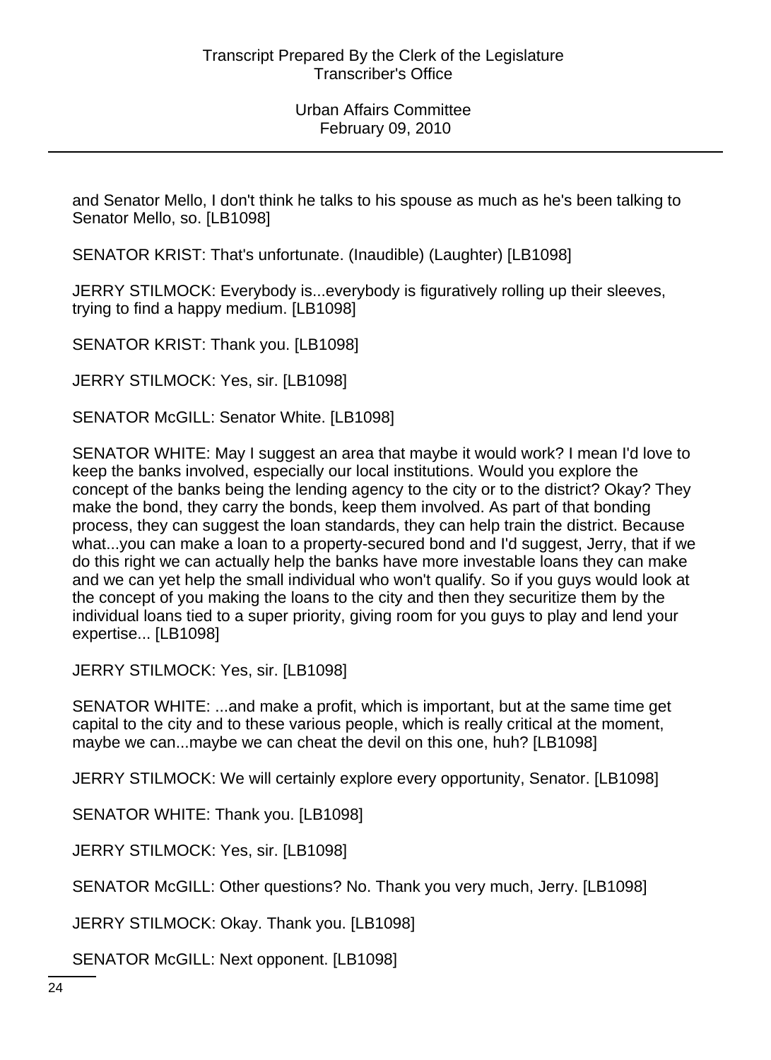and Senator Mello, I don't think he talks to his spouse as much as he's been talking to Senator Mello, so. [LB1098]

SENATOR KRIST: That's unfortunate. (Inaudible) (Laughter) [LB1098]

JERRY STILMOCK: Everybody is...everybody is figuratively rolling up their sleeves, trying to find a happy medium. [LB1098]

SENATOR KRIST: Thank you. [LB1098]

JERRY STILMOCK: Yes, sir. [LB1098]

SENATOR McGILL: Senator White. [LB1098]

SENATOR WHITE: May I suggest an area that maybe it would work? I mean I'd love to keep the banks involved, especially our local institutions. Would you explore the concept of the banks being the lending agency to the city or to the district? Okay? They make the bond, they carry the bonds, keep them involved. As part of that bonding process, they can suggest the loan standards, they can help train the district. Because what...you can make a loan to a property-secured bond and I'd suggest, Jerry, that if we do this right we can actually help the banks have more investable loans they can make and we can yet help the small individual who won't qualify. So if you guys would look at the concept of you making the loans to the city and then they securitize them by the individual loans tied to a super priority, giving room for you guys to play and lend your expertise... [LB1098]

JERRY STILMOCK: Yes, sir. [LB1098]

SENATOR WHITE: ...and make a profit, which is important, but at the same time get capital to the city and to these various people, which is really critical at the moment, maybe we can...maybe we can cheat the devil on this one, huh? [LB1098]

JERRY STILMOCK: We will certainly explore every opportunity, Senator. [LB1098]

SENATOR WHITE: Thank you. [LB1098]

JERRY STILMOCK: Yes, sir. [LB1098]

SENATOR McGILL: Other questions? No. Thank you very much, Jerry. [LB1098]

JERRY STILMOCK: Okay. Thank you. [LB1098]

SENATOR McGILL: Next opponent. [LB1098]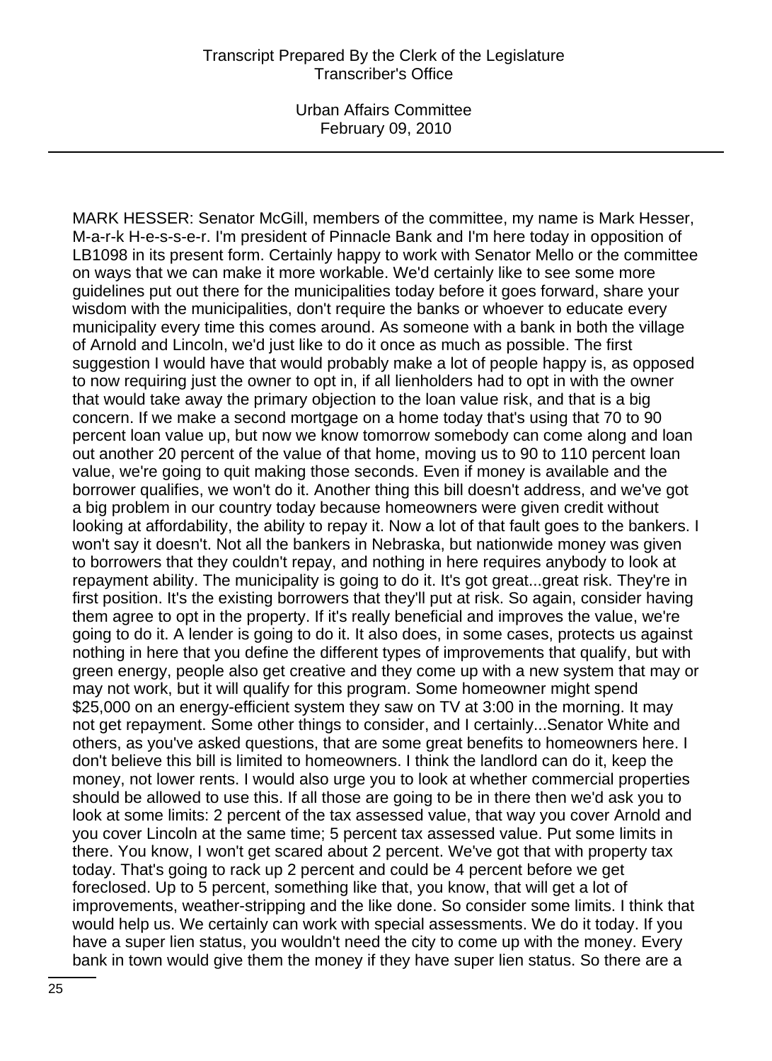MARK HESSER: Senator McGill, members of the committee, my name is Mark Hesser, M-a-r-k H-e-s-s-e-r. I'm president of Pinnacle Bank and I'm here today in opposition of LB1098 in its present form. Certainly happy to work with Senator Mello or the committee on ways that we can make it more workable. We'd certainly like to see some more guidelines put out there for the municipalities today before it goes forward, share your wisdom with the municipalities, don't require the banks or whoever to educate every municipality every time this comes around. As someone with a bank in both the village of Arnold and Lincoln, we'd just like to do it once as much as possible. The first suggestion I would have that would probably make a lot of people happy is, as opposed to now requiring just the owner to opt in, if all lienholders had to opt in with the owner that would take away the primary objection to the loan value risk, and that is a big concern. If we make a second mortgage on a home today that's using that 70 to 90 percent loan value up, but now we know tomorrow somebody can come along and loan out another 20 percent of the value of that home, moving us to 90 to 110 percent loan value, we're going to quit making those seconds. Even if money is available and the borrower qualifies, we won't do it. Another thing this bill doesn't address, and we've got a big problem in our country today because homeowners were given credit without looking at affordability, the ability to repay it. Now a lot of that fault goes to the bankers. I won't say it doesn't. Not all the bankers in Nebraska, but nationwide money was given to borrowers that they couldn't repay, and nothing in here requires anybody to look at repayment ability. The municipality is going to do it. It's got great...great risk. They're in first position. It's the existing borrowers that they'll put at risk. So again, consider having them agree to opt in the property. If it's really beneficial and improves the value, we're going to do it. A lender is going to do it. It also does, in some cases, protects us against nothing in here that you define the different types of improvements that qualify, but with green energy, people also get creative and they come up with a new system that may or may not work, but it will qualify for this program. Some homeowner might spend $25,000 on an energy-efficient system they saw on TV at 3:00 in the morning. It may not get repayment. Some other things to consider, and I certainly...Senator White and others, as you've asked questions, that are some great benefits to homeowners here. I don't believe this bill is limited to homeowners. I think the landlord can do it, keep the money, not lower rents. I would also urge you to look at whether commercial properties should be allowed to use this. If all those are going to be in there then we'd ask you to look at some limits: 2 percent of the tax assessed value, that way you cover Arnold and you cover Lincoln at the same time; 5 percent tax assessed value. Put some limits in there. You know, I won't get scared about 2 percent. We've got that with property tax today. That's going to rack up 2 percent and could be 4 percent before we get foreclosed. Up to 5 percent, something like that, you know, that will get a lot of improvements, weather-stripping and the like done. So consider some limits. I think that would help us. We certainly can work with special assessments. We do it today. If you have a super lien status, you wouldn't need the city to come up with the money. Every bank in town would give them the money if they have super lien status. So there are a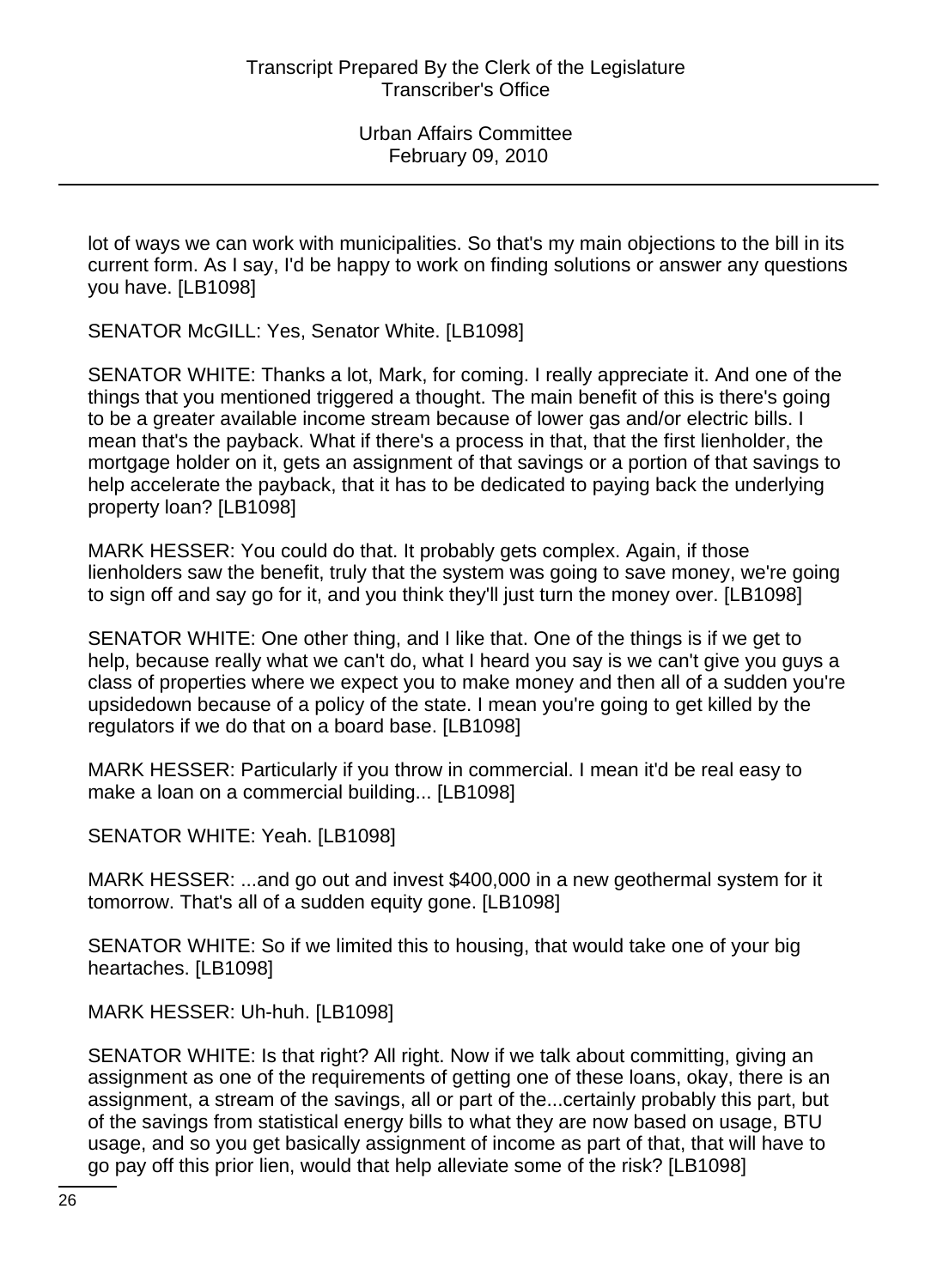lot of ways we can work with municipalities. So that's my main objections to the bill in its current form. As I say, I'd be happy to work on finding solutions or answer any questions you have. [LB1098]

SENATOR McGILL: Yes, Senator White. [LB1098]

SENATOR WHITE: Thanks a lot, Mark, for coming. I really appreciate it. And one of the things that you mentioned triggered a thought. The main benefit of this is there's going to be a greater available income stream because of lower gas and/or electric bills. I mean that's the payback. What if there's a process in that, that the first lienholder, the mortgage holder on it, gets an assignment of that savings or a portion of that savings to help accelerate the payback, that it has to be dedicated to paying back the underlying property loan? [LB1098]

MARK HESSER: You could do that. It probably gets complex. Again, if those lienholders saw the benefit, truly that the system was going to save money, we're going to sign off and say go for it, and you think they'll just turn the money over. [LB1098]

SENATOR WHITE: One other thing, and I like that. One of the things is if we get to help, because really what we can't do, what I heard you say is we can't give you guys a class of properties where we expect you to make money and then all of a sudden you're upsidedown because of a policy of the state. I mean you're going to get killed by the regulators if we do that on a board base. [LB1098]

MARK HESSER: Particularly if you throw in commercial. I mean it'd be real easy to make a loan on a commercial building... [LB1098]

SENATOR WHITE: Yeah. [LB1098]

MARK HESSER: ...and go out and invest $400,000 in a new geothermal system for it tomorrow. That's all of a sudden equity gone. [LB1098]

SENATOR WHITE: So if we limited this to housing, that would take one of your big heartaches. [LB1098]

MARK HESSER: Uh-huh. [LB1098]

SENATOR WHITE: Is that right? All right. Now if we talk about committing, giving an assignment as one of the requirements of getting one of these loans, okay, there is an assignment, a stream of the savings, all or part of the...certainly probably this part, but of the savings from statistical energy bills to what they are now based on usage, BTU usage, and so you get basically assignment of income as part of that, that will have to go pay off this prior lien, would that help alleviate some of the risk? [LB1098]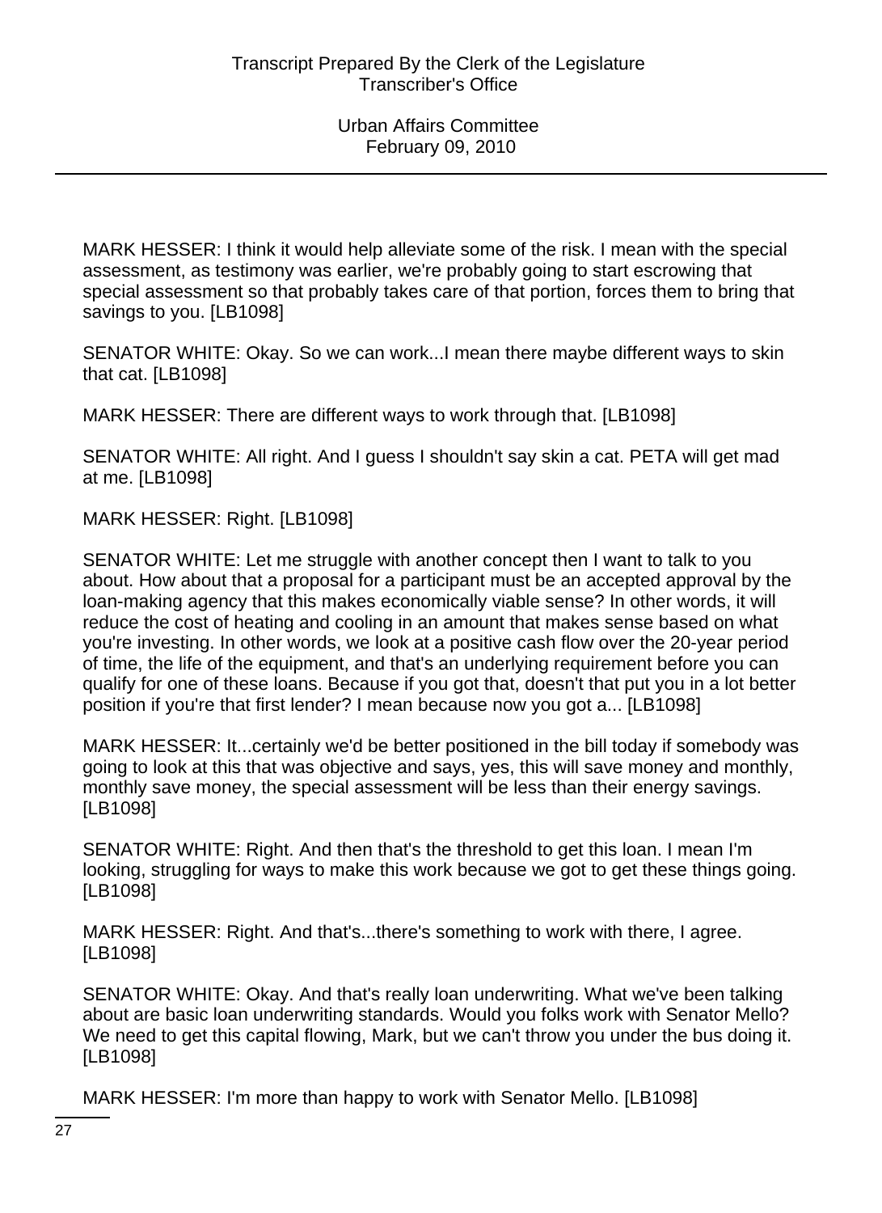MARK HESSER: I think it would help alleviate some of the risk. I mean with the special assessment, as testimony was earlier, we're probably going to start escrowing that special assessment so that probably takes care of that portion, forces them to bring that savings to you. [LB1098]

SENATOR WHITE: Okay. So we can work...I mean there maybe different ways to skin that cat. [LB1098]

MARK HESSER: There are different ways to work through that. [LB1098]

SENATOR WHITE: All right. And I guess I shouldn't say skin a cat. PETA will get mad at me. [LB1098]

MARK HESSER: Right. [LB1098]

SENATOR WHITE: Let me struggle with another concept then I want to talk to you about. How about that a proposal for a participant must be an accepted approval by the loan-making agency that this makes economically viable sense? In other words, it will reduce the cost of heating and cooling in an amount that makes sense based on what you're investing. In other words, we look at a positive cash flow over the 20-year period of time, the life of the equipment, and that's an underlying requirement before you can qualify for one of these loans. Because if you got that, doesn't that put you in a lot better position if you're that first lender? I mean because now you got a... [LB1098]

MARK HESSER: It...certainly we'd be better positioned in the bill today if somebody was going to look at this that was objective and says, yes, this will save money and monthly, monthly save money, the special assessment will be less than their energy savings. [LB1098]

SENATOR WHITE: Right. And then that's the threshold to get this loan. I mean I'm looking, struggling for ways to make this work because we got to get these things going. [LB1098]

MARK HESSER: Right. And that's...there's something to work with there, I agree. [LB1098]

SENATOR WHITE: Okay. And that's really loan underwriting. What we've been talking about are basic loan underwriting standards. Would you folks work with Senator Mello? We need to get this capital flowing, Mark, but we can't throw you under the bus doing it. [LB1098]

MARK HESSER: I'm more than happy to work with Senator Mello. [LB1098]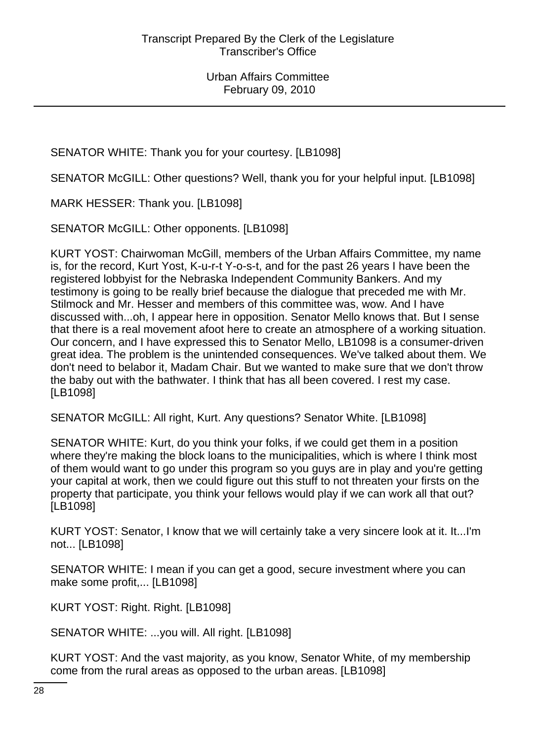SENATOR WHITE: Thank you for your courtesy. [LB1098]

SENATOR McGILL: Other questions? Well, thank you for your helpful input. [LB1098]

MARK HESSER: Thank you. [LB1098]

SENATOR McGILL: Other opponents. [LB1098]

KURT YOST: Chairwoman McGill, members of the Urban Affairs Committee, my name is, for the record, Kurt Yost, K-u-r-t Y-o-s-t, and for the past 26 years I have been the registered lobbyist for the Nebraska Independent Community Bankers. And my testimony is going to be really brief because the dialogue that preceded me with Mr. Stilmock and Mr. Hesser and members of this committee was, wow. And I have discussed with...oh, I appear here in opposition. Senator Mello knows that. But I sense that there is a real movement afoot here to create an atmosphere of a working situation. Our concern, and I have expressed this to Senator Mello, LB1098 is a consumer-driven great idea. The problem is the unintended consequences. We've talked about them. We don't need to belabor it, Madam Chair. But we wanted to make sure that we don't throw the baby out with the bathwater. I think that has all been covered. I rest my case. [LB1098]

SENATOR McGILL: All right, Kurt. Any questions? Senator White. [LB1098]

SENATOR WHITE: Kurt, do you think your folks, if we could get them in a position where they're making the block loans to the municipalities, which is where I think most of them would want to go under this program so you guys are in play and you're getting your capital at work, then we could figure out this stuff to not threaten your firsts on the property that participate, you think your fellows would play if we can work all that out? [LB1098]

KURT YOST: Senator, I know that we will certainly take a very sincere look at it. It...I'm not... [LB1098]

SENATOR WHITE: I mean if you can get a good, secure investment where you can make some profit,... [LB1098]

KURT YOST: Right. Right. [LB1098]

SENATOR WHITE: ...you will. All right. [LB1098]

KURT YOST: And the vast majority, as you know, Senator White, of my membership come from the rural areas as opposed to the urban areas. [LB1098]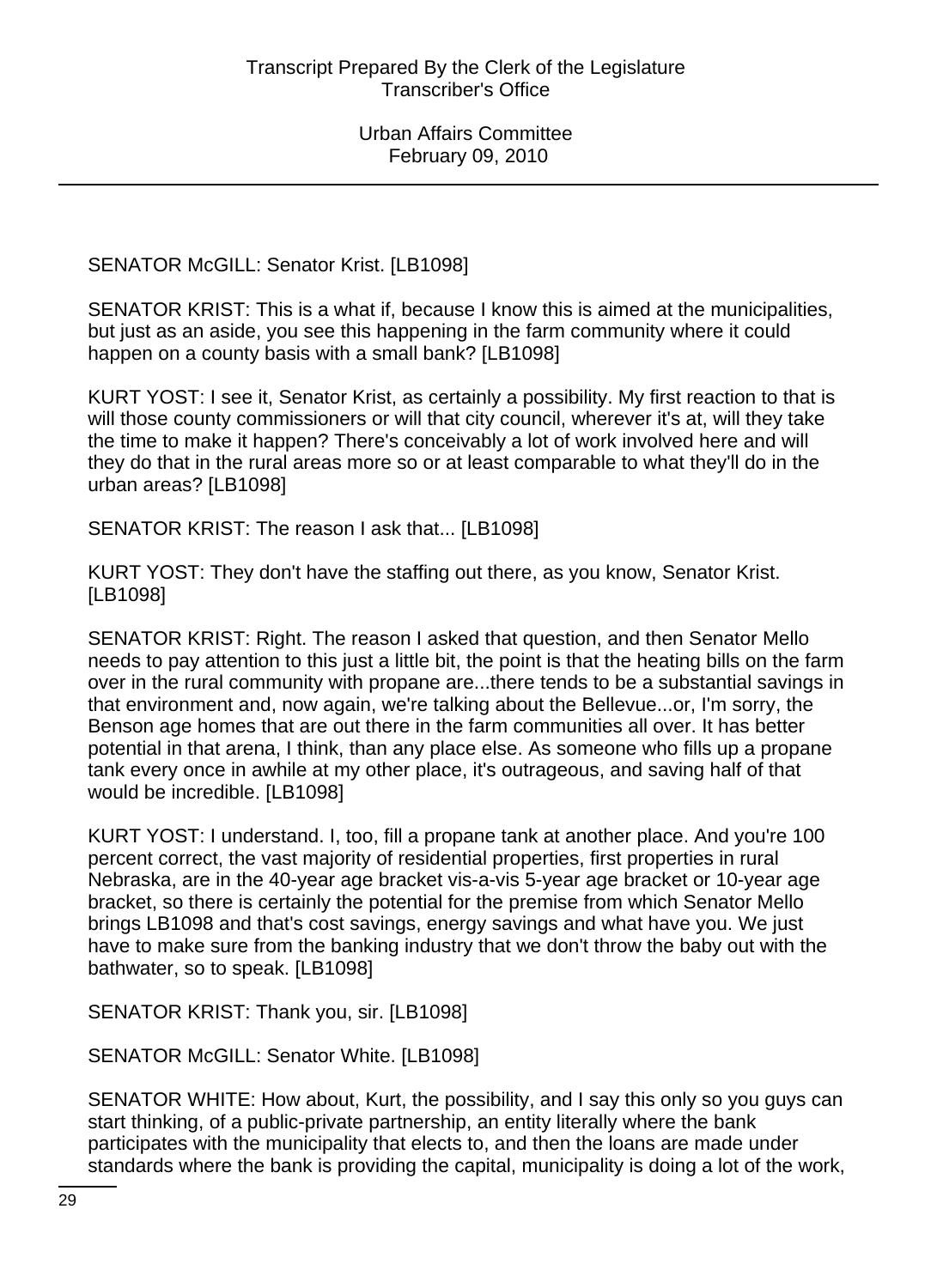SENATOR McGILL: Senator Krist. [LB1098]

SENATOR KRIST: This is a what if, because I know this is aimed at the municipalities, but just as an aside, you see this happening in the farm community where it could happen on a county basis with a small bank? [LB1098]

KURT YOST: I see it, Senator Krist, as certainly a possibility. My first reaction to that is will those county commissioners or will that city council, wherever it's at, will they take the time to make it happen? There's conceivably a lot of work involved here and will they do that in the rural areas more so or at least comparable to what they'll do in the urban areas? [LB1098]

SENATOR KRIST: The reason I ask that... [LB1098]

KURT YOST: They don't have the staffing out there, as you know, Senator Krist. [LB1098]

SENATOR KRIST: Right. The reason I asked that question, and then Senator Mello needs to pay attention to this just a little bit, the point is that the heating bills on the farm over in the rural community with propane are...there tends to be a substantial savings in that environment and, now again, we're talking about the Bellevue...or, I'm sorry, the Benson age homes that are out there in the farm communities all over. It has better potential in that arena, I think, than any place else. As someone who fills up a propane tank every once in awhile at my other place, it's outrageous, and saving half of that would be incredible. [LB1098]

KURT YOST: I understand. I, too, fill a propane tank at another place. And you're 100 percent correct, the vast majority of residential properties, first properties in rural Nebraska, are in the 40-year age bracket vis-a-vis 5-year age bracket or 10-year age bracket, so there is certainly the potential for the premise from which Senator Mello brings LB1098 and that's cost savings, energy savings and what have you. We just have to make sure from the banking industry that we don't throw the baby out with the bathwater, so to speak. [LB1098]

SENATOR KRIST: Thank you, sir. [LB1098]

SENATOR McGILL: Senator White. [LB1098]

SENATOR WHITE: How about, Kurt, the possibility, and I say this only so you guys can start thinking, of a public-private partnership, an entity literally where the bank participates with the municipality that elects to, and then the loans are made under standards where the bank is providing the capital, municipality is doing a lot of the work,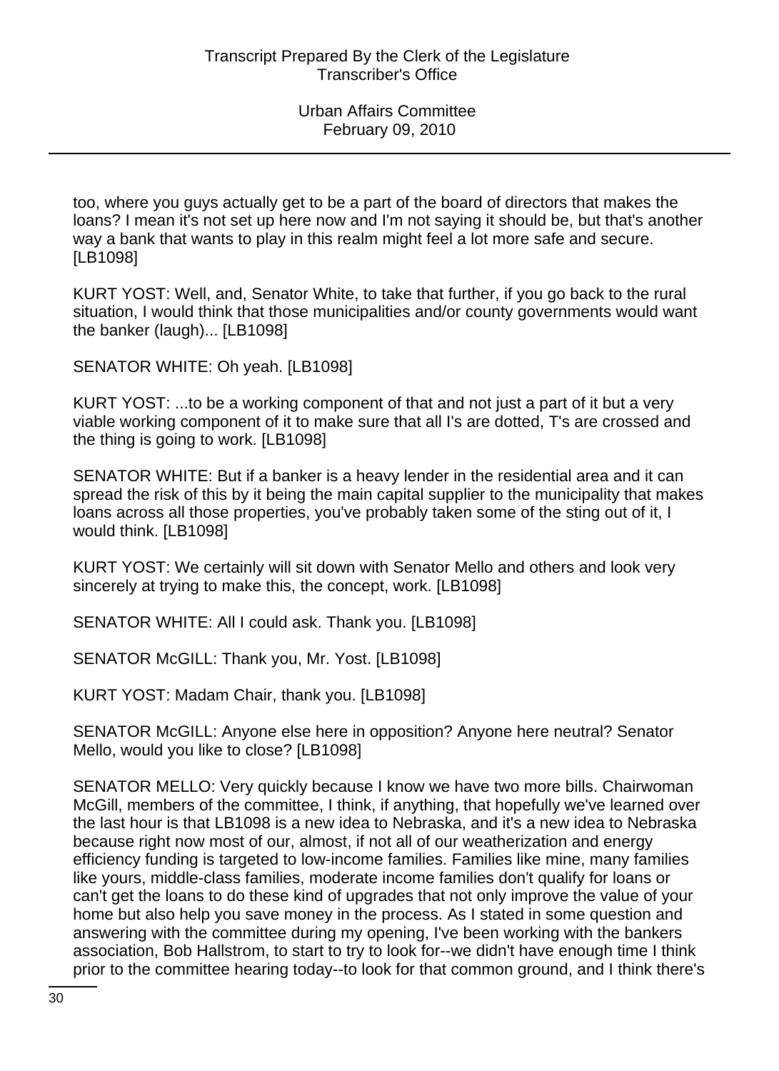too, where you guys actually get to be a part of the board of directors that makes the loans? I mean it's not set up here now and I'm not saying it should be, but that's another way a bank that wants to play in this realm might feel a lot more safe and secure. [LB1098]

KURT YOST: Well, and, Senator White, to take that further, if you go back to the rural situation, I would think that those municipalities and/or county governments would want the banker (laugh)... [LB1098]

SENATOR WHITE: Oh yeah. [LB1098]

KURT YOST: ...to be a working component of that and not just a part of it but a very viable working component of it to make sure that all I's are dotted, T's are crossed and the thing is going to work. [LB1098]

SENATOR WHITE: But if a banker is a heavy lender in the residential area and it can spread the risk of this by it being the main capital supplier to the municipality that makes loans across all those properties, you've probably taken some of the sting out of it, I would think. [LB1098]

KURT YOST: We certainly will sit down with Senator Mello and others and look very sincerely at trying to make this, the concept, work. [LB1098]

SENATOR WHITE: All I could ask. Thank you. [LB1098]

SENATOR McGILL: Thank you, Mr. Yost. [LB1098]

KURT YOST: Madam Chair, thank you. [LB1098]

SENATOR McGILL: Anyone else here in opposition? Anyone here neutral? Senator Mello, would you like to close? [LB1098]

SENATOR MELLO: Very quickly because I know we have two more bills. Chairwoman McGill, members of the committee, I think, if anything, that hopefully we've learned over the last hour is that LB1098 is a new idea to Nebraska, and it's a new idea to Nebraska because right now most of our, almost, if not all of our weatherization and energy efficiency funding is targeted to low-income families. Families like mine, many families like yours, middle-class families, moderate income families don't qualify for loans or can't get the loans to do these kind of upgrades that not only improve the value of your home but also help you save money in the process. As I stated in some question and answering with the committee during my opening, I've been working with the bankers association, Bob Hallstrom, to start to try to look for--we didn't have enough time I think prior to the committee hearing today--to look for that common ground, and I think there's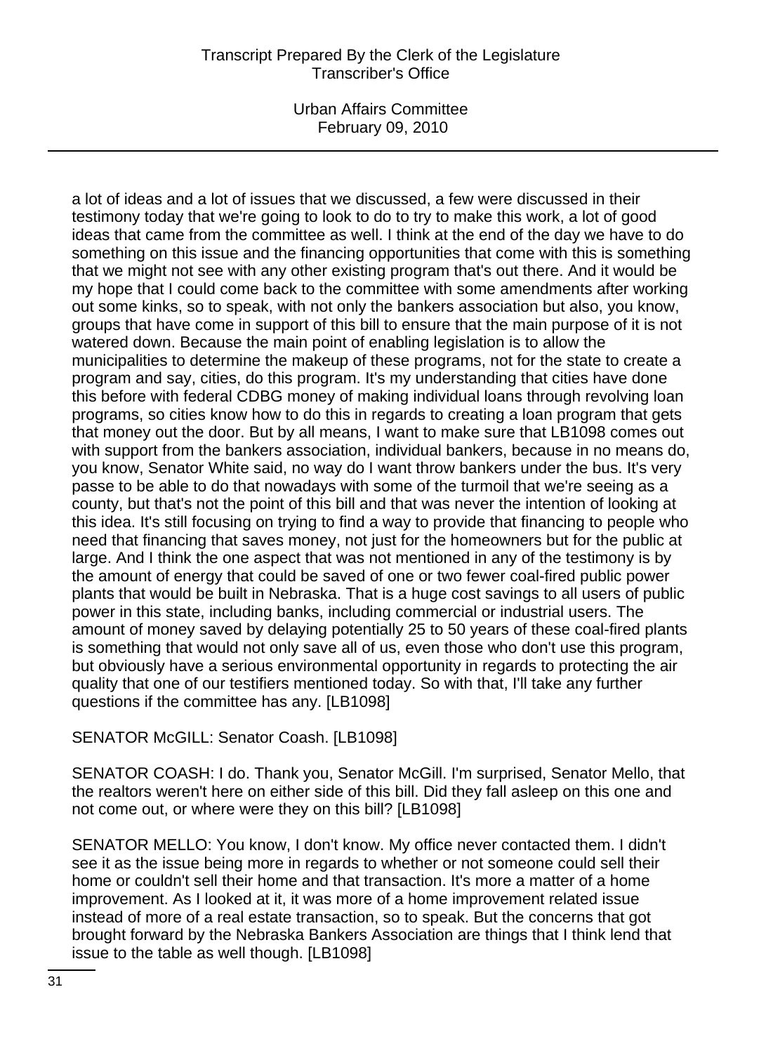a lot of ideas and a lot of issues that we discussed, a few were discussed in their testimony today that we're going to look to do to try to make this work, a lot of good ideas that came from the committee as well. I think at the end of the day we have to do something on this issue and the financing opportunities that come with this is something that we might not see with any other existing program that's out there. And it would be my hope that I could come back to the committee with some amendments after working out some kinks, so to speak, with not only the bankers association but also, you know, groups that have come in support of this bill to ensure that the main purpose of it is not watered down. Because the main point of enabling legislation is to allow the municipalities to determine the makeup of these programs, not for the state to create a program and say, cities, do this program. It's my understanding that cities have done this before with federal CDBG money of making individual loans through revolving loan programs, so cities know how to do this in regards to creating a loan program that gets that money out the door. But by all means, I want to make sure that LB1098 comes out with support from the bankers association, individual bankers, because in no means do, you know, Senator White said, no way do I want throw bankers under the bus. It's very passe to be able to do that nowadays with some of the turmoil that we're seeing as a county, but that's not the point of this bill and that was never the intention of looking at this idea. It's still focusing on trying to find a way to provide that financing to people who need that financing that saves money, not just for the homeowners but for the public at large. And I think the one aspect that was not mentioned in any of the testimony is by the amount of energy that could be saved of one or two fewer coal-fired public power plants that would be built in Nebraska. That is a huge cost savings to all users of public power in this state, including banks, including commercial or industrial users. The amount of money saved by delaying potentially 25 to 50 years of these coal-fired plants is something that would not only save all of us, even those who don't use this program, but obviously have a serious environmental opportunity in regards to protecting the air quality that one of our testifiers mentioned today. So with that, I'll take any further questions if the committee has any. [LB1098]

SENATOR McGILL: Senator Coash. [LB1098]

SENATOR COASH: I do. Thank you, Senator McGill. I'm surprised, Senator Mello, that the realtors weren't here on either side of this bill. Did they fall asleep on this one and not come out, or where were they on this bill? [LB1098]

SENATOR MELLO: You know, I don't know. My office never contacted them. I didn't see it as the issue being more in regards to whether or not someone could sell their home or couldn't sell their home and that transaction. It's more a matter of a home improvement. As I looked at it, it was more of a home improvement related issue instead of more of a real estate transaction, so to speak. But the concerns that got brought forward by the Nebraska Bankers Association are things that I think lend that issue to the table as well though. [LB1098]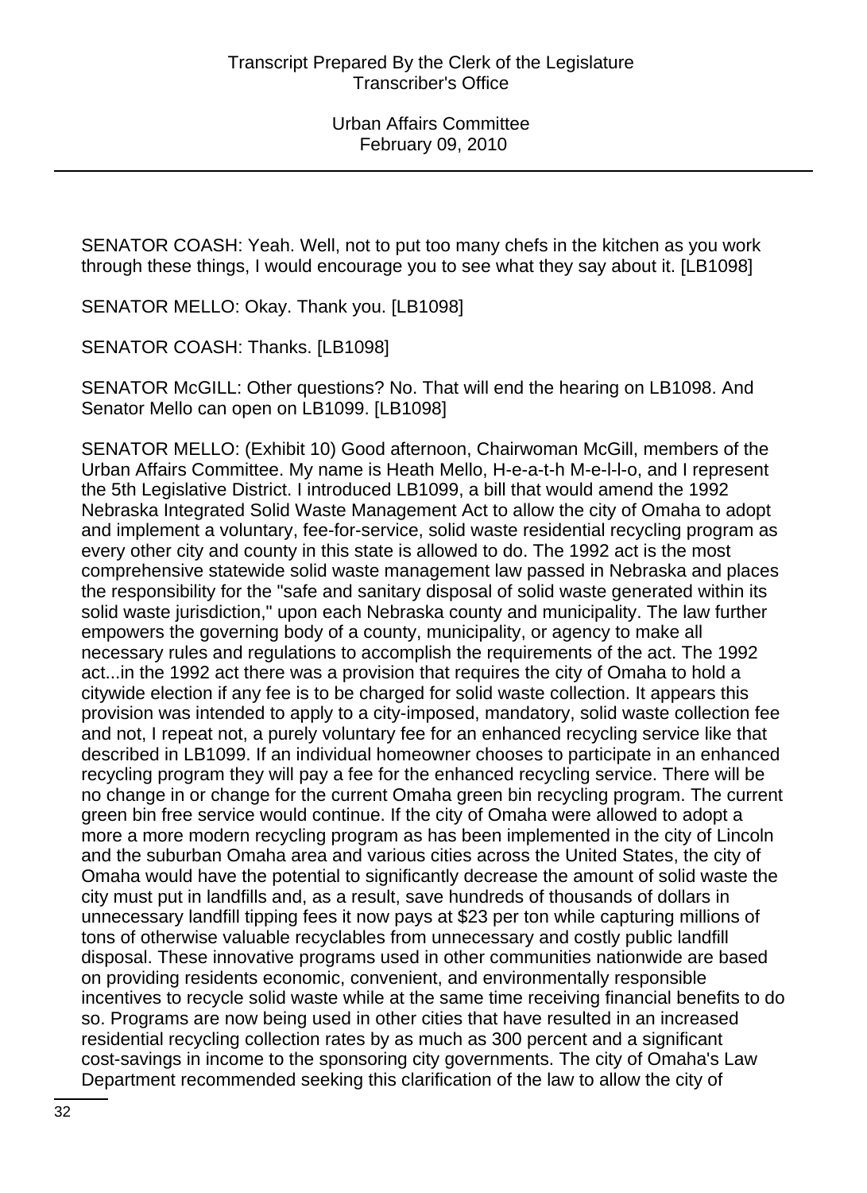SENATOR COASH: Yeah. Well, not to put too many chefs in the kitchen as you work through these things, I would encourage you to see what they say about it. [LB1098]

SENATOR MELLO: Okay. Thank you. [LB1098]

SENATOR COASH: Thanks. [LB1098]

SENATOR McGILL: Other questions? No. That will end the hearing on LB1098. And Senator Mello can open on LB1099. [LB1098]

SENATOR MELLO: (Exhibit 10) Good afternoon, Chairwoman McGill, members of the Urban Affairs Committee. My name is Heath Mello, H-e-a-t-h M-e-l-l-o, and I represent the 5th Legislative District. I introduced LB1099, a bill that would amend the 1992 Nebraska Integrated Solid Waste Management Act to allow the city of Omaha to adopt and implement a voluntary, fee-for-service, solid waste residential recycling program as every other city and county in this state is allowed to do. The 1992 act is the most comprehensive statewide solid waste management law passed in Nebraska and places the responsibility for the "safe and sanitary disposal of solid waste generated within its solid waste jurisdiction," upon each Nebraska county and municipality. The law further empowers the governing body of a county, municipality, or agency to make all necessary rules and regulations to accomplish the requirements of the act. The 1992 act...in the 1992 act there was a provision that requires the city of Omaha to hold a citywide election if any fee is to be charged for solid waste collection. It appears this provision was intended to apply to a city-imposed, mandatory, solid waste collection fee and not, I repeat not, a purely voluntary fee for an enhanced recycling service like that described in LB1099. If an individual homeowner chooses to participate in an enhanced recycling program they will pay a fee for the enhanced recycling service. There will be no change in or change for the current Omaha green bin recycling program. The current green bin free service would continue. If the city of Omaha were allowed to adopt a more a more modern recycling program as has been implemented in the city of Lincoln and the suburban Omaha area and various cities across the United States, the city of Omaha would have the potential to significantly decrease the amount of solid waste the city must put in landfills and, as a result, save hundreds of thousands of dollars in unnecessary landfill tipping fees it now pays at $23 per ton while capturing millions of tons of otherwise valuable recyclables from unnecessary and costly public landfill disposal. These innovative programs used in other communities nationwide are based on providing residents economic, convenient, and environmentally responsible incentives to recycle solid waste while at the same time receiving financial benefits to do so. Programs are now being used in other cities that have resulted in an increased residential recycling collection rates by as much as 300 percent and a significant cost-savings in income to the sponsoring city governments. The city of Omaha's Law Department recommended seeking this clarification of the law to allow the city of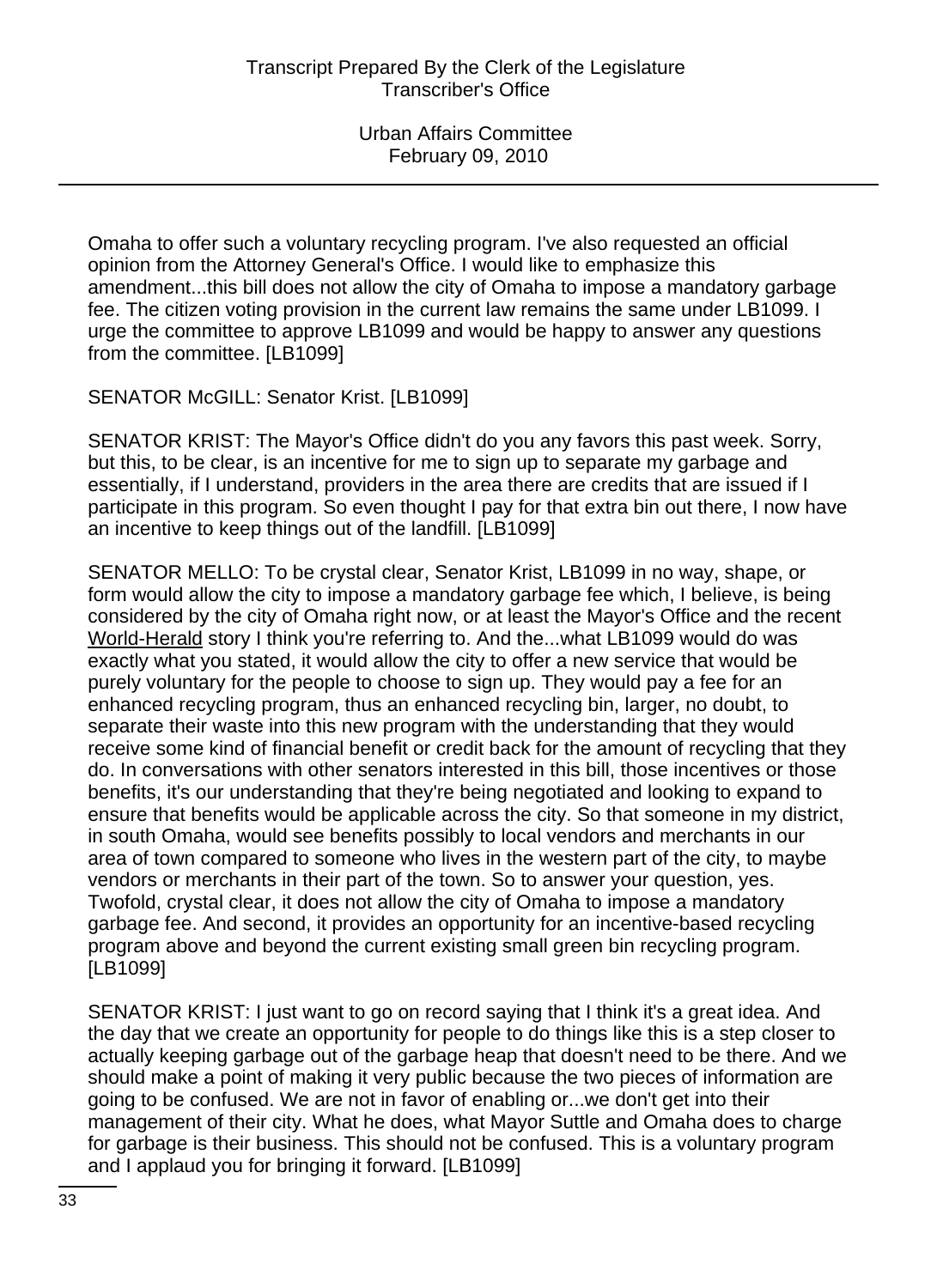Omaha to offer such a voluntary recycling program. I've also requested an official opinion from the Attorney General's Office. I would like to emphasize this amendment...this bill does not allow the city of Omaha to impose a mandatory garbage fee. The citizen voting provision in the current law remains the same under LB1099. I urge the committee to approve LB1099 and would be happy to answer any questions from the committee. [LB1099]

SENATOR McGILL: Senator Krist. [LB1099]

SENATOR KRIST: The Mayor's Office didn't do you any favors this past week. Sorry, but this, to be clear, is an incentive for me to sign up to separate my garbage and essentially, if I understand, providers in the area there are credits that are issued if I participate in this program. So even thought I pay for that extra bin out there, I now have an incentive to keep things out of the landfill. [LB1099]

SENATOR MELLO: To be crystal clear, Senator Krist, LB1099 in no way, shape, or form would allow the city to impose a mandatory garbage fee which, I believe, is being considered by the city of Omaha right now, or at least the Mayor's Office and the recent World-Herald story I think you're referring to. And the...what LB1099 would do was exactly what you stated, it would allow the city to offer a new service that would be purely voluntary for the people to choose to sign up. They would pay a fee for an enhanced recycling program, thus an enhanced recycling bin, larger, no doubt, to separate their waste into this new program with the understanding that they would receive some kind of financial benefit or credit back for the amount of recycling that they do. In conversations with other senators interested in this bill, those incentives or those benefits, it's our understanding that they're being negotiated and looking to expand to ensure that benefits would be applicable across the city. So that someone in my district, in south Omaha, would see benefits possibly to local vendors and merchants in our area of town compared to someone who lives in the western part of the city, to maybe vendors or merchants in their part of the town. So to answer your question, yes. Twofold, crystal clear, it does not allow the city of Omaha to impose a mandatory garbage fee. And second, it provides an opportunity for an incentive-based recycling program above and beyond the current existing small green bin recycling program. [LB1099]

SENATOR KRIST: I just want to go on record saying that I think it's a great idea. And the day that we create an opportunity for people to do things like this is a step closer to actually keeping garbage out of the garbage heap that doesn't need to be there. And we should make a point of making it very public because the two pieces of information are going to be confused. We are not in favor of enabling or...we don't get into their management of their city. What he does, what Mayor Suttle and Omaha does to charge for garbage is their business. This should not be confused. This is a voluntary program and I applaud you for bringing it forward. [LB1099]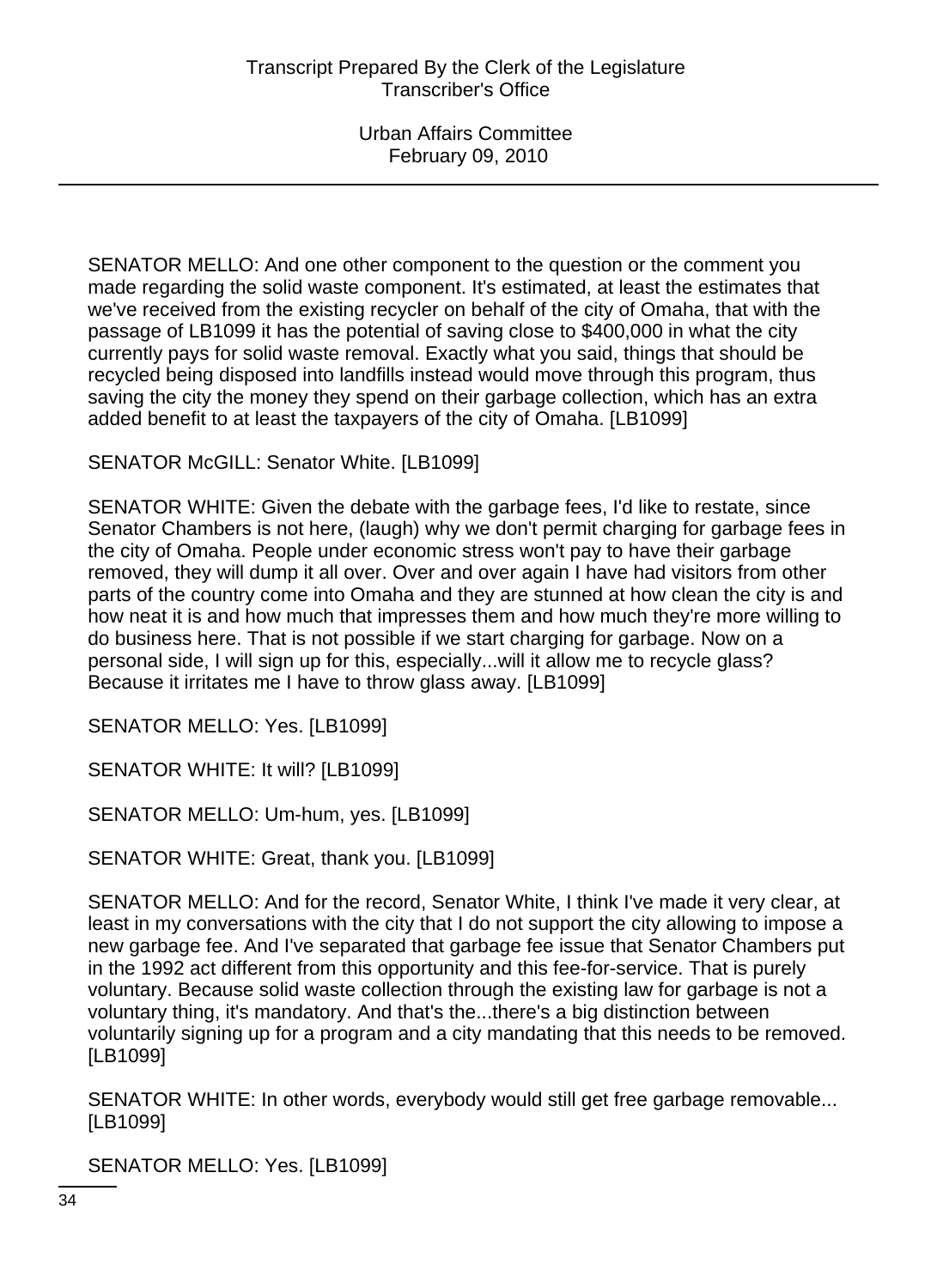SENATOR MELLO: And one other component to the question or the comment you made regarding the solid waste component. It's estimated, at least the estimates that we've received from the existing recycler on behalf of the city of Omaha, that with the passage of LB1099 it has the potential of saving close to $400,000 in what the city currently pays for solid waste removal. Exactly what you said, things that should be recycled being disposed into landfills instead would move through this program, thus saving the city the money they spend on their garbage collection, which has an extra added benefit to at least the taxpayers of the city of Omaha. [LB1099]

SENATOR McGILL: Senator White. [LB1099]

SENATOR WHITE: Given the debate with the garbage fees, I'd like to restate, since Senator Chambers is not here, (laugh) why we don't permit charging for garbage fees in the city of Omaha. People under economic stress won't pay to have their garbage removed, they will dump it all over. Over and over again I have had visitors from other parts of the country come into Omaha and they are stunned at how clean the city is and how neat it is and how much that impresses them and how much they're more willing to do business here. That is not possible if we start charging for garbage. Now on a personal side, I will sign up for this, especially...will it allow me to recycle glass? Because it irritates me I have to throw glass away. [LB1099]

SENATOR MELLO: Yes. [LB1099]

SENATOR WHITE: It will? [LB1099]

SENATOR MELLO: Um-hum, yes. [LB1099]

SENATOR WHITE: Great, thank you. [LB1099]

SENATOR MELLO: And for the record, Senator White, I think I've made it very clear, at least in my conversations with the city that I do not support the city allowing to impose a new garbage fee. And I've separated that garbage fee issue that Senator Chambers put in the 1992 act different from this opportunity and this fee-for-service. That is purely voluntary. Because solid waste collection through the existing law for garbage is not a voluntary thing, it's mandatory. And that's the...there's a big distinction between voluntarily signing up for a program and a city mandating that this needs to be removed. [LB1099]

SENATOR WHITE: In other words, everybody would still get free garbage removable... [LB1099]

SENATOR MELLO: Yes. [LB1099]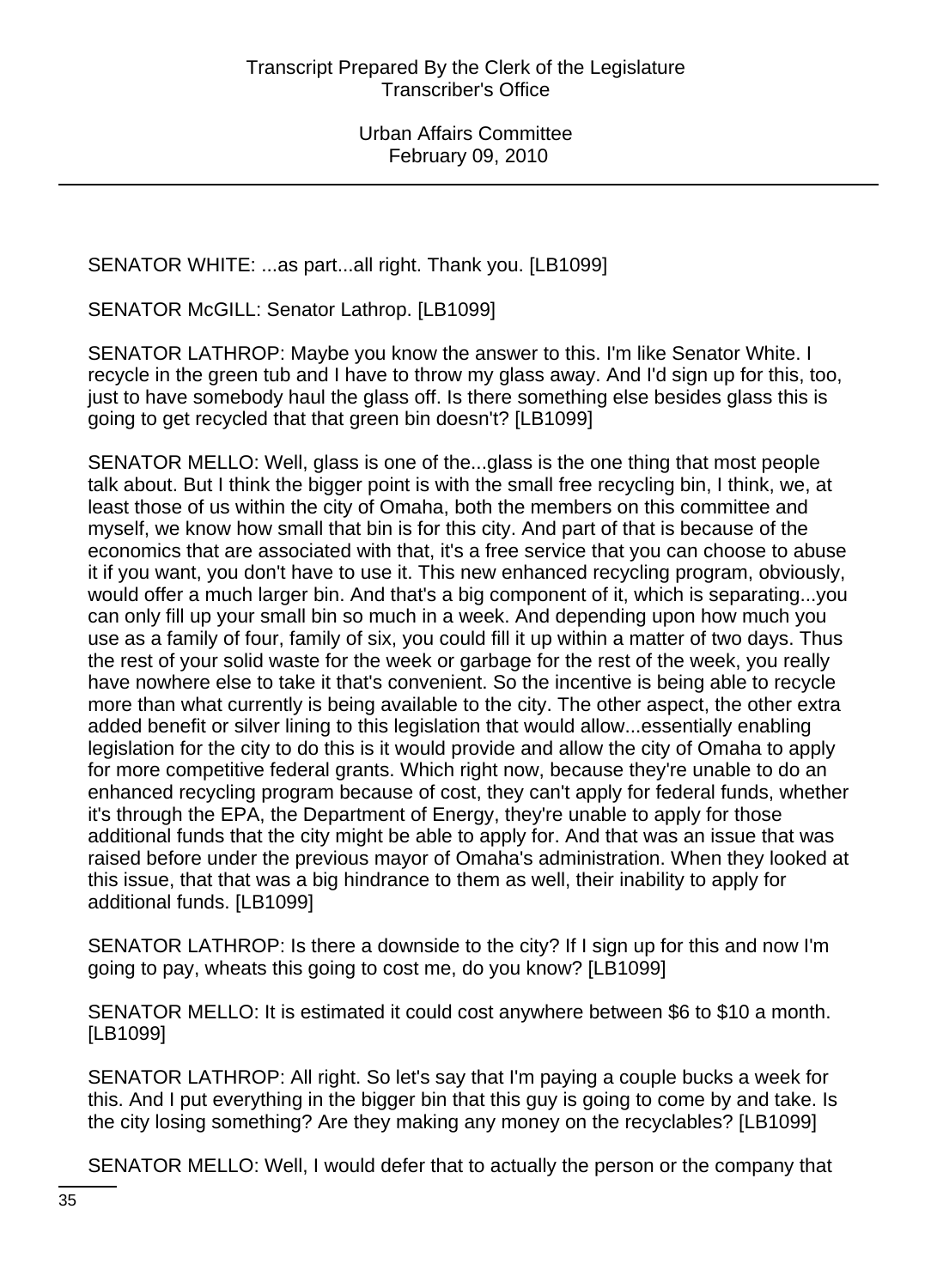SENATOR WHITE: ...as part...all right. Thank you. [LB1099]

SENATOR McGILL: Senator Lathrop. [LB1099]

SENATOR LATHROP: Maybe you know the answer to this. I'm like Senator White. I recycle in the green tub and I have to throw my glass away. And I'd sign up for this, too, just to have somebody haul the glass off. Is there something else besides glass this is going to get recycled that that green bin doesn't? [LB1099]

SENATOR MELLO: Well, glass is one of the...glass is the one thing that most people talk about. But I think the bigger point is with the small free recycling bin, I think, we, at least those of us within the city of Omaha, both the members on this committee and myself, we know how small that bin is for this city. And part of that is because of the economics that are associated with that, it's a free service that you can choose to abuse it if you want, you don't have to use it. This new enhanced recycling program, obviously, would offer a much larger bin. And that's a big component of it, which is separating...you can only fill up your small bin so much in a week. And depending upon how much you use as a family of four, family of six, you could fill it up within a matter of two days. Thus the rest of your solid waste for the week or garbage for the rest of the week, you really have nowhere else to take it that's convenient. So the incentive is being able to recycle more than what currently is being available to the city. The other aspect, the other extra added benefit or silver lining to this legislation that would allow...essentially enabling legislation for the city to do this is it would provide and allow the city of Omaha to apply for more competitive federal grants. Which right now, because they're unable to do an enhanced recycling program because of cost, they can't apply for federal funds, whether it's through the EPA, the Department of Energy, they're unable to apply for those additional funds that the city might be able to apply for. And that was an issue that was raised before under the previous mayor of Omaha's administration. When they looked at this issue, that that was a big hindrance to them as well, their inability to apply for additional funds. [LB1099]

SENATOR LATHROP: Is there a downside to the city? If I sign up for this and now I'm going to pay, wheats this going to cost me, do you know? [LB1099]

SENATOR MELLO: It is estimated it could cost anywhere between $6 to $10 a month. [LB1099]

SENATOR LATHROP: All right. So let's say that I'm paying a couple bucks a week for this. And I put everything in the bigger bin that this guy is going to come by and take. Is the city losing something? Are they making any money on the recyclables? [LB1099]

SENATOR MELLO: Well, I would defer that to actually the person or the company that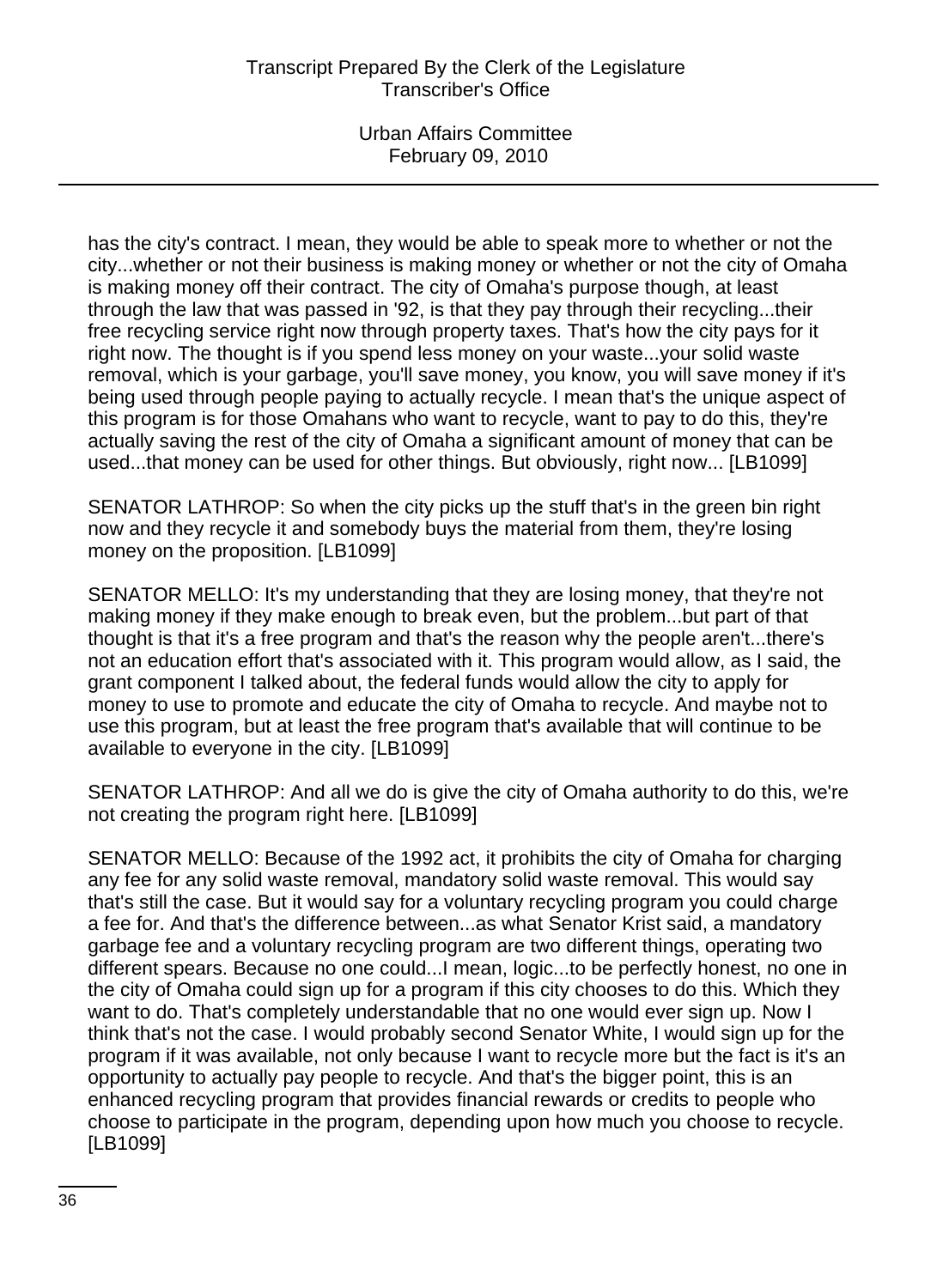has the city's contract. I mean, they would be able to speak more to whether or not the city...whether or not their business is making money or whether or not the city of Omaha is making money off their contract. The city of Omaha's purpose though, at least through the law that was passed in '92, is that they pay through their recycling...their free recycling service right now through property taxes. That's how the city pays for it right now. The thought is if you spend less money on your waste...your solid waste removal, which is your garbage, you'll save money, you know, you will save money if it's being used through people paying to actually recycle. I mean that's the unique aspect of this program is for those Omahans who want to recycle, want to pay to do this, they're actually saving the rest of the city of Omaha a significant amount of money that can be used...that money can be used for other things. But obviously, right now... [LB1099]

SENATOR LATHROP: So when the city picks up the stuff that's in the green bin right now and they recycle it and somebody buys the material from them, they're losing money on the proposition. [LB1099]

SENATOR MELLO: It's my understanding that they are losing money, that they're not making money if they make enough to break even, but the problem...but part of that thought is that it's a free program and that's the reason why the people aren't...there's not an education effort that's associated with it. This program would allow, as I said, the grant component I talked about, the federal funds would allow the city to apply for money to use to promote and educate the city of Omaha to recycle. And maybe not to use this program, but at least the free program that's available that will continue to be available to everyone in the city. [LB1099]

SENATOR LATHROP: And all we do is give the city of Omaha authority to do this, we're not creating the program right here. [LB1099]

SENATOR MELLO: Because of the 1992 act, it prohibits the city of Omaha for charging any fee for any solid waste removal, mandatory solid waste removal. This would say that's still the case. But it would say for a voluntary recycling program you could charge a fee for. And that's the difference between...as what Senator Krist said, a mandatory garbage fee and a voluntary recycling program are two different things, operating two different spears. Because no one could...I mean, logic...to be perfectly honest, no one in the city of Omaha could sign up for a program if this city chooses to do this. Which they want to do. That's completely understandable that no one would ever sign up. Now I think that's not the case. I would probably second Senator White, I would sign up for the program if it was available, not only because I want to recycle more but the fact is it's an opportunity to actually pay people to recycle. And that's the bigger point, this is an enhanced recycling program that provides financial rewards or credits to people who choose to participate in the program, depending upon how much you choose to recycle. [LB1099]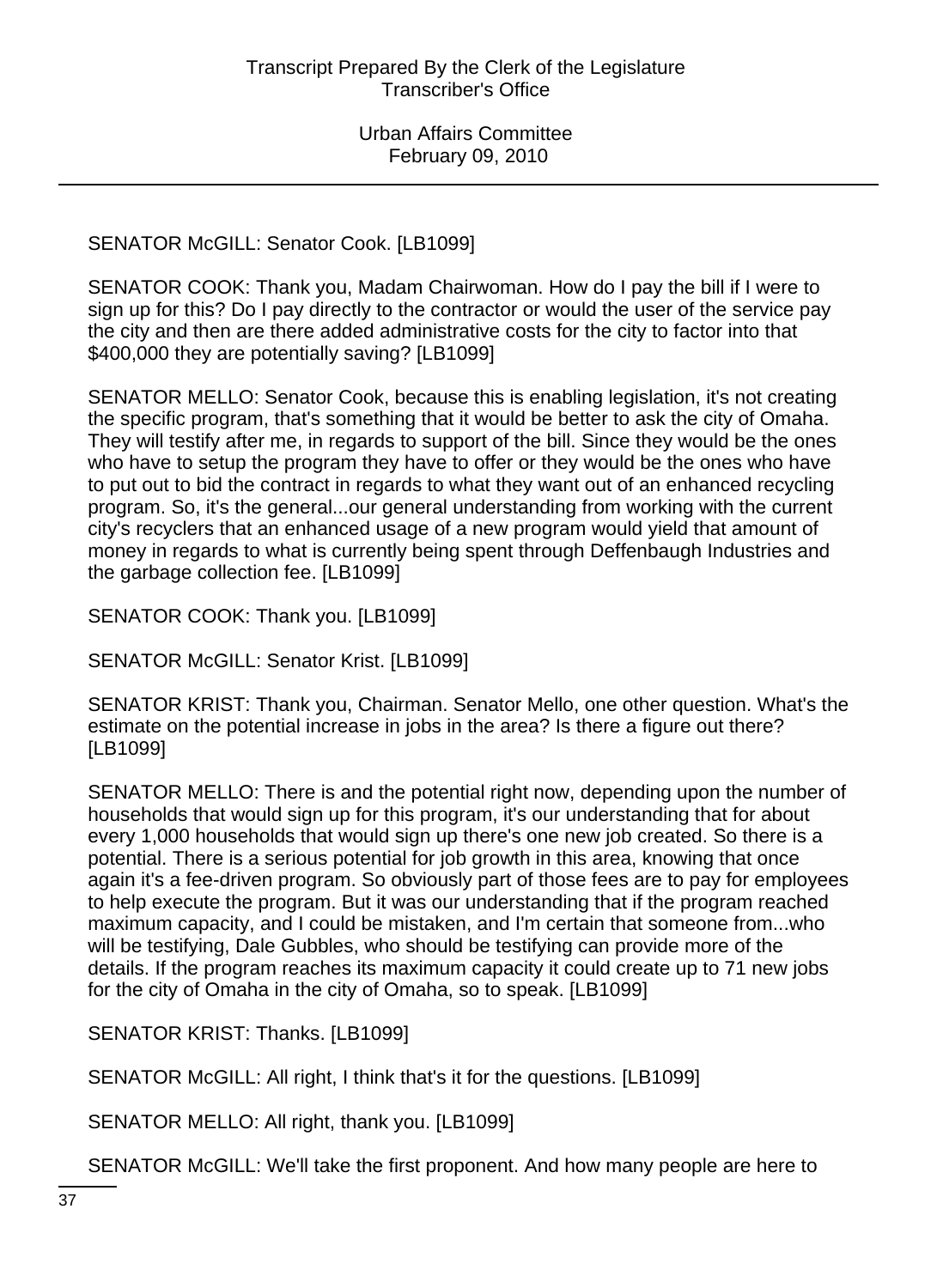SENATOR McGILL: Senator Cook. [LB1099]

SENATOR COOK: Thank you, Madam Chairwoman. How do I pay the bill if I were to sign up for this? Do I pay directly to the contractor or would the user of the service pay the city and then are there added administrative costs for the city to factor into that $400,000 they are potentially saving? [LB1099]

SENATOR MELLO: Senator Cook, because this is enabling legislation, it's not creating the specific program, that's something that it would be better to ask the city of Omaha. They will testify after me, in regards to support of the bill. Since they would be the ones who have to setup the program they have to offer or they would be the ones who have to put out to bid the contract in regards to what they want out of an enhanced recycling program. So, it's the general...our general understanding from working with the current city's recyclers that an enhanced usage of a new program would yield that amount of money in regards to what is currently being spent through Deffenbaugh Industries and the garbage collection fee. [LB1099]

SENATOR COOK: Thank you. [LB1099]

SENATOR McGILL: Senator Krist. [LB1099]

SENATOR KRIST: Thank you, Chairman. Senator Mello, one other question. What's the estimate on the potential increase in jobs in the area? Is there a figure out there? [LB1099]

SENATOR MELLO: There is and the potential right now, depending upon the number of households that would sign up for this program, it's our understanding that for about every 1,000 households that would sign up there's one new job created. So there is a potential. There is a serious potential for job growth in this area, knowing that once again it's a fee-driven program. So obviously part of those fees are to pay for employees to help execute the program. But it was our understanding that if the program reached maximum capacity, and I could be mistaken, and I'm certain that someone from...who will be testifying, Dale Gubbles, who should be testifying can provide more of the details. If the program reaches its maximum capacity it could create up to 71 new jobs for the city of Omaha in the city of Omaha, so to speak. [LB1099]

SENATOR KRIST: Thanks. [LB1099]

SENATOR McGILL: All right, I think that's it for the questions. [LB1099]

SENATOR MELLO: All right, thank you. [LB1099]

SENATOR McGILL: We'll take the first proponent. And how many people are here to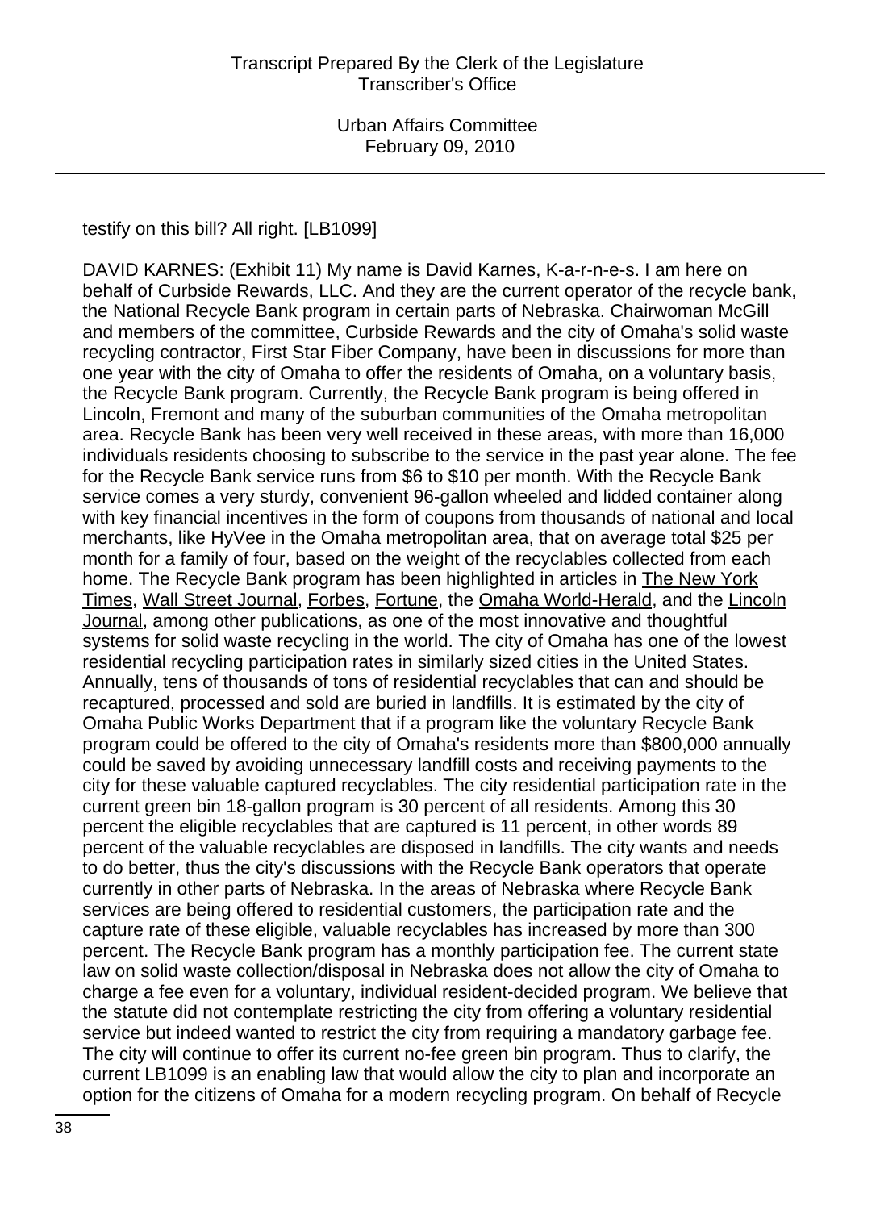testify on this bill? All right. [LB1099]

DAVID KARNES: (Exhibit 11) My name is David Karnes, K-a-r-n-e-s. I am here on behalf of Curbside Rewards, LLC. And they are the current operator of the recycle bank, the National Recycle Bank program in certain parts of Nebraska. Chairwoman McGill and members of the committee, Curbside Rewards and the city of Omaha's solid waste recycling contractor, First Star Fiber Company, have been in discussions for more than one year with the city of Omaha to offer the residents of Omaha, on a voluntary basis, the Recycle Bank program. Currently, the Recycle Bank program is being offered in Lincoln, Fremont and many of the suburban communities of the Omaha metropolitan area. Recycle Bank has been very well received in these areas, with more than 16,000 individuals residents choosing to subscribe to the service in the past year alone. The fee for the Recycle Bank service runs from $6 to $10 per month. With the Recycle Bank service comes a very sturdy, convenient 96-gallon wheeled and lidded container along with key financial incentives in the form of coupons from thousands of national and local merchants, like HyVee in the Omaha metropolitan area, that on average total $25 per month for a family of four, based on the weight of the recyclables collected from each home. The Recycle Bank program has been highlighted in articles in The New York Times, Wall Street Journal, Forbes, Fortune, the Omaha World-Herald, and the Lincoln Journal, among other publications, as one of the most innovative and thoughtful systems for solid waste recycling in the world. The city of Omaha has one of the lowest residential recycling participation rates in similarly sized cities in the United States. Annually, tens of thousands of tons of residential recyclables that can and should be recaptured, processed and sold are buried in landfills. It is estimated by the city of Omaha Public Works Department that if a program like the voluntary Recycle Bank program could be offered to the city of Omaha's residents more than $800,000 annually could be saved by avoiding unnecessary landfill costs and receiving payments to the city for these valuable captured recyclables. The city residential participation rate in the current green bin 18-gallon program is 30 percent of all residents. Among this 30 percent the eligible recyclables that are captured is 11 percent, in other words 89 percent of the valuable recyclables are disposed in landfills. The city wants and needs to do better, thus the city's discussions with the Recycle Bank operators that operate currently in other parts of Nebraska. In the areas of Nebraska where Recycle Bank services are being offered to residential customers, the participation rate and the capture rate of these eligible, valuable recyclables has increased by more than 300 percent. The Recycle Bank program has a monthly participation fee. The current state law on solid waste collection/disposal in Nebraska does not allow the city of Omaha to charge a fee even for a voluntary, individual resident-decided program. We believe that the statute did not contemplate restricting the city from offering a voluntary residential service but indeed wanted to restrict the city from requiring a mandatory garbage fee. The city will continue to offer its current no-fee green bin program. Thus to clarify, the current LB1099 is an enabling law that would allow the city to plan and incorporate an option for the citizens of Omaha for a modern recycling program. On behalf of Recycle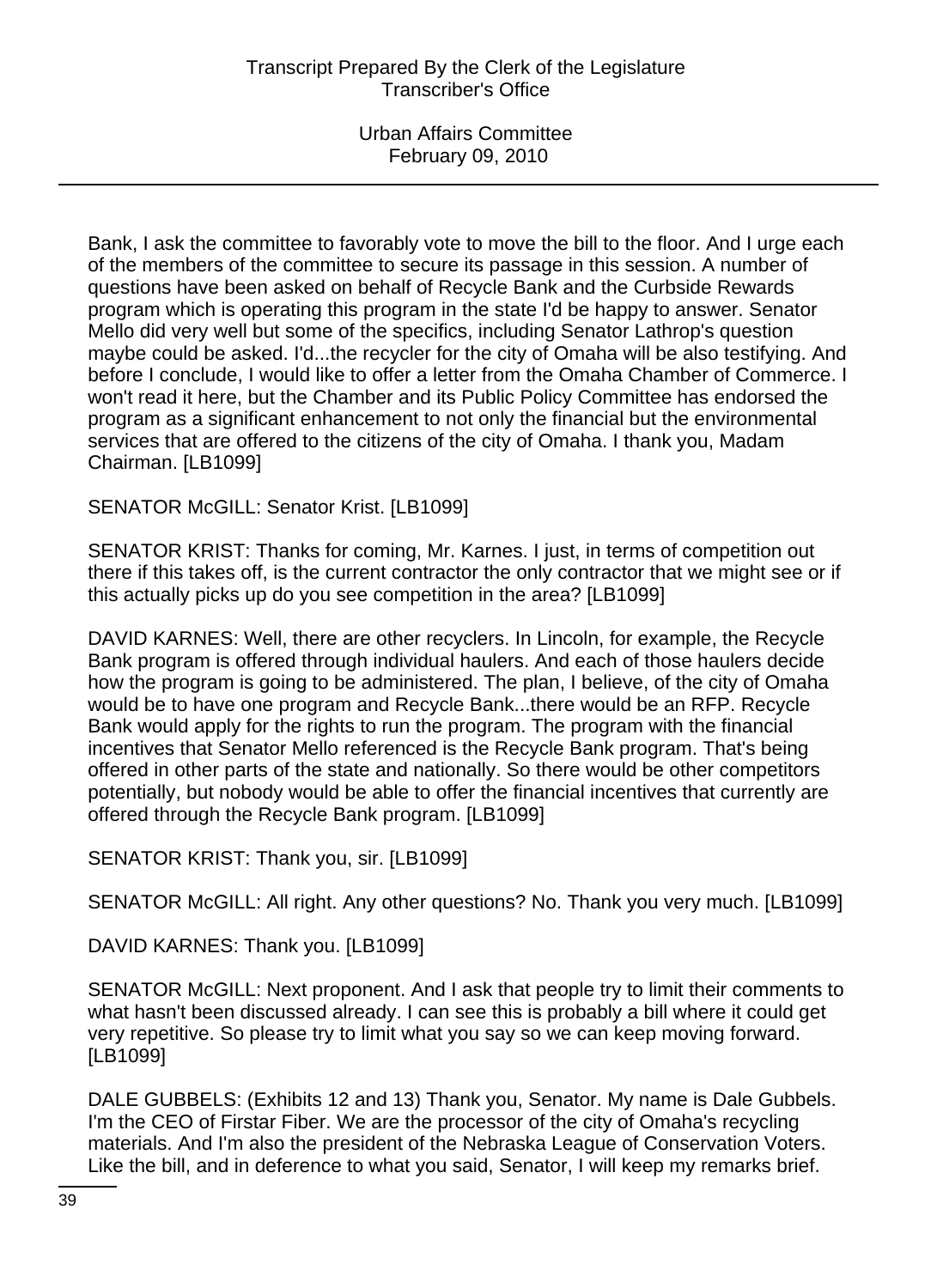Bank, I ask the committee to favorably vote to move the bill to the floor. And I urge each of the members of the committee to secure its passage in this session. A number of questions have been asked on behalf of Recycle Bank and the Curbside Rewards program which is operating this program in the state I'd be happy to answer. Senator Mello did very well but some of the specifics, including Senator Lathrop's question maybe could be asked. I'd...the recycler for the city of Omaha will be also testifying. And before I conclude, I would like to offer a letter from the Omaha Chamber of Commerce. I won't read it here, but the Chamber and its Public Policy Committee has endorsed the program as a significant enhancement to not only the financial but the environmental services that are offered to the citizens of the city of Omaha. I thank you, Madam Chairman. [LB1099]

SENATOR McGILL: Senator Krist. [LB1099]

SENATOR KRIST: Thanks for coming, Mr. Karnes. I just, in terms of competition out there if this takes off, is the current contractor the only contractor that we might see or if this actually picks up do you see competition in the area? [LB1099]

DAVID KARNES: Well, there are other recyclers. In Lincoln, for example, the Recycle Bank program is offered through individual haulers. And each of those haulers decide how the program is going to be administered. The plan, I believe, of the city of Omaha would be to have one program and Recycle Bank...there would be an RFP. Recycle Bank would apply for the rights to run the program. The program with the financial incentives that Senator Mello referenced is the Recycle Bank program. That's being offered in other parts of the state and nationally. So there would be other competitors potentially, but nobody would be able to offer the financial incentives that currently are offered through the Recycle Bank program. [LB1099]

SENATOR KRIST: Thank you, sir. [LB1099]

SENATOR McGILL: All right. Any other questions? No. Thank you very much. [LB1099]

DAVID KARNES: Thank you. [LB1099]

SENATOR McGILL: Next proponent. And I ask that people try to limit their comments to what hasn't been discussed already. I can see this is probably a bill where it could get very repetitive. So please try to limit what you say so we can keep moving forward. [LB1099]

DALE GUBBELS: (Exhibits 12 and 13) Thank you, Senator. My name is Dale Gubbels. I'm the CEO of Firstar Fiber. We are the processor of the city of Omaha's recycling materials. And I'm also the president of the Nebraska League of Conservation Voters. Like the bill, and in deference to what you said, Senator, I will keep my remarks brief.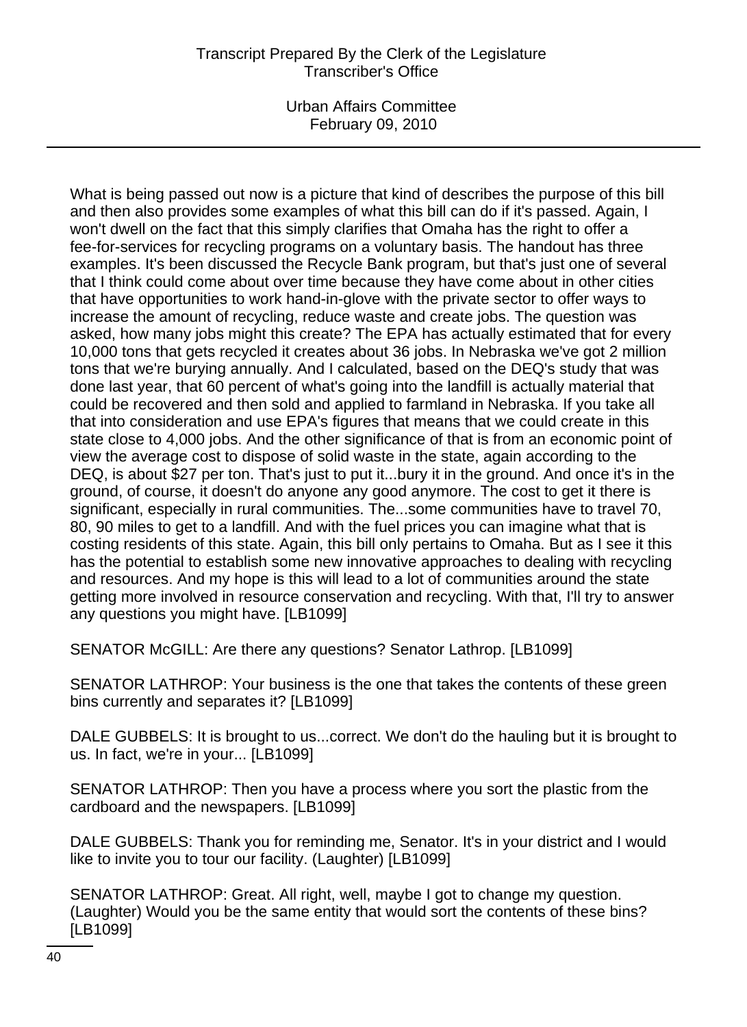What is being passed out now is a picture that kind of describes the purpose of this bill and then also provides some examples of what this bill can do if it's passed. Again, I won't dwell on the fact that this simply clarifies that Omaha has the right to offer a fee-for-services for recycling programs on a voluntary basis. The handout has three examples. It's been discussed the Recycle Bank program, but that's just one of several that I think could come about over time because they have come about in other cities that have opportunities to work hand-in-glove with the private sector to offer ways to increase the amount of recycling, reduce waste and create jobs. The question was asked, how many jobs might this create? The EPA has actually estimated that for every 10,000 tons that gets recycled it creates about 36 jobs. In Nebraska we've got 2 million tons that we're burying annually. And I calculated, based on the DEQ's study that was done last year, that 60 percent of what's going into the landfill is actually material that could be recovered and then sold and applied to farmland in Nebraska. If you take all that into consideration and use EPA's figures that means that we could create in this state close to 4,000 jobs. And the other significance of that is from an economic point of view the average cost to dispose of solid waste in the state, again according to the DEQ, is about $27 per ton. That's just to put it...bury it in the ground. And once it's in the ground, of course, it doesn't do anyone any good anymore. The cost to get it there is significant, especially in rural communities. The...some communities have to travel 70, 80, 90 miles to get to a landfill. And with the fuel prices you can imagine what that is costing residents of this state. Again, this bill only pertains to Omaha. But as I see it this has the potential to establish some new innovative approaches to dealing with recycling and resources. And my hope is this will lead to a lot of communities around the state getting more involved in resource conservation and recycling. With that, I'll try to answer any questions you might have. [LB1099]

SENATOR McGILL: Are there any questions? Senator Lathrop. [LB1099]

SENATOR LATHROP: Your business is the one that takes the contents of these green bins currently and separates it? [LB1099]

DALE GUBBELS: It is brought to us...correct. We don't do the hauling but it is brought to us. In fact, we're in your... [LB1099]

SENATOR LATHROP: Then you have a process where you sort the plastic from the cardboard and the newspapers. [LB1099]

DALE GUBBELS: Thank you for reminding me, Senator. It's in your district and I would like to invite you to tour our facility. (Laughter) [LB1099]

SENATOR LATHROP: Great. All right, well, maybe I got to change my question. (Laughter) Would you be the same entity that would sort the contents of these bins? [LB1099]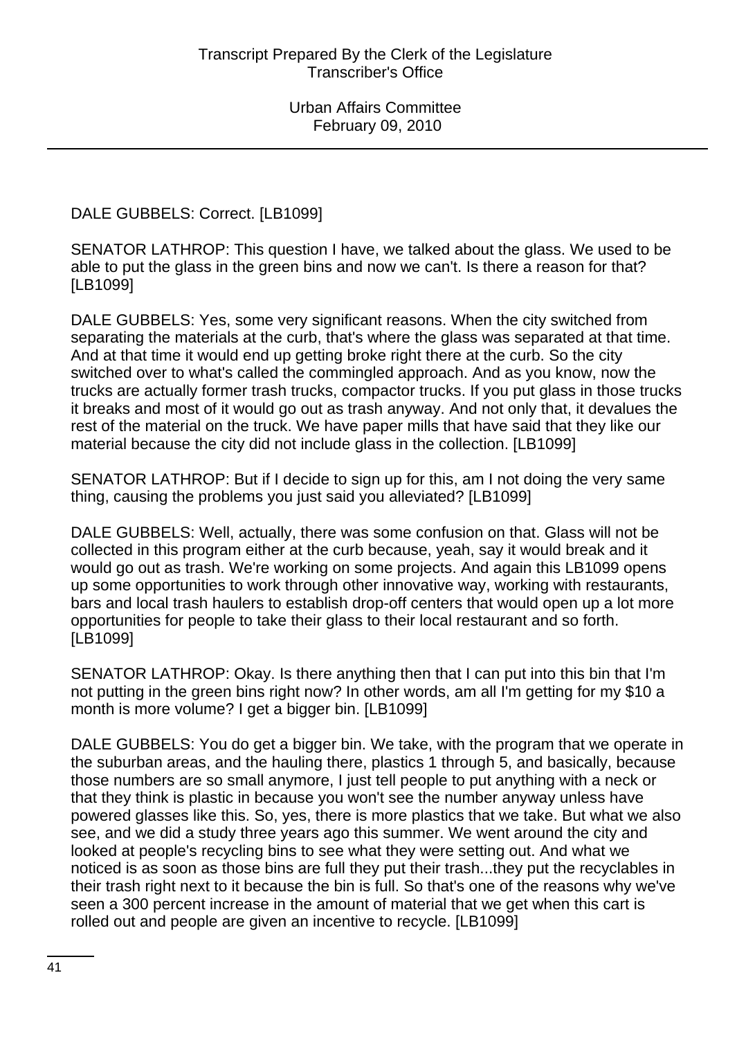DALE GUBBELS: Correct. [LB1099]

SENATOR LATHROP: This question I have, we talked about the glass. We used to be able to put the glass in the green bins and now we can't. Is there a reason for that? [LB1099]

DALE GUBBELS: Yes, some very significant reasons. When the city switched from separating the materials at the curb, that's where the glass was separated at that time. And at that time it would end up getting broke right there at the curb. So the city switched over to what's called the commingled approach. And as you know, now the trucks are actually former trash trucks, compactor trucks. If you put glass in those trucks it breaks and most of it would go out as trash anyway. And not only that, it devalues the rest of the material on the truck. We have paper mills that have said that they like our material because the city did not include glass in the collection. [LB1099]

SENATOR LATHROP: But if I decide to sign up for this, am I not doing the very same thing, causing the problems you just said you alleviated? [LB1099]

DALE GUBBELS: Well, actually, there was some confusion on that. Glass will not be collected in this program either at the curb because, yeah, say it would break and it would go out as trash. We're working on some projects. And again this LB1099 opens up some opportunities to work through other innovative way, working with restaurants, bars and local trash haulers to establish drop-off centers that would open up a lot more opportunities for people to take their glass to their local restaurant and so forth. [LB1099]

SENATOR LATHROP: Okay. Is there anything then that I can put into this bin that I'm not putting in the green bins right now? In other words, am all I'm getting for my $10 a month is more volume? I get a bigger bin. [LB1099]

DALE GUBBELS: You do get a bigger bin. We take, with the program that we operate in the suburban areas, and the hauling there, plastics 1 through 5, and basically, because those numbers are so small anymore, I just tell people to put anything with a neck or that they think is plastic in because you won't see the number anyway unless have powered glasses like this. So, yes, there is more plastics that we take. But what we also see, and we did a study three years ago this summer. We went around the city and looked at people's recycling bins to see what they were setting out. And what we noticed is as soon as those bins are full they put their trash...they put the recyclables in their trash right next to it because the bin is full. So that's one of the reasons why we've seen a 300 percent increase in the amount of material that we get when this cart is rolled out and people are given an incentive to recycle. [LB1099]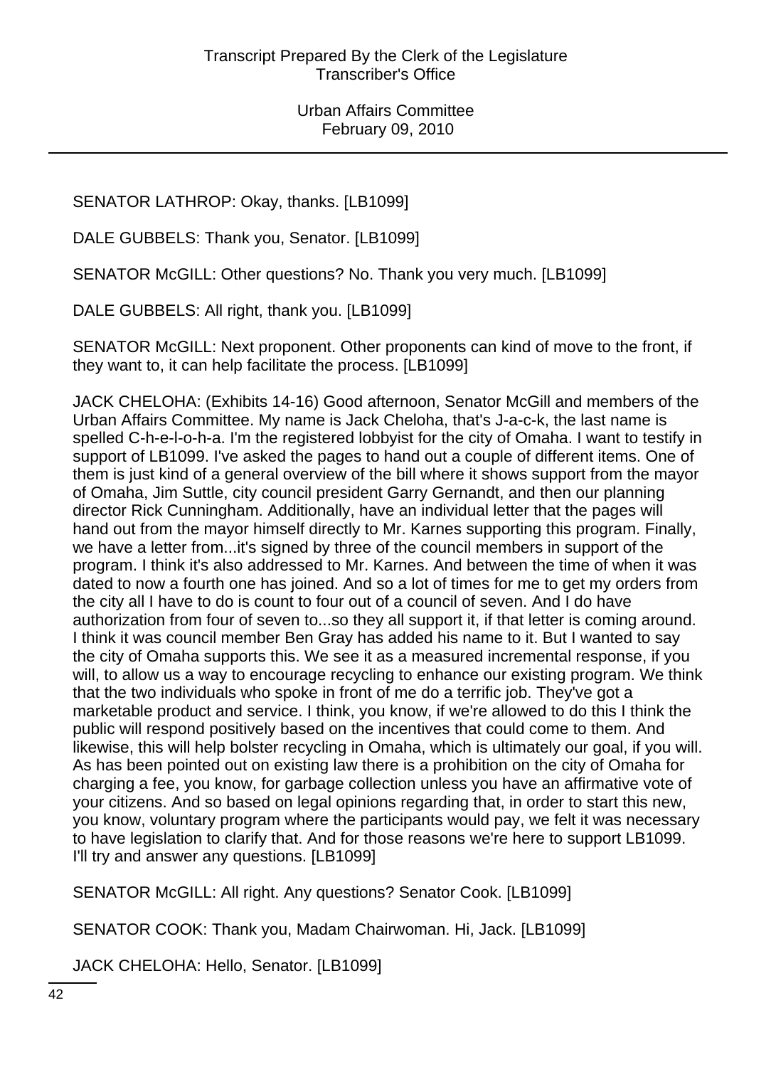SENATOR LATHROP: Okay, thanks. [LB1099]

DALE GUBBELS: Thank you, Senator. [LB1099]

SENATOR McGILL: Other questions? No. Thank you very much. [LB1099]

DALE GUBBELS: All right, thank you. [LB1099]

SENATOR McGILL: Next proponent. Other proponents can kind of move to the front, if they want to, it can help facilitate the process. [LB1099]

JACK CHELOHA: (Exhibits 14-16) Good afternoon, Senator McGill and members of the Urban Affairs Committee. My name is Jack Cheloha, that's J-a-c-k, the last name is spelled C-h-e-l-o-h-a. I'm the registered lobbyist for the city of Omaha. I want to testify in support of LB1099. I've asked the pages to hand out a couple of different items. One of them is just kind of a general overview of the bill where it shows support from the mayor of Omaha, Jim Suttle, city council president Garry Gernandt, and then our planning director Rick Cunningham. Additionally, have an individual letter that the pages will hand out from the mayor himself directly to Mr. Karnes supporting this program. Finally, we have a letter from...it's signed by three of the council members in support of the program. I think it's also addressed to Mr. Karnes. And between the time of when it was dated to now a fourth one has joined. And so a lot of times for me to get my orders from the city all I have to do is count to four out of a council of seven. And I do have authorization from four of seven to...so they all support it, if that letter is coming around. I think it was council member Ben Gray has added his name to it. But I wanted to say the city of Omaha supports this. We see it as a measured incremental response, if you will, to allow us a way to encourage recycling to enhance our existing program. We think that the two individuals who spoke in front of me do a terrific job. They've got a marketable product and service. I think, you know, if we're allowed to do this I think the public will respond positively based on the incentives that could come to them. And likewise, this will help bolster recycling in Omaha, which is ultimately our goal, if you will. As has been pointed out on existing law there is a prohibition on the city of Omaha for charging a fee, you know, for garbage collection unless you have an affirmative vote of your citizens. And so based on legal opinions regarding that, in order to start this new, you know, voluntary program where the participants would pay, we felt it was necessary to have legislation to clarify that. And for those reasons we're here to support LB1099. I'll try and answer any questions. [LB1099]

SENATOR McGILL: All right. Any questions? Senator Cook. [LB1099]

SENATOR COOK: Thank you, Madam Chairwoman. Hi, Jack. [LB1099]

JACK CHELOHA: Hello, Senator. [LB1099]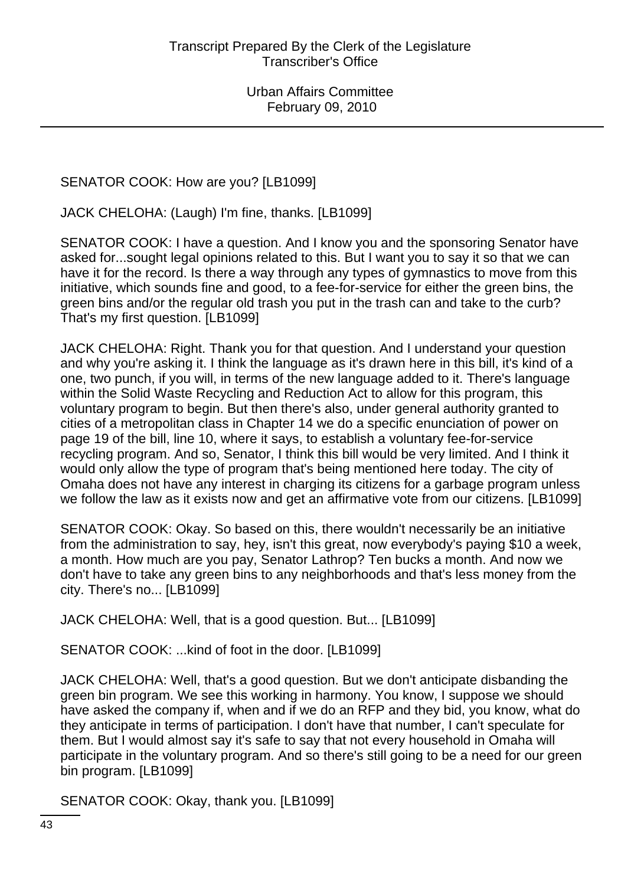SENATOR COOK: How are you? [LB1099]

JACK CHELOHA: (Laugh) I'm fine, thanks. [LB1099]

SENATOR COOK: I have a question. And I know you and the sponsoring Senator have asked for...sought legal opinions related to this. But I want you to say it so that we can have it for the record. Is there a way through any types of gymnastics to move from this initiative, which sounds fine and good, to a fee-for-service for either the green bins, the green bins and/or the regular old trash you put in the trash can and take to the curb? That's my first question. [LB1099]

JACK CHELOHA: Right. Thank you for that question. And I understand your question and why you're asking it. I think the language as it's drawn here in this bill, it's kind of a one, two punch, if you will, in terms of the new language added to it. There's language within the Solid Waste Recycling and Reduction Act to allow for this program, this voluntary program to begin. But then there's also, under general authority granted to cities of a metropolitan class in Chapter 14 we do a specific enunciation of power on page 19 of the bill, line 10, where it says, to establish a voluntary fee-for-service recycling program. And so, Senator, I think this bill would be very limited. And I think it would only allow the type of program that's being mentioned here today. The city of Omaha does not have any interest in charging its citizens for a garbage program unless we follow the law as it exists now and get an affirmative vote from our citizens. [LB1099]

SENATOR COOK: Okay. So based on this, there wouldn't necessarily be an initiative from the administration to say, hey, isn't this great, now everybody's paying $10 a week, a month. How much are you pay, Senator Lathrop? Ten bucks a month. And now we don't have to take any green bins to any neighborhoods and that's less money from the city. There's no... [LB1099]

JACK CHELOHA: Well, that is a good question. But... [LB1099]

SENATOR COOK: ...kind of foot in the door. [LB1099]

JACK CHELOHA: Well, that's a good question. But we don't anticipate disbanding the green bin program. We see this working in harmony. You know, I suppose we should have asked the company if, when and if we do an RFP and they bid, you know, what do they anticipate in terms of participation. I don't have that number, I can't speculate for them. But I would almost say it's safe to say that not every household in Omaha will participate in the voluntary program. And so there's still going to be a need for our green bin program. [LB1099]

SENATOR COOK: Okay, thank you. [LB1099]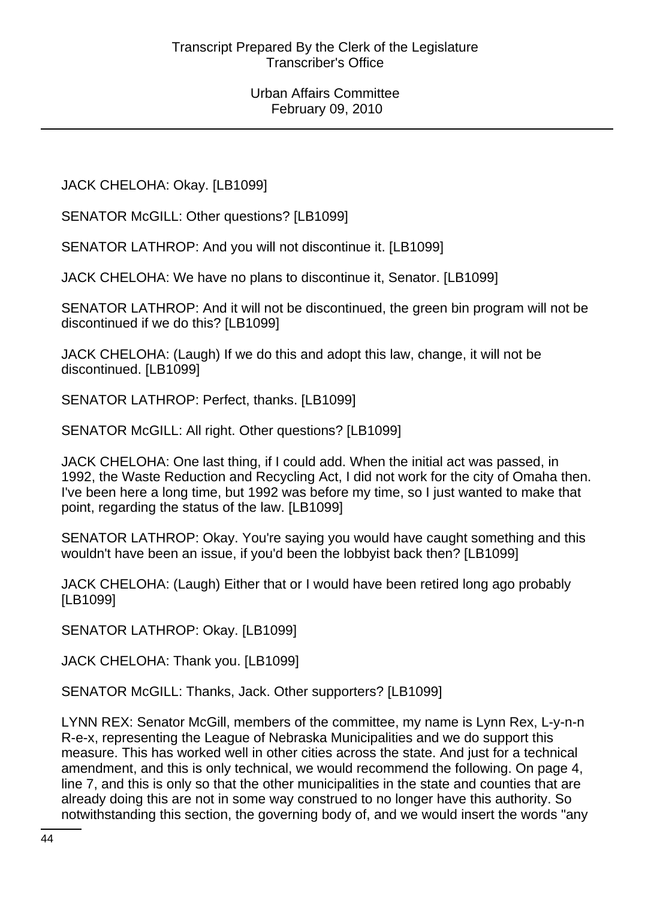JACK CHELOHA: Okay. [LB1099]

SENATOR McGILL: Other questions? [LB1099]

SENATOR LATHROP: And you will not discontinue it. [LB1099]

JACK CHELOHA: We have no plans to discontinue it, Senator. [LB1099]

SENATOR LATHROP: And it will not be discontinued, the green bin program will not be discontinued if we do this? [LB1099]

JACK CHELOHA: (Laugh) If we do this and adopt this law, change, it will not be discontinued. [LB1099]

SENATOR LATHROP: Perfect, thanks. [LB1099]

SENATOR McGILL: All right. Other questions? [LB1099]

JACK CHELOHA: One last thing, if I could add. When the initial act was passed, in 1992, the Waste Reduction and Recycling Act, I did not work for the city of Omaha then. I've been here a long time, but 1992 was before my time, so I just wanted to make that point, regarding the status of the law. [LB1099]

SENATOR LATHROP: Okay. You're saying you would have caught something and this wouldn't have been an issue, if you'd been the lobbyist back then? [LB1099]

JACK CHELOHA: (Laugh) Either that or I would have been retired long ago probably [LB1099]

SENATOR LATHROP: Okay. [LB1099]

JACK CHELOHA: Thank you. [LB1099]

SENATOR McGILL: Thanks, Jack. Other supporters? [LB1099]

LYNN REX: Senator McGill, members of the committee, my name is Lynn Rex, L-y-n-n R-e-x, representing the League of Nebraska Municipalities and we do support this measure. This has worked well in other cities across the state. And just for a technical amendment, and this is only technical, we would recommend the following. On page 4, line 7, and this is only so that the other municipalities in the state and counties that are already doing this are not in some way construed to no longer have this authority. So notwithstanding this section, the governing body of, and we would insert the words "any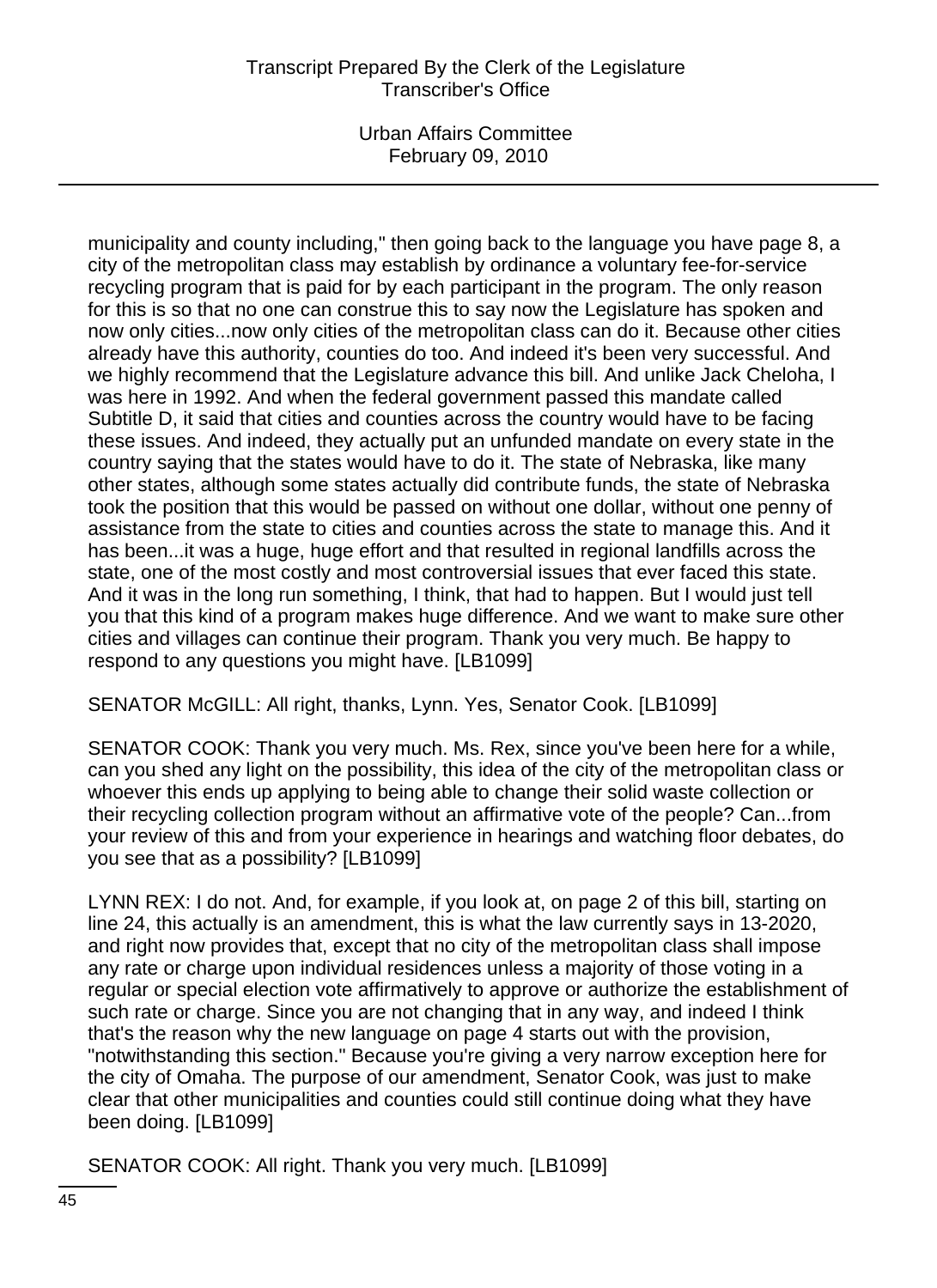municipality and county including," then going back to the language you have page 8, a city of the metropolitan class may establish by ordinance a voluntary fee-for-service recycling program that is paid for by each participant in the program. The only reason for this is so that no one can construe this to say now the Legislature has spoken and now only cities...now only cities of the metropolitan class can do it. Because other cities already have this authority, counties do too. And indeed it's been very successful. And we highly recommend that the Legislature advance this bill. And unlike Jack Cheloha, I was here in 1992. And when the federal government passed this mandate called Subtitle D, it said that cities and counties across the country would have to be facing these issues. And indeed, they actually put an unfunded mandate on every state in the country saying that the states would have to do it. The state of Nebraska, like many other states, although some states actually did contribute funds, the state of Nebraska took the position that this would be passed on without one dollar, without one penny of assistance from the state to cities and counties across the state to manage this. And it has been...it was a huge, huge effort and that resulted in regional landfills across the state, one of the most costly and most controversial issues that ever faced this state. And it was in the long run something, I think, that had to happen. But I would just tell you that this kind of a program makes huge difference. And we want to make sure other cities and villages can continue their program. Thank you very much. Be happy to respond to any questions you might have. [LB1099]

SENATOR McGILL: All right, thanks, Lynn. Yes, Senator Cook. [LB1099]

SENATOR COOK: Thank you very much. Ms. Rex, since you've been here for a while, can you shed any light on the possibility, this idea of the city of the metropolitan class or whoever this ends up applying to being able to change their solid waste collection or their recycling collection program without an affirmative vote of the people? Can...from your review of this and from your experience in hearings and watching floor debates, do you see that as a possibility? [LB1099]

LYNN REX: I do not. And, for example, if you look at, on page 2 of this bill, starting on line 24, this actually is an amendment, this is what the law currently says in 13-2020, and right now provides that, except that no city of the metropolitan class shall impose any rate or charge upon individual residences unless a majority of those voting in a regular or special election vote affirmatively to approve or authorize the establishment of such rate or charge. Since you are not changing that in any way, and indeed I think that's the reason why the new language on page 4 starts out with the provision, "notwithstanding this section." Because you're giving a very narrow exception here for the city of Omaha. The purpose of our amendment, Senator Cook, was just to make clear that other municipalities and counties could still continue doing what they have been doing. [LB1099]

SENATOR COOK: All right. Thank you very much. [LB1099]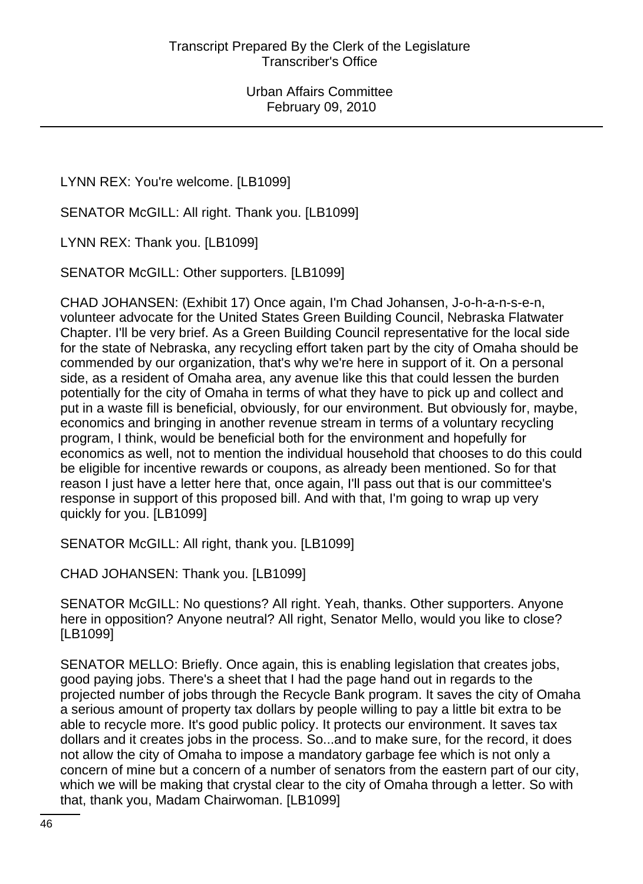LYNN REX: You're welcome. [LB1099]

SENATOR McGILL: All right. Thank you. [LB1099]

LYNN REX: Thank you. [LB1099]

SENATOR McGILL: Other supporters. [LB1099]

CHAD JOHANSEN: (Exhibit 17) Once again, I'm Chad Johansen, J-o-h-a-n-s-e-n, volunteer advocate for the United States Green Building Council, Nebraska Flatwater Chapter. I'll be very brief. As a Green Building Council representative for the local side for the state of Nebraska, any recycling effort taken part by the city of Omaha should be commended by our organization, that's why we're here in support of it. On a personal side, as a resident of Omaha area, any avenue like this that could lessen the burden potentially for the city of Omaha in terms of what they have to pick up and collect and put in a waste fill is beneficial, obviously, for our environment. But obviously for, maybe, economics and bringing in another revenue stream in terms of a voluntary recycling program, I think, would be beneficial both for the environment and hopefully for economics as well, not to mention the individual household that chooses to do this could be eligible for incentive rewards or coupons, as already been mentioned. So for that reason I just have a letter here that, once again, I'll pass out that is our committee's response in support of this proposed bill. And with that, I'm going to wrap up very quickly for you. [LB1099]

SENATOR McGILL: All right, thank you. [LB1099]

CHAD JOHANSEN: Thank you. [LB1099]

SENATOR McGILL: No questions? All right. Yeah, thanks. Other supporters. Anyone here in opposition? Anyone neutral? All right, Senator Mello, would you like to close? [LB1099]

SENATOR MELLO: Briefly. Once again, this is enabling legislation that creates jobs, good paying jobs. There's a sheet that I had the page hand out in regards to the projected number of jobs through the Recycle Bank program. It saves the city of Omaha a serious amount of property tax dollars by people willing to pay a little bit extra to be able to recycle more. It's good public policy. It protects our environment. It saves tax dollars and it creates jobs in the process. So...and to make sure, for the record, it does not allow the city of Omaha to impose a mandatory garbage fee which is not only a concern of mine but a concern of a number of senators from the eastern part of our city, which we will be making that crystal clear to the city of Omaha through a letter. So with that, thank you, Madam Chairwoman. [LB1099]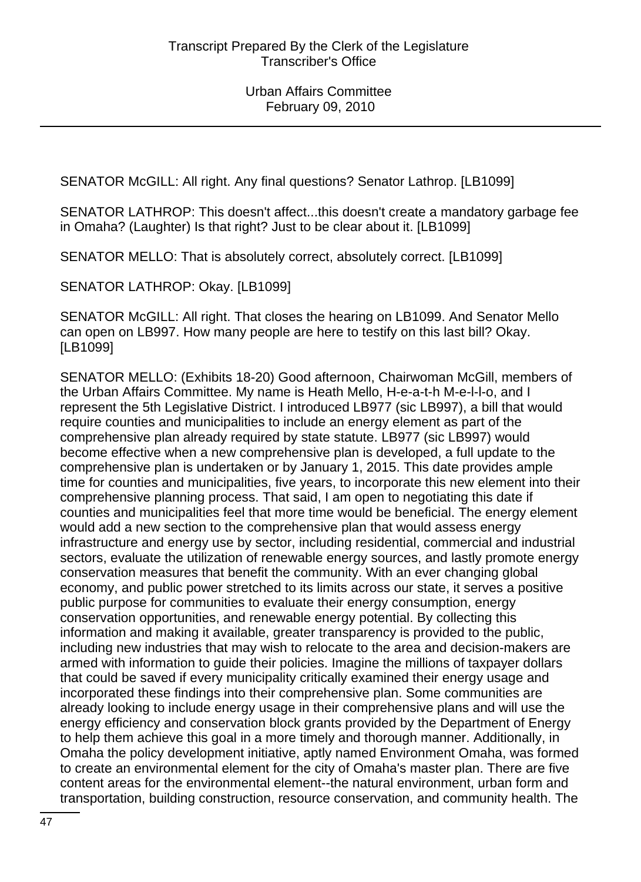SENATOR McGILL: All right. Any final questions? Senator Lathrop. [LB1099]

SENATOR LATHROP: This doesn't affect...this doesn't create a mandatory garbage fee in Omaha? (Laughter) Is that right? Just to be clear about it. [LB1099]

SENATOR MELLO: That is absolutely correct, absolutely correct. [LB1099]

SENATOR LATHROP: Okay. [LB1099]

SENATOR McGILL: All right. That closes the hearing on LB1099. And Senator Mello can open on LB997. How many people are here to testify on this last bill? Okay. [LB1099]

SENATOR MELLO: (Exhibits 18-20) Good afternoon, Chairwoman McGill, members of the Urban Affairs Committee. My name is Heath Mello, H-e-a-t-h M-e-l-l-o, and I represent the 5th Legislative District. I introduced LB977 (sic LB997), a bill that would require counties and municipalities to include an energy element as part of the comprehensive plan already required by state statute. LB977 (sic LB997) would become effective when a new comprehensive plan is developed, a full update to the comprehensive plan is undertaken or by January 1, 2015. This date provides ample time for counties and municipalities, five years, to incorporate this new element into their comprehensive planning process. That said, I am open to negotiating this date if counties and municipalities feel that more time would be beneficial. The energy element would add a new section to the comprehensive plan that would assess energy infrastructure and energy use by sector, including residential, commercial and industrial sectors, evaluate the utilization of renewable energy sources, and lastly promote energy conservation measures that benefit the community. With an ever changing global economy, and public power stretched to its limits across our state, it serves a positive public purpose for communities to evaluate their energy consumption, energy conservation opportunities, and renewable energy potential. By collecting this information and making it available, greater transparency is provided to the public, including new industries that may wish to relocate to the area and decision-makers are armed with information to guide their policies. Imagine the millions of taxpayer dollars that could be saved if every municipality critically examined their energy usage and incorporated these findings into their comprehensive plan. Some communities are already looking to include energy usage in their comprehensive plans and will use the energy efficiency and conservation block grants provided by the Department of Energy to help them achieve this goal in a more timely and thorough manner. Additionally, in Omaha the policy development initiative, aptly named Environment Omaha, was formed to create an environmental element for the city of Omaha's master plan. There are five content areas for the environmental element--the natural environment, urban form and transportation, building construction, resource conservation, and community health. The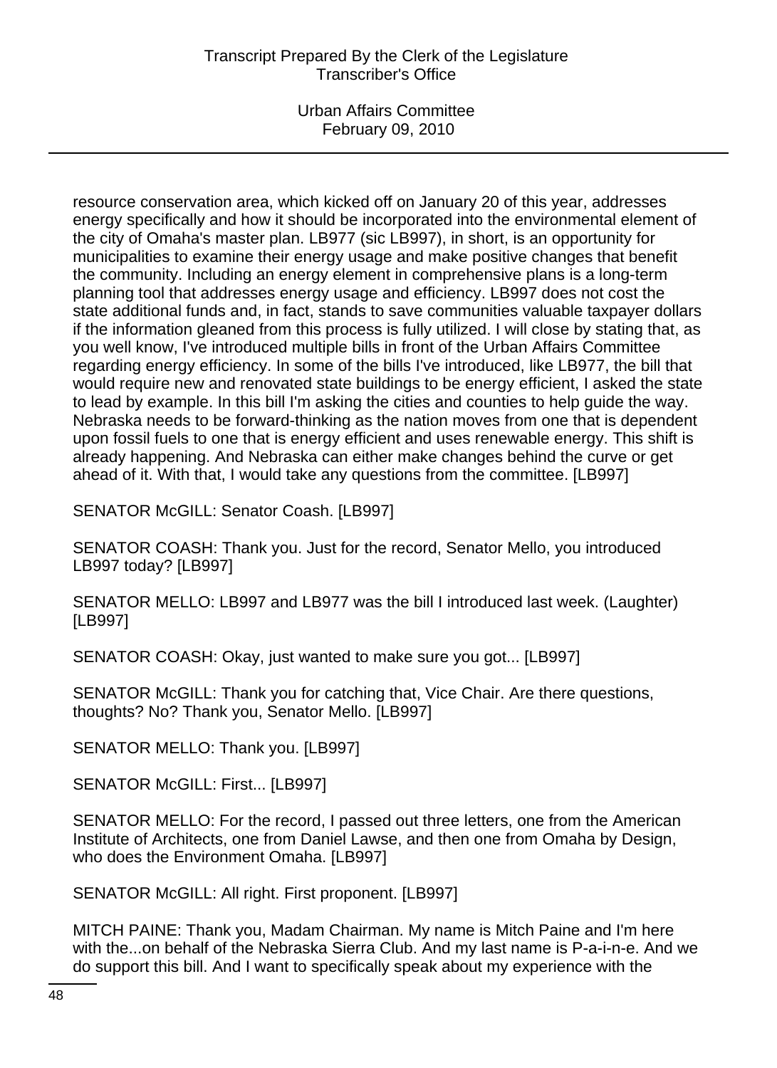resource conservation area, which kicked off on January 20 of this year, addresses energy specifically and how it should be incorporated into the environmental element of the city of Omaha's master plan. LB977 (sic LB997), in short, is an opportunity for municipalities to examine their energy usage and make positive changes that benefit the community. Including an energy element in comprehensive plans is a long-term planning tool that addresses energy usage and efficiency. LB997 does not cost the state additional funds and, in fact, stands to save communities valuable taxpayer dollars if the information gleaned from this process is fully utilized. I will close by stating that, as you well know, I've introduced multiple bills in front of the Urban Affairs Committee regarding energy efficiency. In some of the bills I've introduced, like LB977, the bill that would require new and renovated state buildings to be energy efficient, I asked the state to lead by example. In this bill I'm asking the cities and counties to help guide the way. Nebraska needs to be forward-thinking as the nation moves from one that is dependent upon fossil fuels to one that is energy efficient and uses renewable energy. This shift is already happening. And Nebraska can either make changes behind the curve or get ahead of it. With that, I would take any questions from the committee. [LB997]

SENATOR McGILL: Senator Coash. [LB997]

SENATOR COASH: Thank you. Just for the record, Senator Mello, you introduced LB997 today? [LB997]

SENATOR MELLO: LB997 and LB977 was the bill I introduced last week. (Laughter) [LB997]

SENATOR COASH: Okay, just wanted to make sure you got... [LB997]

SENATOR McGILL: Thank you for catching that, Vice Chair. Are there questions, thoughts? No? Thank you, Senator Mello. [LB997]

SENATOR MELLO: Thank you. [LB997]

SENATOR McGILL: First... [LB997]

SENATOR MELLO: For the record, I passed out three letters, one from the American Institute of Architects, one from Daniel Lawse, and then one from Omaha by Design, who does the Environment Omaha. [LB997]

SENATOR McGILL: All right. First proponent. [LB997]

MITCH PAINE: Thank you, Madam Chairman. My name is Mitch Paine and I'm here with the...on behalf of the Nebraska Sierra Club. And my last name is P-a-i-n-e. And we do support this bill. And I want to specifically speak about my experience with the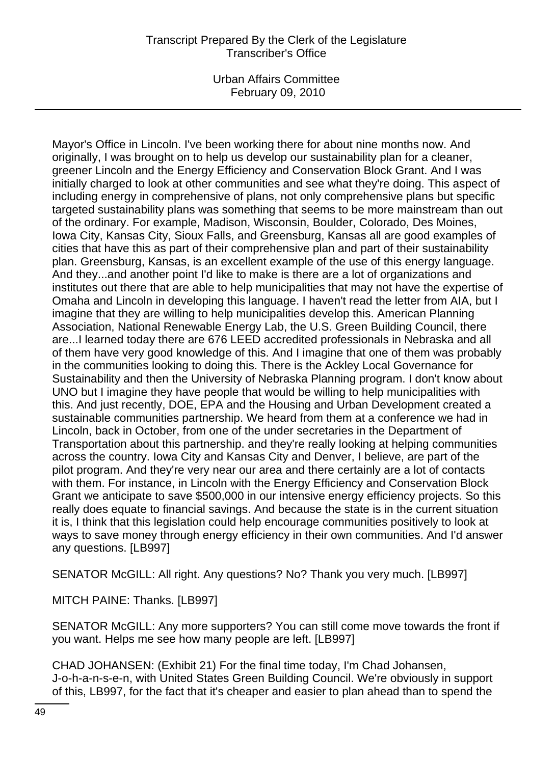Mayor's Office in Lincoln. I've been working there for about nine months now. And originally, I was brought on to help us develop our sustainability plan for a cleaner, greener Lincoln and the Energy Efficiency and Conservation Block Grant. And I was initially charged to look at other communities and see what they're doing. This aspect of including energy in comprehensive of plans, not only comprehensive plans but specific targeted sustainability plans was something that seems to be more mainstream than out of the ordinary. For example, Madison, Wisconsin, Boulder, Colorado, Des Moines, Iowa City, Kansas City, Sioux Falls, and Greensburg, Kansas all are good examples of cities that have this as part of their comprehensive plan and part of their sustainability plan. Greensburg, Kansas, is an excellent example of the use of this energy language. And they...and another point I'd like to make is there are a lot of organizations and institutes out there that are able to help municipalities that may not have the expertise of Omaha and Lincoln in developing this language. I haven't read the letter from AIA, but I imagine that they are willing to help municipalities develop this. American Planning Association, National Renewable Energy Lab, the U.S. Green Building Council, there are...I learned today there are 676 LEED accredited professionals in Nebraska and all of them have very good knowledge of this. And I imagine that one of them was probably in the communities looking to doing this. There is the Ackley Local Governance for Sustainability and then the University of Nebraska Planning program. I don't know about UNO but I imagine they have people that would be willing to help municipalities with this. And just recently, DOE, EPA and the Housing and Urban Development created a sustainable communities partnership. We heard from them at a conference we had in Lincoln, back in October, from one of the under secretaries in the Department of Transportation about this partnership. and they're really looking at helping communities across the country. Iowa City and Kansas City and Denver, I believe, are part of the pilot program. And they're very near our area and there certainly are a lot of contacts with them. For instance, in Lincoln with the Energy Efficiency and Conservation Block Grant we anticipate to save $500,000 in our intensive energy efficiency projects. So this really does equate to financial savings. And because the state is in the current situation it is, I think that this legislation could help encourage communities positively to look at ways to save money through energy efficiency in their own communities. And I'd answer any questions. [LB997]

SENATOR McGILL: All right. Any questions? No? Thank you very much. [LB997]

MITCH PAINE: Thanks. [LB997]

SENATOR McGILL: Any more supporters? You can still come move towards the front if you want. Helps me see how many people are left. [LB997]

CHAD JOHANSEN: (Exhibit 21) For the final time today, I'm Chad Johansen, J-o-h-a-n-s-e-n, with United States Green Building Council. We're obviously in support of this, LB997, for the fact that it's cheaper and easier to plan ahead than to spend the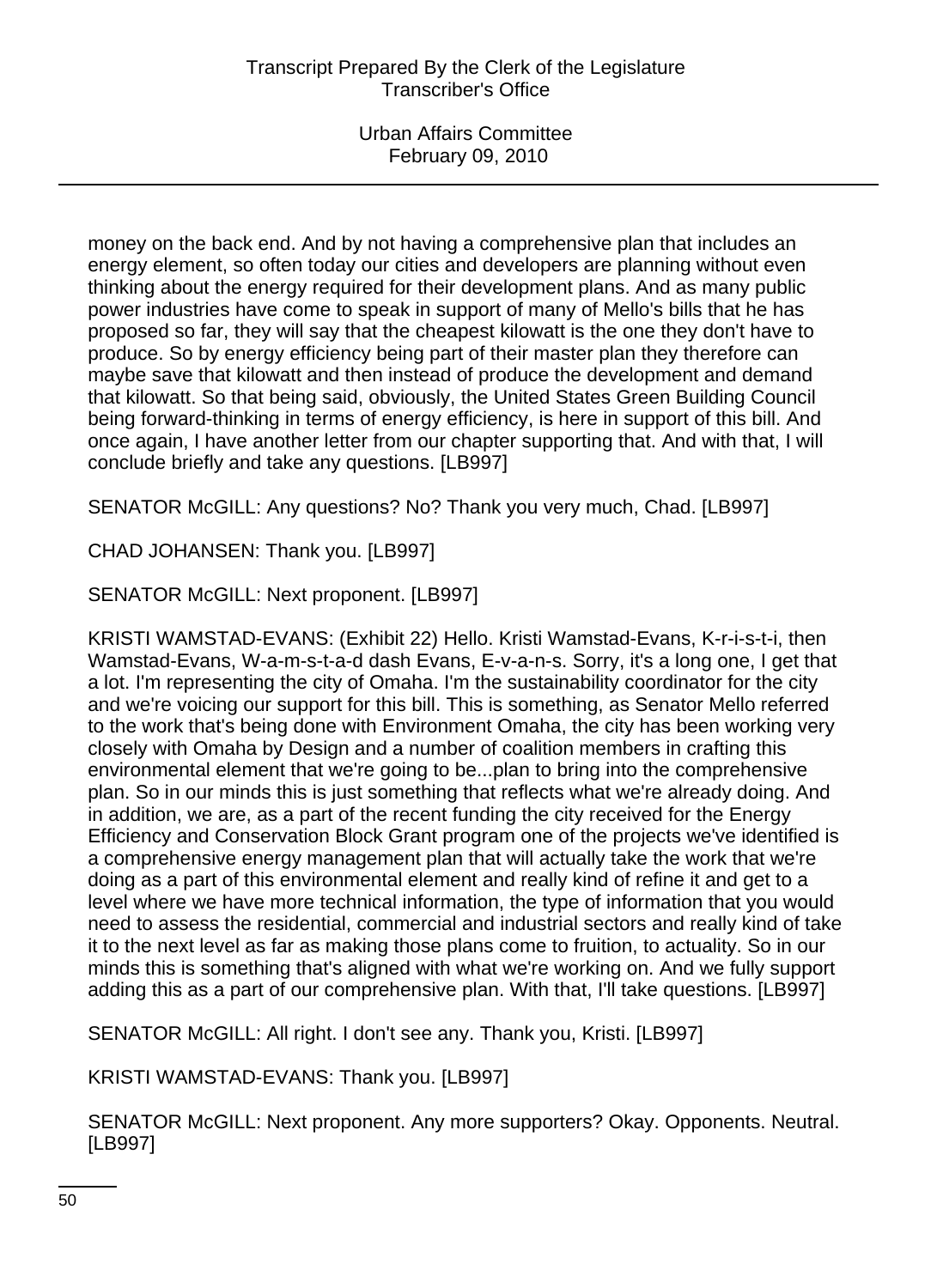money on the back end. And by not having a comprehensive plan that includes an energy element, so often today our cities and developers are planning without even thinking about the energy required for their development plans. And as many public power industries have come to speak in support of many of Mello's bills that he has proposed so far, they will say that the cheapest kilowatt is the one they don't have to produce. So by energy efficiency being part of their master plan they therefore can maybe save that kilowatt and then instead of produce the development and demand that kilowatt. So that being said, obviously, the United States Green Building Council being forward-thinking in terms of energy efficiency, is here in support of this bill. And once again, I have another letter from our chapter supporting that. And with that, I will conclude briefly and take any questions. [LB997]

SENATOR McGILL: Any questions? No? Thank you very much, Chad. [LB997]

CHAD JOHANSEN: Thank you. [LB997]

SENATOR McGILL: Next proponent. [LB997]

KRISTI WAMSTAD-EVANS: (Exhibit 22) Hello. Kristi Wamstad-Evans, K-r-i-s-t-i, then Wamstad-Evans, W-a-m-s-t-a-d dash Evans, E-v-a-n-s. Sorry, it's a long one, I get that a lot. I'm representing the city of Omaha. I'm the sustainability coordinator for the city and we're voicing our support for this bill. This is something, as Senator Mello referred to the work that's being done with Environment Omaha, the city has been working very closely with Omaha by Design and a number of coalition members in crafting this environmental element that we're going to be...plan to bring into the comprehensive plan. So in our minds this is just something that reflects what we're already doing. And in addition, we are, as a part of the recent funding the city received for the Energy Efficiency and Conservation Block Grant program one of the projects we've identified is a comprehensive energy management plan that will actually take the work that we're doing as a part of this environmental element and really kind of refine it and get to a level where we have more technical information, the type of information that you would need to assess the residential, commercial and industrial sectors and really kind of take it to the next level as far as making those plans come to fruition, to actuality. So in our minds this is something that's aligned with what we're working on. And we fully support adding this as a part of our comprehensive plan. With that, I'll take questions. [LB997]

SENATOR McGILL: All right. I don't see any. Thank you, Kristi. [LB997]

KRISTI WAMSTAD-EVANS: Thank you. [LB997]

SENATOR McGILL: Next proponent. Any more supporters? Okay. Opponents. Neutral. [LB997]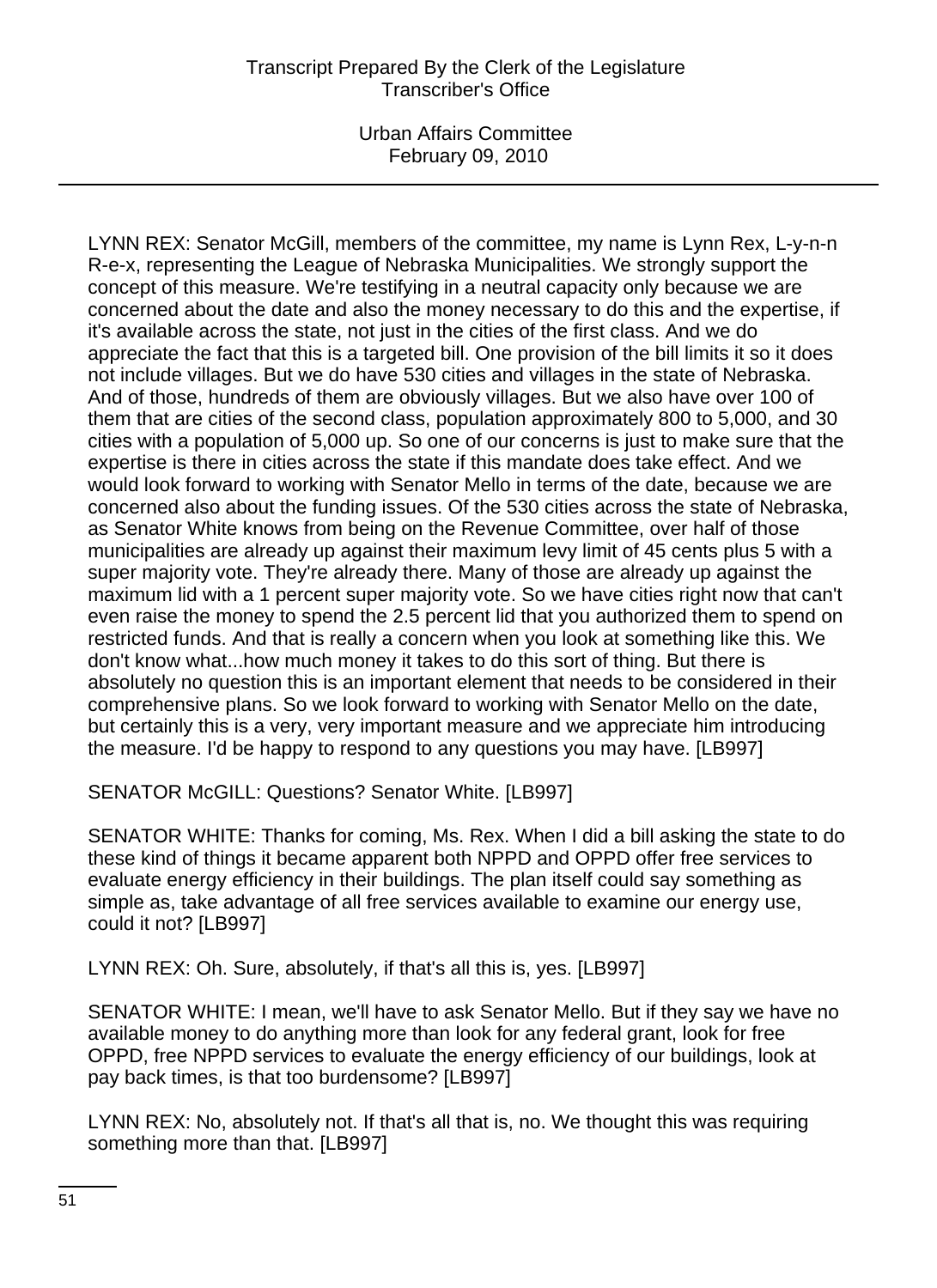LYNN REX: Senator McGill, members of the committee, my name is Lynn Rex, L-y-n-n R-e-x, representing the League of Nebraska Municipalities. We strongly support the concept of this measure. We're testifying in a neutral capacity only because we are concerned about the date and also the money necessary to do this and the expertise, if it's available across the state, not just in the cities of the first class. And we do appreciate the fact that this is a targeted bill. One provision of the bill limits it so it does not include villages. But we do have 530 cities and villages in the state of Nebraska. And of those, hundreds of them are obviously villages. But we also have over 100 of them that are cities of the second class, population approximately 800 to 5,000, and 30 cities with a population of 5,000 up. So one of our concerns is just to make sure that the expertise is there in cities across the state if this mandate does take effect. And we would look forward to working with Senator Mello in terms of the date, because we are concerned also about the funding issues. Of the 530 cities across the state of Nebraska, as Senator White knows from being on the Revenue Committee, over half of those municipalities are already up against their maximum levy limit of 45 cents plus 5 with a super majority vote. They're already there. Many of those are already up against the maximum lid with a 1 percent super majority vote. So we have cities right now that can't even raise the money to spend the 2.5 percent lid that you authorized them to spend on restricted funds. And that is really a concern when you look at something like this. We don't know what...how much money it takes to do this sort of thing. But there is absolutely no question this is an important element that needs to be considered in their comprehensive plans. So we look forward to working with Senator Mello on the date, but certainly this is a very, very important measure and we appreciate him introducing the measure. I'd be happy to respond to any questions you may have. [LB997]

SENATOR McGILL: Questions? Senator White. [LB997]

SENATOR WHITE: Thanks for coming, Ms. Rex. When I did a bill asking the state to do these kind of things it became apparent both NPPD and OPPD offer free services to evaluate energy efficiency in their buildings. The plan itself could say something as simple as, take advantage of all free services available to examine our energy use, could it not? [LB997]

LYNN REX: Oh. Sure, absolutely, if that's all this is, yes. [LB997]

SENATOR WHITE: I mean, we'll have to ask Senator Mello. But if they say we have no available money to do anything more than look for any federal grant, look for free OPPD, free NPPD services to evaluate the energy efficiency of our buildings, look at pay back times, is that too burdensome? [LB997]

LYNN REX: No, absolutely not. If that's all that is, no. We thought this was requiring something more than that. [LB997]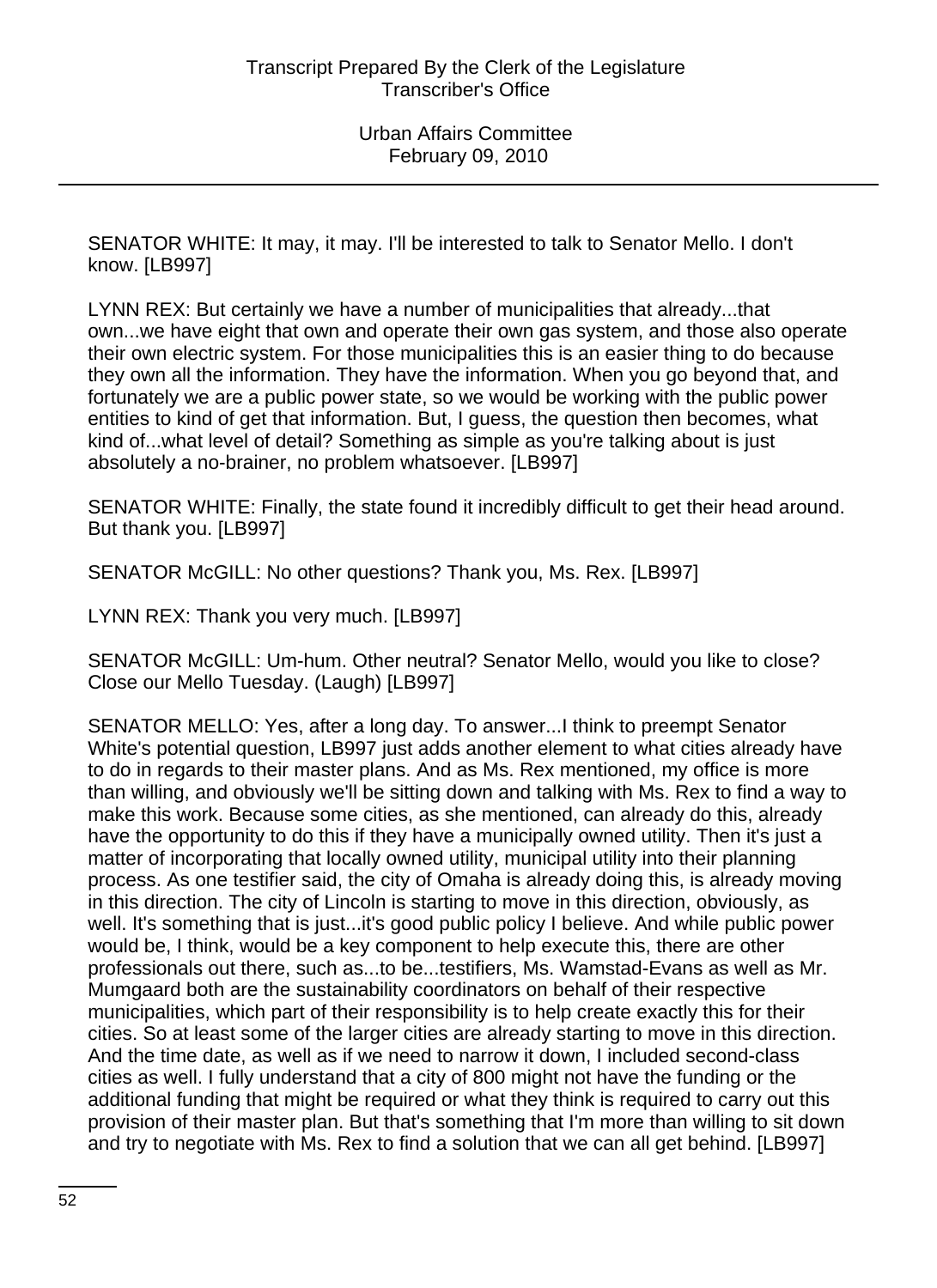SENATOR WHITE: It may, it may. I'll be interested to talk to Senator Mello. I don't know. [LB997]

LYNN REX: But certainly we have a number of municipalities that already...that own...we have eight that own and operate their own gas system, and those also operate their own electric system. For those municipalities this is an easier thing to do because they own all the information. They have the information. When you go beyond that, and fortunately we are a public power state, so we would be working with the public power entities to kind of get that information. But, I guess, the question then becomes, what kind of...what level of detail? Something as simple as you're talking about is just absolutely a no-brainer, no problem whatsoever. [LB997]

SENATOR WHITE: Finally, the state found it incredibly difficult to get their head around. But thank you. [LB997]

SENATOR McGILL: No other questions? Thank you, Ms. Rex. [LB997]

LYNN REX: Thank you very much. [LB997]

SENATOR McGILL: Um-hum. Other neutral? Senator Mello, would you like to close? Close our Mello Tuesday. (Laugh) [LB997]

SENATOR MELLO: Yes, after a long day. To answer...I think to preempt Senator White's potential question, LB997 just adds another element to what cities already have to do in regards to their master plans. And as Ms. Rex mentioned, my office is more than willing, and obviously we'll be sitting down and talking with Ms. Rex to find a way to make this work. Because some cities, as she mentioned, can already do this, already have the opportunity to do this if they have a municipally owned utility. Then it's just a matter of incorporating that locally owned utility, municipal utility into their planning process. As one testifier said, the city of Omaha is already doing this, is already moving in this direction. The city of Lincoln is starting to move in this direction, obviously, as well. It's something that is just...it's good public policy I believe. And while public power would be, I think, would be a key component to help execute this, there are other professionals out there, such as...to be...testifiers, Ms. Wamstad-Evans as well as Mr. Mumgaard both are the sustainability coordinators on behalf of their respective municipalities, which part of their responsibility is to help create exactly this for their cities. So at least some of the larger cities are already starting to move in this direction. And the time date, as well as if we need to narrow it down, I included second-class cities as well. I fully understand that a city of 800 might not have the funding or the additional funding that might be required or what they think is required to carry out this provision of their master plan. But that's something that I'm more than willing to sit down and try to negotiate with Ms. Rex to find a solution that we can all get behind. [LB997]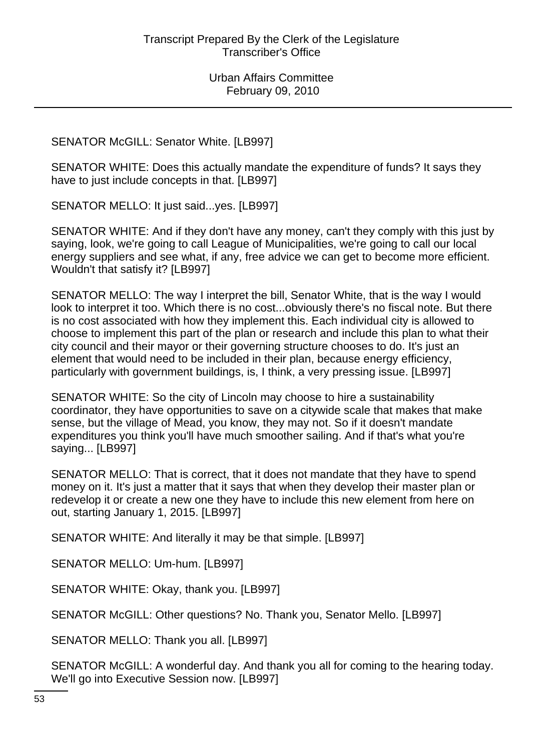SENATOR McGILL: Senator White. [LB997]

SENATOR WHITE: Does this actually mandate the expenditure of funds? It says they have to just include concepts in that. [LB997]

SENATOR MELLO: It just said...yes. [LB997]

SENATOR WHITE: And if they don't have any money, can't they comply with this just by saying, look, we're going to call League of Municipalities, we're going to call our local energy suppliers and see what, if any, free advice we can get to become more efficient. Wouldn't that satisfy it? [LB997]

SENATOR MELLO: The way I interpret the bill, Senator White, that is the way I would look to interpret it too. Which there is no cost...obviously there's no fiscal note. But there is no cost associated with how they implement this. Each individual city is allowed to choose to implement this part of the plan or research and include this plan to what their city council and their mayor or their governing structure chooses to do. It's just an element that would need to be included in their plan, because energy efficiency, particularly with government buildings, is, I think, a very pressing issue. [LB997]

SENATOR WHITE: So the city of Lincoln may choose to hire a sustainability coordinator, they have opportunities to save on a citywide scale that makes that make sense, but the village of Mead, you know, they may not. So if it doesn't mandate expenditures you think you'll have much smoother sailing. And if that's what you're saying... [LB997]

SENATOR MELLO: That is correct, that it does not mandate that they have to spend money on it. It's just a matter that it says that when they develop their master plan or redevelop it or create a new one they have to include this new element from here on out, starting January 1, 2015. [LB997]

SENATOR WHITE: And literally it may be that simple. [LB997]

SENATOR MELLO: Um-hum. [LB997]

SENATOR WHITE: Okay, thank you. [LB997]

SENATOR McGILL: Other questions? No. Thank you, Senator Mello. [LB997]

SENATOR MELLO: Thank you all. [LB997]

SENATOR McGILL: A wonderful day. And thank you all for coming to the hearing today. We'll go into Executive Session now. [LB997]